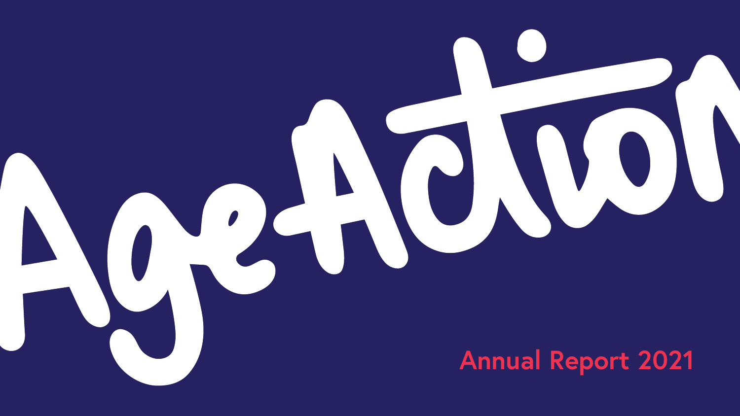# Age Action

## Annual Report 2021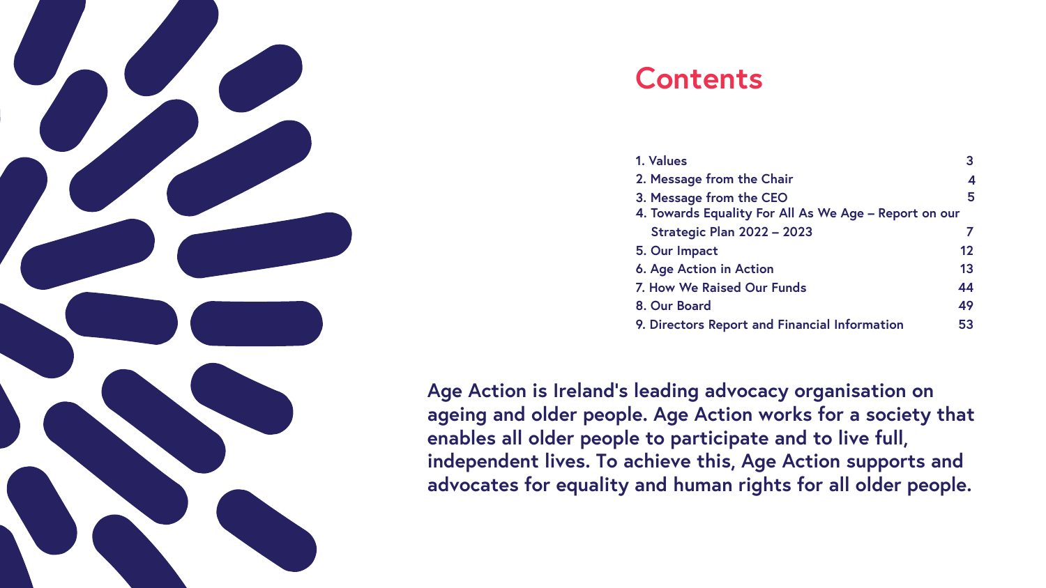# Contents

| | |
|---|---|
| 1. Values | 3 |
| 2. Message from the Chair | 4 |
| 3. Message from the CEO | 5 |
| 4. Towards Equality For All As We Age – Report on our Strategic Plan 2022 – 2023 | 7 |
| 5. Our Impact | 12 |
| 6. Age Action in Action | 13 |
| 7. How We Raised Our Funds | 44 |
| 8. Our Board | 49 |
| 9. Directors Report and Financial Information | 53 |

**Age Action is Ireland's leading advocacy organisation on ageing and older people. Age Action works for a society that enables all older people to participate and to live full, independent lives. To achieve this, Age Action supports and advocates for equality and human rights for all older people.**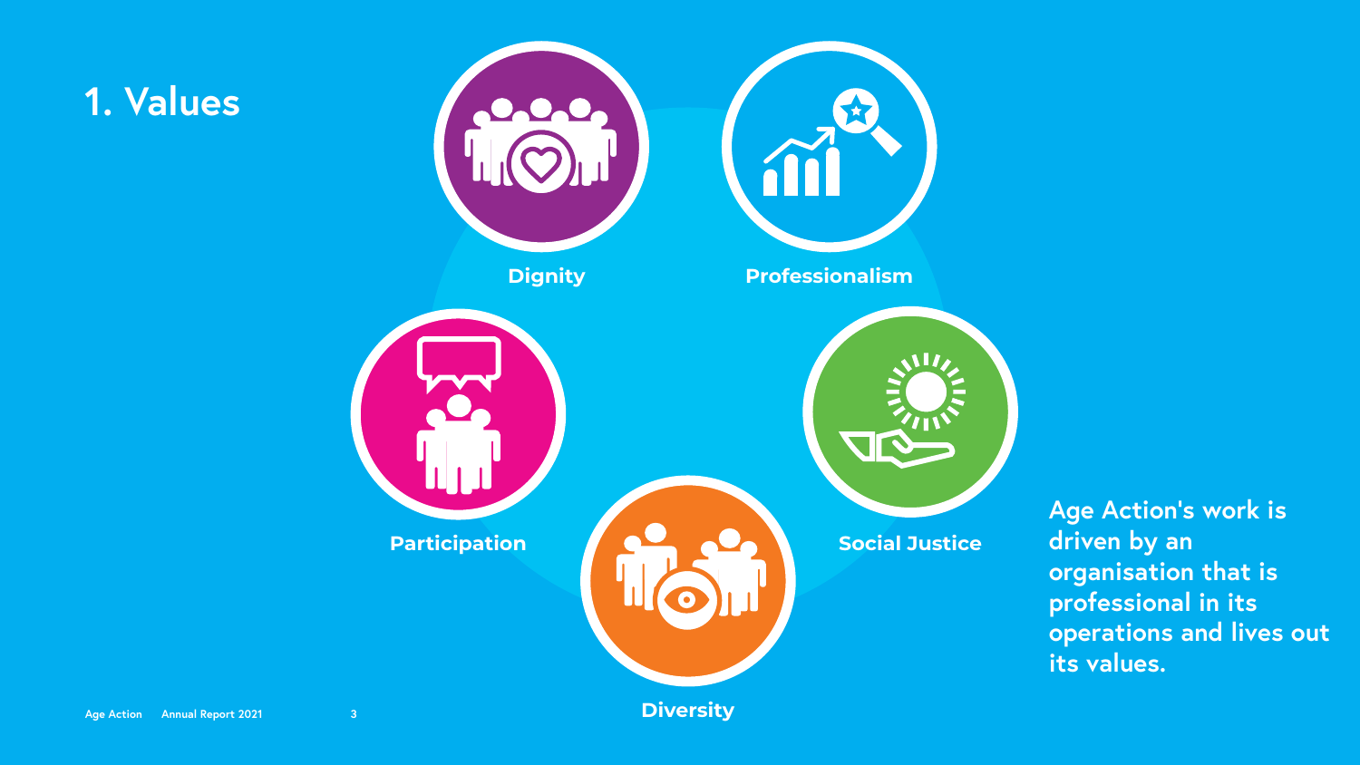# 1. Values

Dignity

Professionalism

Participation

Social Justice

Diversity

**Age Action's work is driven by an organisation that is professional in its operations and lives out its values.**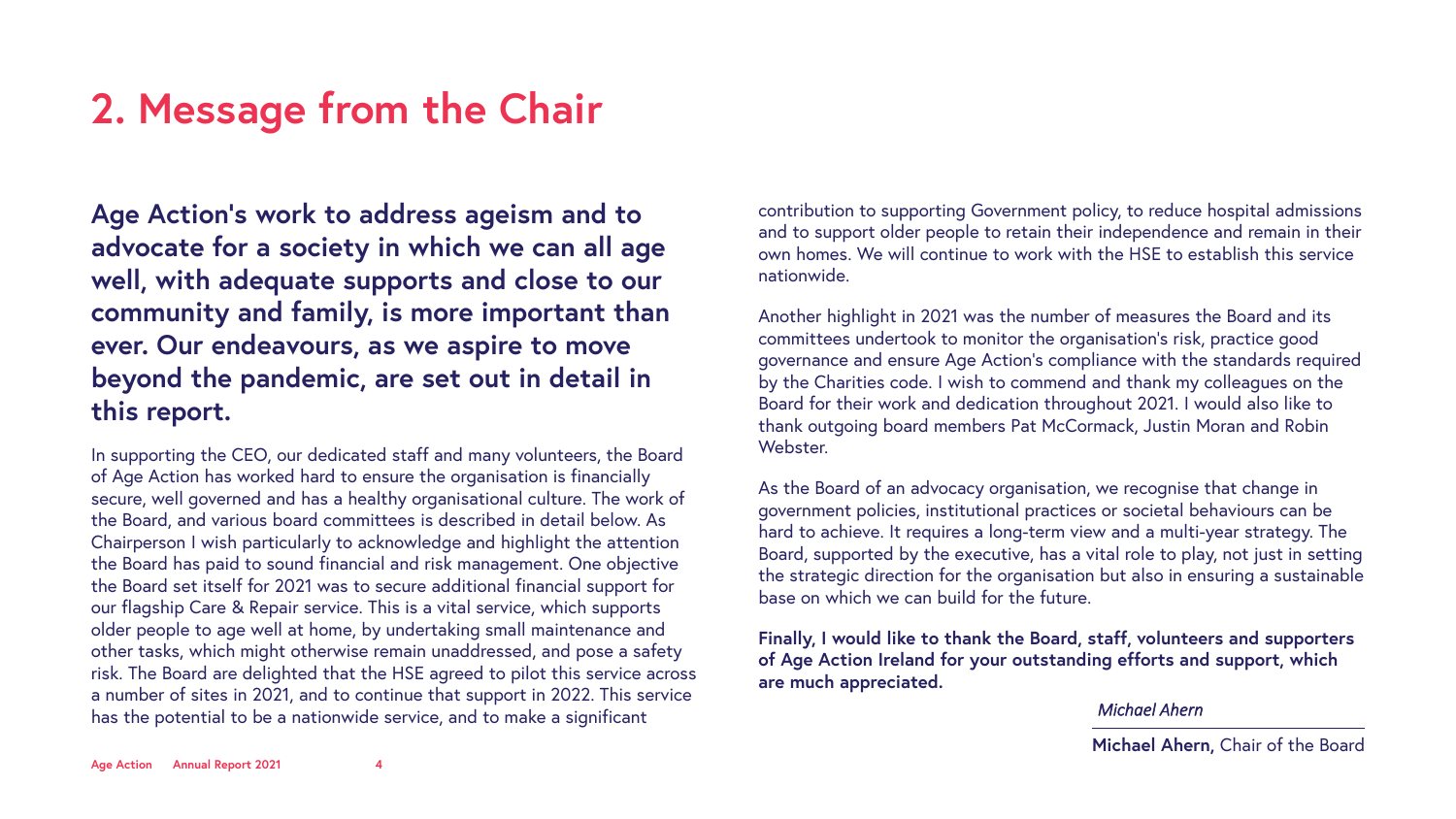# 2. Message from the Chair

**Age Action's work to address ageism and to advocate for a society in which we can all age well, with adequate supports and close to our community and family, is more important than ever. Our endeavours, as we aspire to move beyond the pandemic, are set out in detail in this report.**

In supporting the CEO, our dedicated staff and many volunteers, the Board of Age Action has worked hard to ensure the organisation is financially secure, well governed and has a healthy organisational culture. The work of the Board, and various board committees is described in detail below. As Chairperson I wish particularly to acknowledge and highlight the attention the Board has paid to sound financial and risk management. One objective the Board set itself for 2021 was to secure additional financial support for our flagship Care & Repair service. This is a vital service, which supports older people to age well at home, by undertaking small maintenance and other tasks, which might otherwise remain unaddressed, and pose a safety risk. The Board are delighted that the HSE agreed to pilot this service across a number of sites in 2021, and to continue that support in 2022. This service has the potential to be a nationwide service, and to make a significant contribution to supporting Government policy, to reduce hospital admissions and to support older people to retain their independence and remain in their own homes. We will continue to work with the HSE to establish this service nationwide.

Another highlight in 2021 was the number of measures the Board and its committees undertook to monitor the organisation's risk, practice good governance and ensure Age Action's compliance with the standards required by the Charities code. I wish to commend and thank my colleagues on the Board for their work and dedication throughout 2021. I would also like to thank outgoing board members Pat McCormack, Justin Moran and Robin Webster.

As the Board of an advocacy organisation, we recognise that change in government policies, institutional practices or societal behaviours can be hard to achieve. It requires a long-term view and a multi-year strategy. The Board, supported by the executive, has a vital role to play, not just in setting the strategic direction for the organisation but also in ensuring a sustainable base on which we can build for the future.

**Finally, I would like to thank the Board, staff, volunteers and supporters of Age Action Ireland for your outstanding efforts and support, which are much appreciated.**

*Michael Ahern*

**Michael Ahern,** Chair of the Board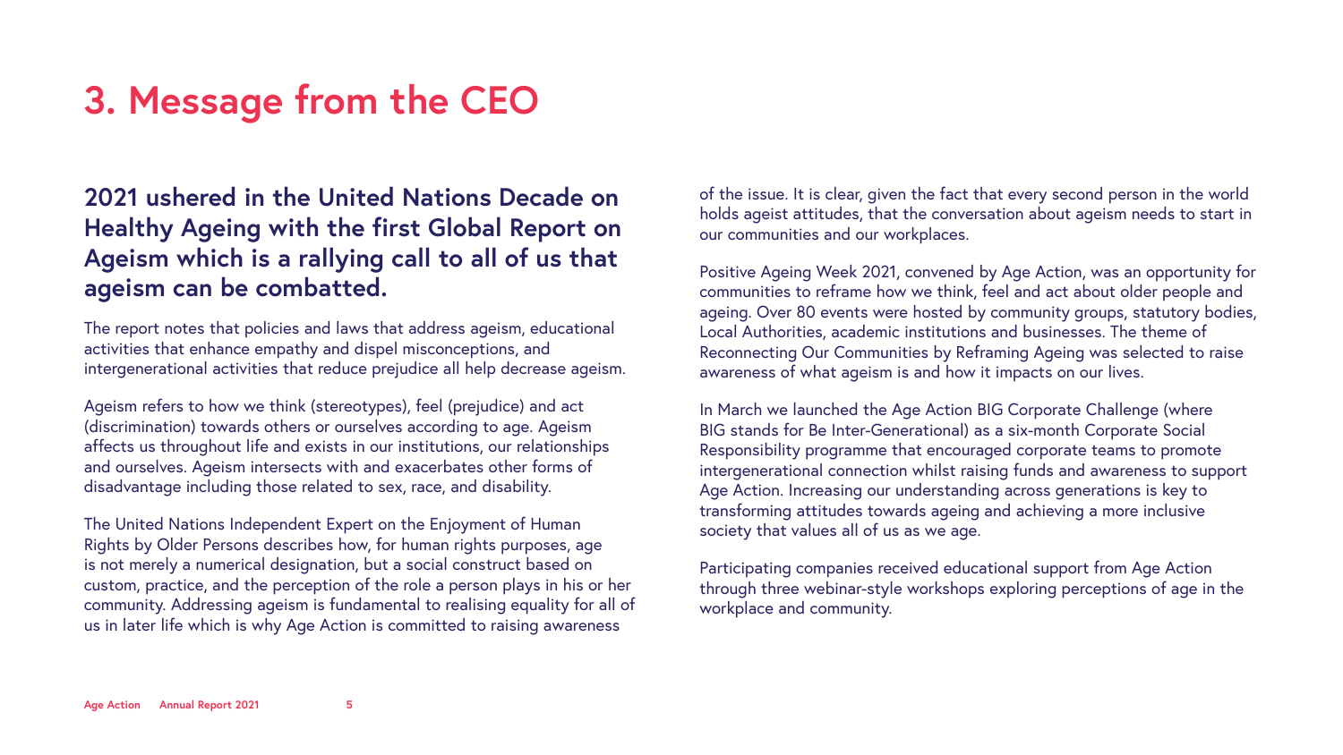# 3. Message from the CEO

**2021 ushered in the United Nations Decade on Healthy Ageing with the first Global Report on Ageism which is a rallying call to all of us that ageism can be combatted.**

The report notes that policies and laws that address ageism, educational activities that enhance empathy and dispel misconceptions, and intergenerational activities that reduce prejudice all help decrease ageism.

Ageism refers to how we think (stereotypes), feel (prejudice) and act (discrimination) towards others or ourselves according to age. Ageism affects us throughout life and exists in our institutions, our relationships and ourselves. Ageism intersects with and exacerbates other forms of disadvantage including those related to sex, race, and disability.

The United Nations Independent Expert on the Enjoyment of Human Rights by Older Persons describes how, for human rights purposes, age is not merely a numerical designation, but a social construct based on custom, practice, and the perception of the role a person plays in his or her community. Addressing ageism is fundamental to realising equality for all of us in later life which is why Age Action is committed to raising awareness of the issue. It is clear, given the fact that every second person in the world holds ageist attitudes, that the conversation about ageism needs to start in our communities and our workplaces.

Positive Ageing Week 2021, convened by Age Action, was an opportunity for communities to reframe how we think, feel and act about older people and ageing. Over 80 events were hosted by community groups, statutory bodies, Local Authorities, academic institutions and businesses. The theme of Reconnecting Our Communities by Reframing Ageing was selected to raise awareness of what ageism is and how it impacts on our lives.

In March we launched the Age Action BIG Corporate Challenge (where BIG stands for Be Inter-Generational) as a six-month Corporate Social Responsibility programme that encouraged corporate teams to promote intergenerational connection whilst raising funds and awareness to support Age Action. Increasing our understanding across generations is key to transforming attitudes towards ageing and achieving a more inclusive society that values all of us as we age.

Participating companies received educational support from Age Action through three webinar-style workshops exploring perceptions of age in the workplace and community.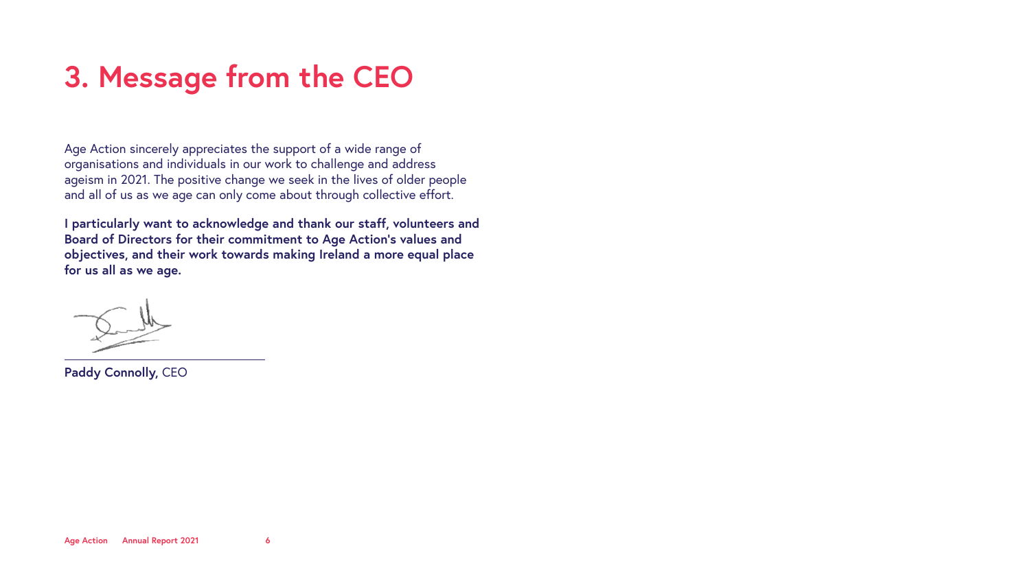# 3. Message from the CEO

Age Action sincerely appreciates the support of a wide range of organisations and individuals in our work to challenge and address ageism in 2021. The positive change we seek in the lives of older people and all of us as we age can only come about through collective effort.

**I particularly want to acknowledge and thank our staff, volunteers and Board of Directors for their commitment to Age Action's values and objectives, and their work towards making Ireland a more equal place for us all as we age.**

**Paddy Connolly,** CEO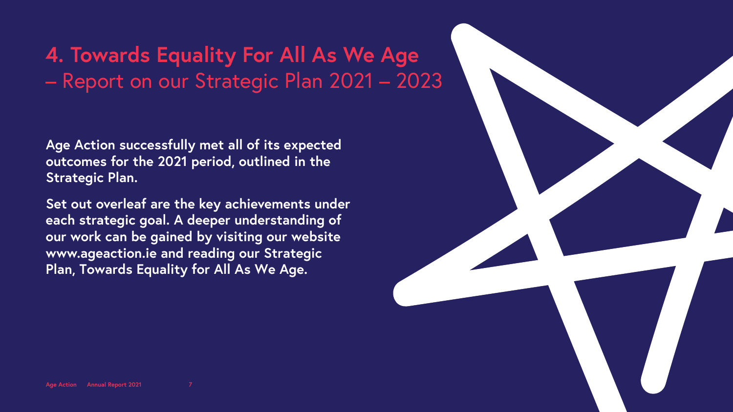# 4. Towards Equality For All As We Age – Report on our Strategic Plan 2021 – 2023

**Age Action successfully met all of its expected outcomes for the 2021 period, outlined in the Strategic Plan.**

**Set out overleaf are the key achievements under each strategic goal. A deeper understanding of our work can be gained by visiting our website www.ageaction.ie and reading our Strategic Plan, Towards Equality for All As We Age.**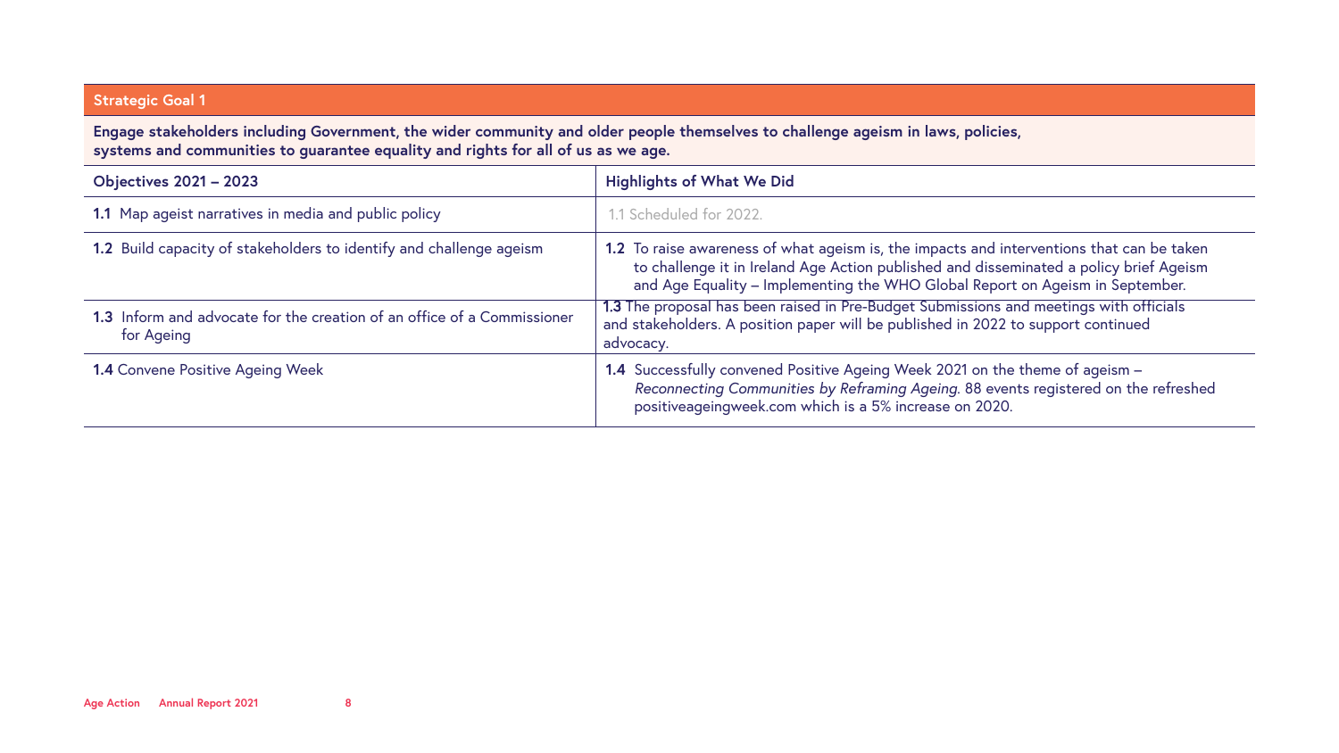## Strategic Goal 1

**Engage stakeholders including Government, the wider community and older people themselves to challenge ageism in laws, policies, systems and communities to guarantee equality and rights for all of us as we age.**

| Objectives 2021 – 2023 | Highlights of What We Did |
| --- | --- |
| **1.1** Map ageist narratives in media and public policy | 1.1 Scheduled for 2022. |
| **1.2** Build capacity of stakeholders to identify and challenge ageism | **1.2** To raise awareness of what ageism is, the impacts and interventions that can be taken to challenge it in Ireland Age Action published and disseminated a policy brief Ageism and Age Equality – Implementing the WHO Global Report on Ageism in September. |
| **1.3** Inform and advocate for the creation of an office of a Commissioner for Ageing | **1.3** The proposal has been raised in Pre-Budget Submissions and meetings with officials and stakeholders. A position paper will be published in 2022 to support continued advocacy. |
| **1.4** Convene Positive Ageing Week | **1.4** Successfully convened Positive Ageing Week 2021 on the theme of ageism – *Reconnecting Communities by Reframing Ageing*. 88 events registered on the refreshed positiveageingweek.com which is a 5% increase on 2020. |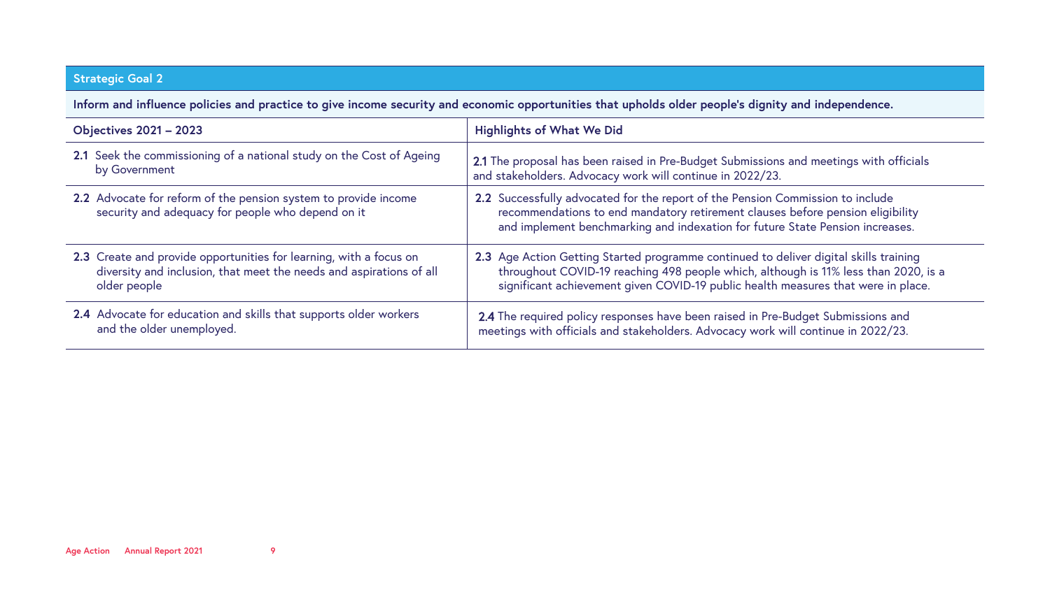| Strategic Goal 2 | |
|---|---|
| **Inform and influence policies and practice to give income security and economic opportunities that upholds older people's dignity and independence.** | |
| **Objectives 2021 – 2023** | **Highlights of What We Did** |
| **2.1** Seek the commissioning of a national study on the Cost of Ageing by Government | **2.1** The proposal has been raised in Pre-Budget Submissions and meetings with officials and stakeholders. Advocacy work will continue in 2022/23. |
| **2.2** Advocate for reform of the pension system to provide income security and adequacy for people who depend on it | **2.2** Successfully advocated for the report of the Pension Commission to include recommendations to end mandatory retirement clauses before pension eligibility and implement benchmarking and indexation for future State Pension increases. |
| **2.3** Create and provide opportunities for learning, with a focus on diversity and inclusion, that meet the needs and aspirations of all older people | **2.3** Age Action Getting Started programme continued to deliver digital skills training throughout COVID-19 reaching 498 people which, although is 11% less than 2020, is a significant achievement given COVID-19 public health measures that were in place. |
| **2.4** Advocate for education and skills that supports older workers and the older unemployed. | **2.4** The required policy responses have been raised in Pre-Budget Submissions and meetings with officials and stakeholders. Advocacy work will continue in 2022/23. |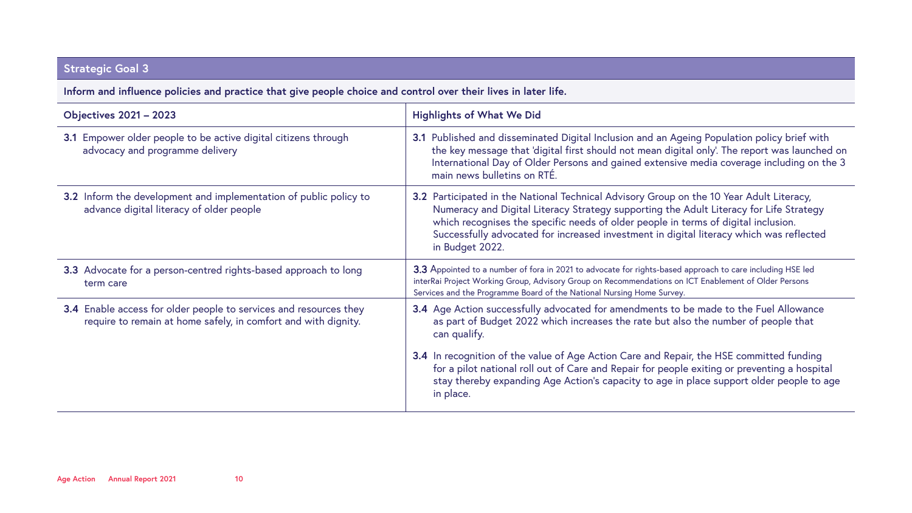## Strategic Goal 3

**Inform and influence policies and practice that give people choice and control over their lives in later life.**

| Objectives 2021 – 2023 | Highlights of What We Did |
|---|---|
| **3.1** Empower older people to be active digital citizens through advocacy and programme delivery | **3.1** Published and disseminated Digital Inclusion and an Ageing Population policy brief with the key message that 'digital first should not mean digital only'. The report was launched on International Day of Older Persons and gained extensive media coverage including on the 3 main news bulletins on RTÉ. |
| **3.2** Inform the development and implementation of public policy to advance digital literacy of older people | **3.2** Participated in the National Technical Advisory Group on the 10 Year Adult Literacy, Numeracy and Digital Literacy Strategy supporting the Adult Literacy for Life Strategy which recognises the specific needs of older people in terms of digital inclusion. Successfully advocated for increased investment in digital literacy which was reflected in Budget 2022. |
| **3.3** Advocate for a person-centred rights-based approach to long term care | **3.3** Appointed to a number of fora in 2021 to advocate for rights-based approach to care including HSE led interRai Project Working Group, Advisory Group on Recommendations on ICT Enablement of Older Persons Services and the Programme Board of the National Nursing Home Survey. |
| **3.4** Enable access for older people to services and resources they require to remain at home safely, in comfort and with dignity. | **3.4** Age Action successfully advocated for amendments to be made to the Fuel Allowance as part of Budget 2022 which increases the rate but also the number of people that can qualify.<br><br>**3.4** In recognition of the value of Age Action Care and Repair, the HSE committed funding for a pilot national roll out of Care and Repair for people exiting or preventing a hospital stay thereby expanding Age Action's capacity to age in place support older people to age in place. |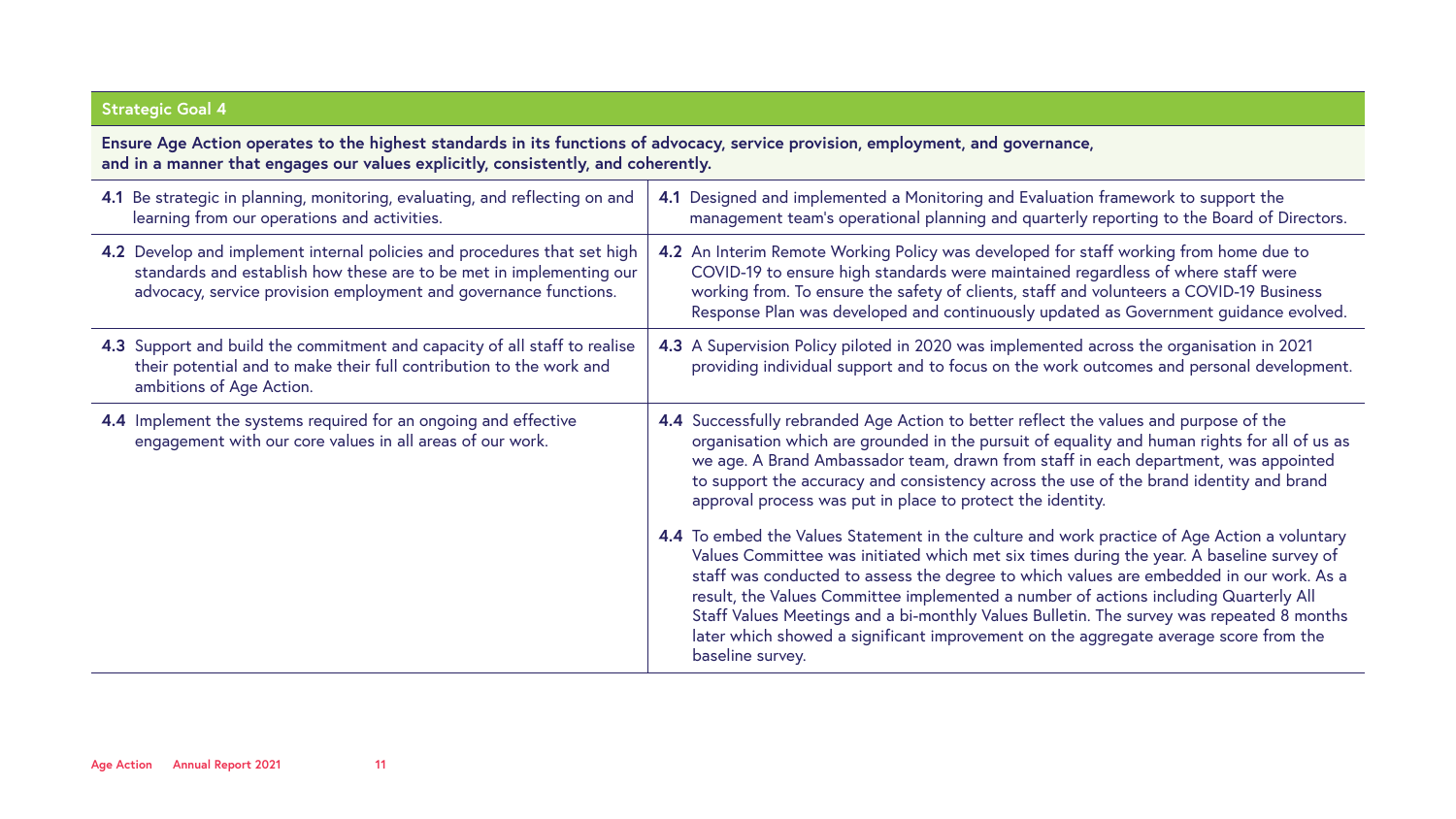## Strategic Goal 4

**Ensure Age Action operates to the highest standards in its functions of advocacy, service provision, employment, and governance, and in a manner that engages our values explicitly, consistently, and coherently.**

| | |
|---|---|
| **4.1** Be strategic in planning, monitoring, evaluating, and reflecting on and learning from our operations and activities. | **4.1** Designed and implemented a Monitoring and Evaluation framework to support the management team's operational planning and quarterly reporting to the Board of Directors. |
| **4.2** Develop and implement internal policies and procedures that set high standards and establish how these are to be met in implementing our advocacy, service provision employment and governance functions. | **4.2** An Interim Remote Working Policy was developed for staff working from home due to COVID-19 to ensure high standards were maintained regardless of where staff were working from. To ensure the safety of clients, staff and volunteers a COVID-19 Business Response Plan was developed and continuously updated as Government guidance evolved. |
| **4.3** Support and build the commitment and capacity of all staff to realise their potential and to make their full contribution to the work and ambitions of Age Action. | **4.3** A Supervision Policy piloted in 2020 was implemented across the organisation in 2021 providing individual support and to focus on the work outcomes and personal development. |
| **4.4** Implement the systems required for an ongoing and effective engagement with our core values in all areas of our work. | **4.4** Successfully rebranded Age Action to better reflect the values and purpose of the organisation which are grounded in the pursuit of equality and human rights for all of us as we age. A Brand Ambassador team, drawn from staff in each department, was appointed to support the accuracy and consistency across the use of the brand identity and brand approval process was put in place to protect the identity.<br><br>**4.4** To embed the Values Statement in the culture and work practice of Age Action a voluntary Values Committee was initiated which met six times during the year. A baseline survey of staff was conducted to assess the degree to which values are embedded in our work. As a result, the Values Committee implemented a number of actions including Quarterly All Staff Values Meetings and a bi-monthly Values Bulletin. The survey was repeated 8 months later which showed a significant improvement on the aggregate average score from the baseline survey. |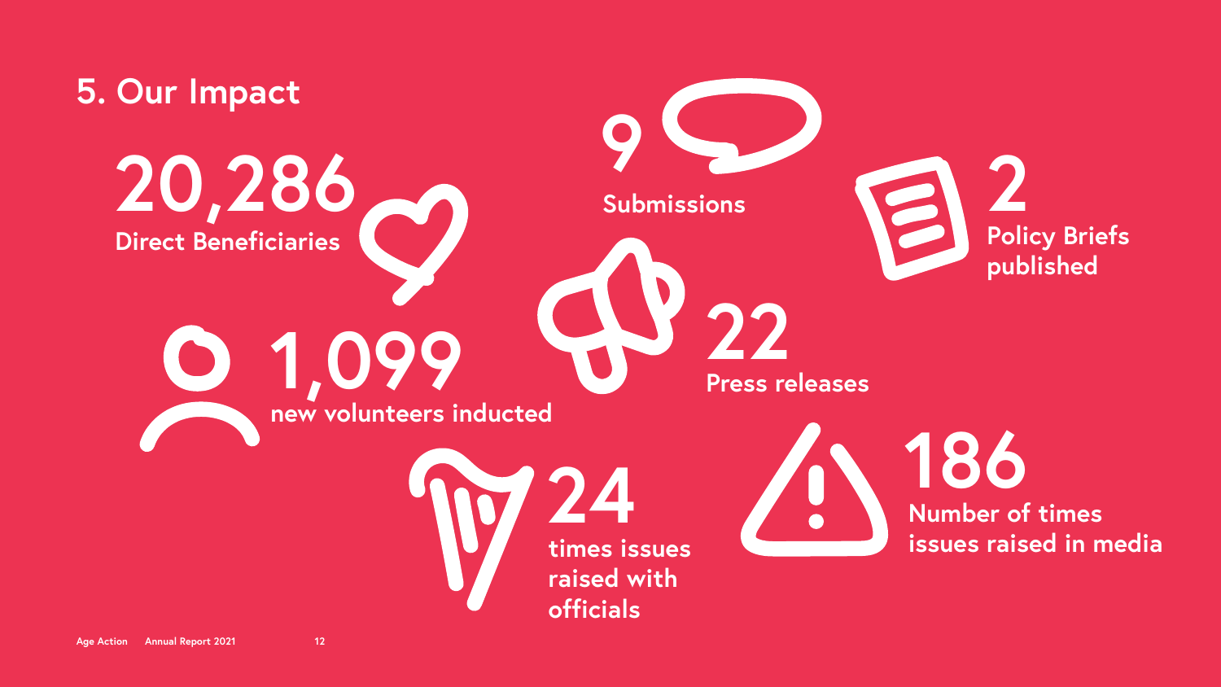## 5. Our Impact

**20,286**
Direct Beneficiaries

**9**
Submissions

**2**
Policy Briefs published

**1,099**
new volunteers inducted

**22**
Press releases

**24**
times issues raised with officials

**186**
Number of times issues raised in media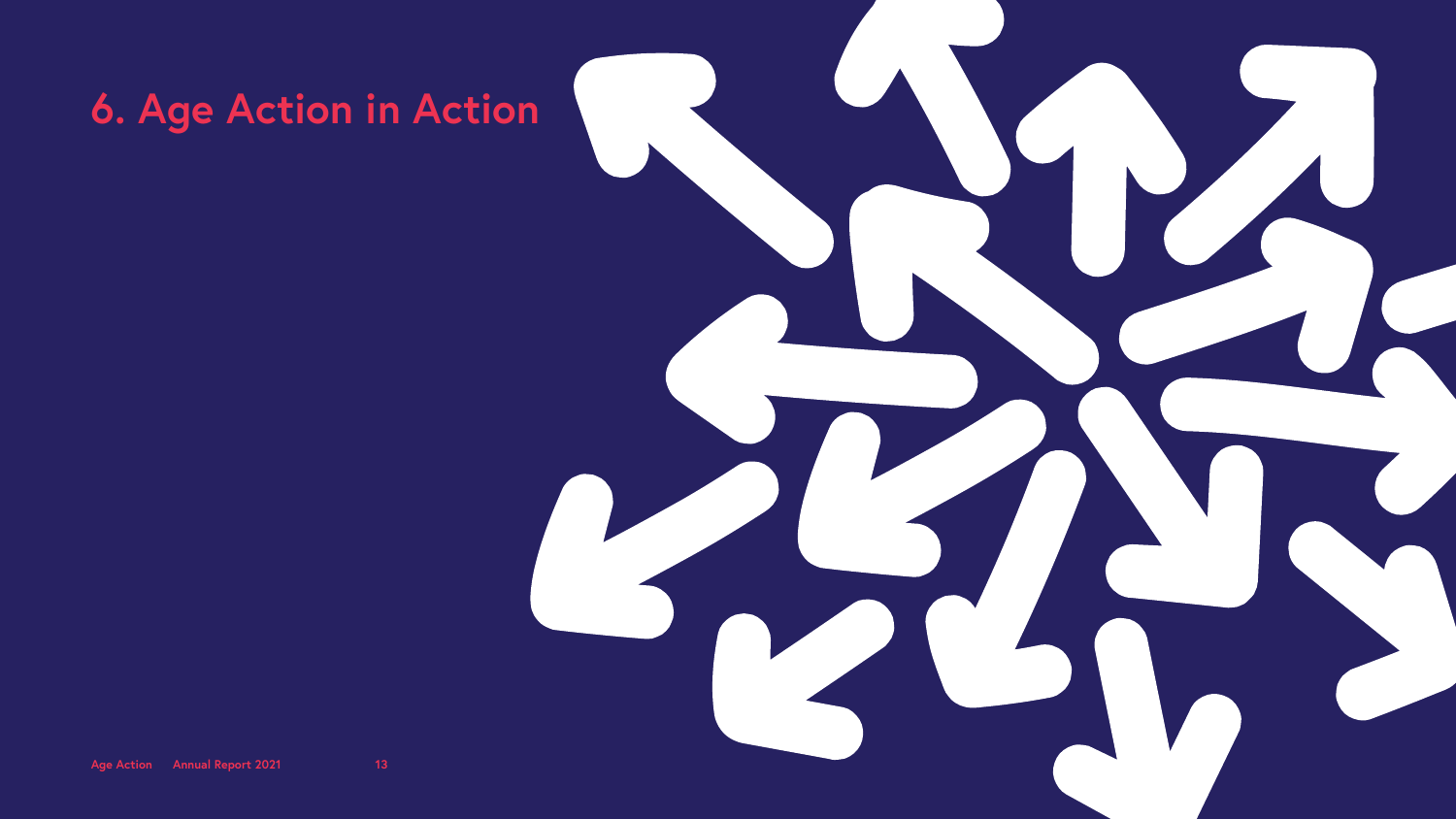# 6. Age Action in Action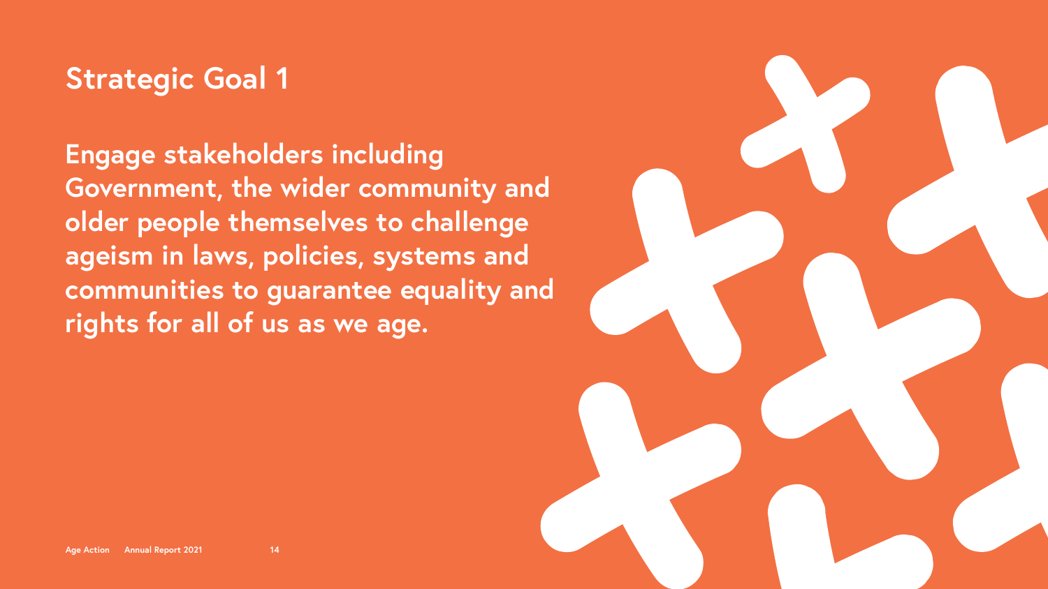# Strategic Goal 1

**Engage stakeholders including Government, the wider community and older people themselves to challenge ageism in laws, policies, systems and communities to guarantee equality and rights for all of us as we age.**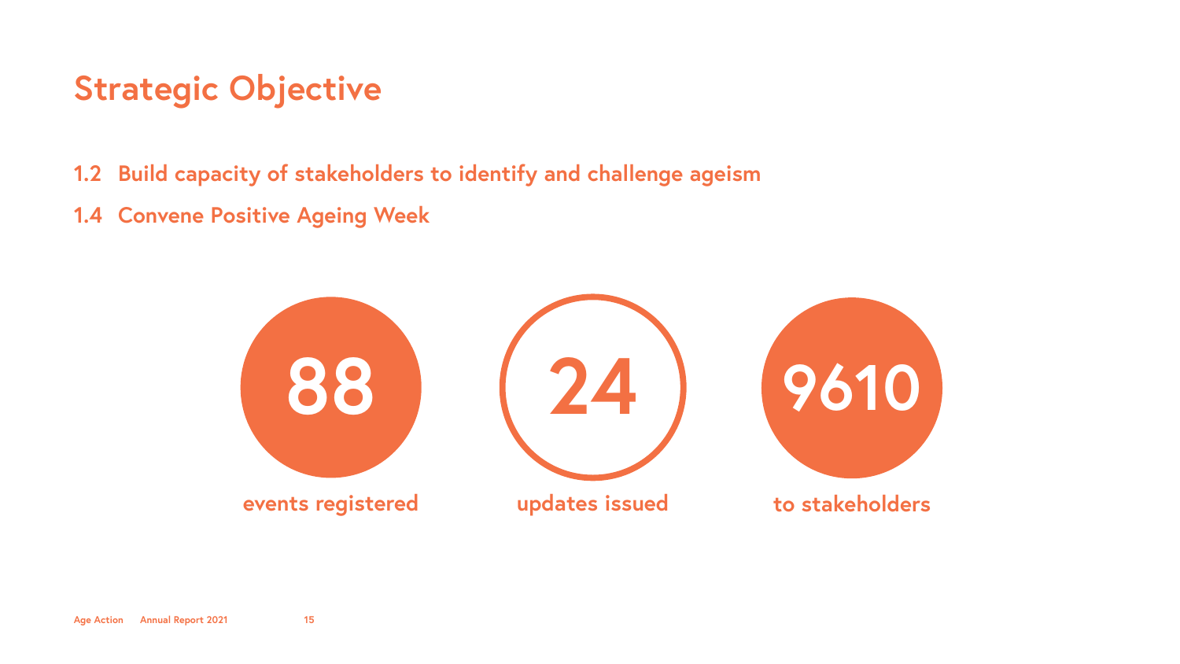# Strategic Objective

**1.2 Build capacity of stakeholders to identify and challenge ageism**

**1.4 Convene Positive Ageing Week**

**88** events registered

**24** updates issued

**9610** to stakeholders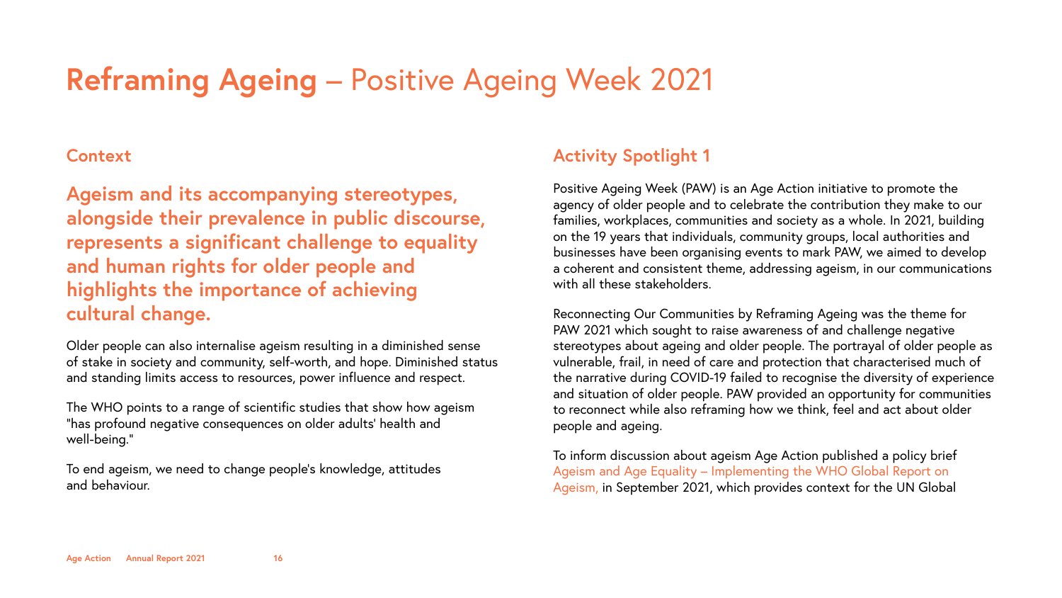# **Reframing Ageing** – Positive Ageing Week 2021

## Context

**Ageism and its accompanying stereotypes, alongside their prevalence in public discourse, represents a significant challenge to equality and human rights for older people and highlights the importance of achieving cultural change.**

Older people can also internalise ageism resulting in a diminished sense of stake in society and community, self-worth, and hope. Diminished status and standing limits access to resources, power influence and respect.

The WHO points to a range of scientific studies that show how ageism "has profound negative consequences on older adults' health and well-being."

To end ageism, we need to change people's knowledge, attitudes and behaviour.

## Activity Spotlight 1

Positive Ageing Week (PAW) is an Age Action initiative to promote the agency of older people and to celebrate the contribution they make to our families, workplaces, communities and society as a whole. In 2021, building on the 19 years that individuals, community groups, local authorities and businesses have been organising events to mark PAW, we aimed to develop a coherent and consistent theme, addressing ageism, in our communications with all these stakeholders.

Reconnecting Our Communities by Reframing Ageing was the theme for PAW 2021 which sought to raise awareness of and challenge negative stereotypes about ageing and older people. The portrayal of older people as vulnerable, frail, in need of care and protection that characterised much of the narrative during COVID-19 failed to recognise the diversity of experience and situation of older people. PAW provided an opportunity for communities to reconnect while also reframing how we think, feel and act about older people and ageing.

To inform discussion about ageism Age Action published a policy brief Ageism and Age Equality – Implementing the WHO Global Report on Ageism, in September 2021, which provides context for the UN Global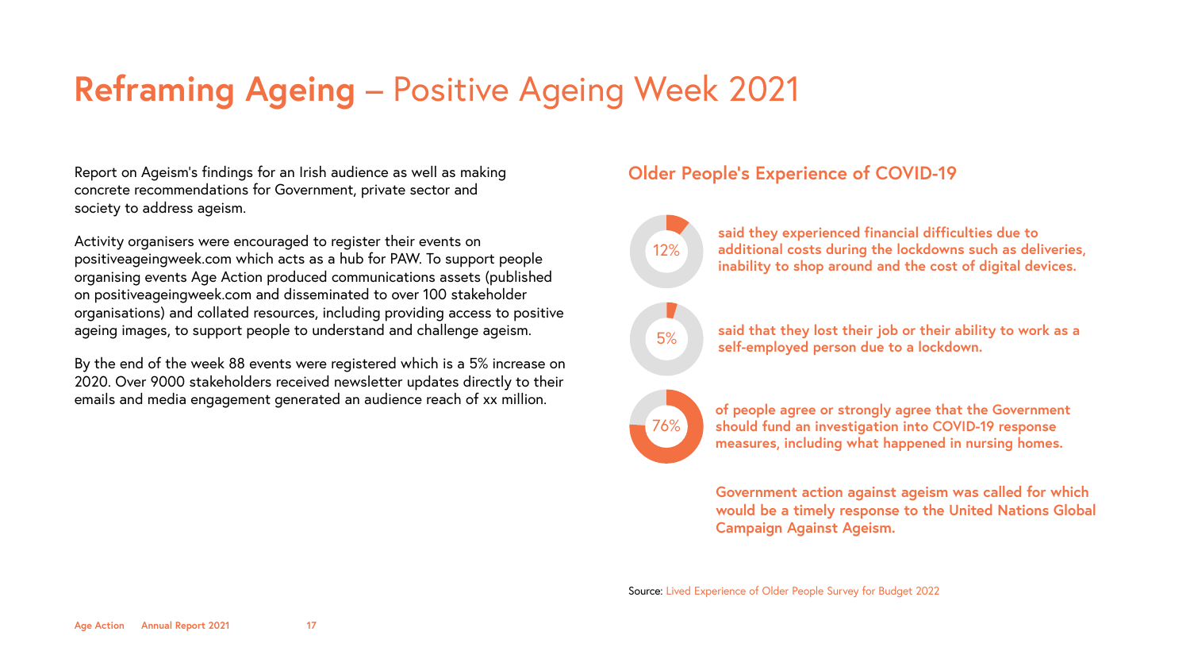# **Reframing Ageing** – Positive Ageing Week 2021

Report on Ageism's findings for an Irish audience as well as making concrete recommendations for Government, private sector and society to address ageism.

Activity organisers were encouraged to register their events on positiveageingweek.com which acts as a hub for PAW. To support people organising events Age Action produced communications assets (published on positiveageingweek.com and disseminated to over 100 stakeholder organisations) and collated resources, including providing access to positive ageing images, to support people to understand and challenge ageism.

By the end of the week 88 events were registered which is a 5% increase on 2020. Over 9000 stakeholders received newsletter updates directly to their emails and media engagement generated an audience reach of xx million.

## Older People's Experience of COVID-19

12% **said they experienced financial difficulties due to additional costs during the lockdowns such as deliveries, inability to shop around and the cost of digital devices.**

5% **said that they lost their job or their ability to work as a self-employed person due to a lockdown.**

76% **of people agree or strongly agree that the Government should fund an investigation into COVID-19 response measures, including what happened in nursing homes.**

**Government action against ageism was called for which would be a timely response to the United Nations Global Campaign Against Ageism.**

Source: Lived Experience of Older People Survey for Budget 2022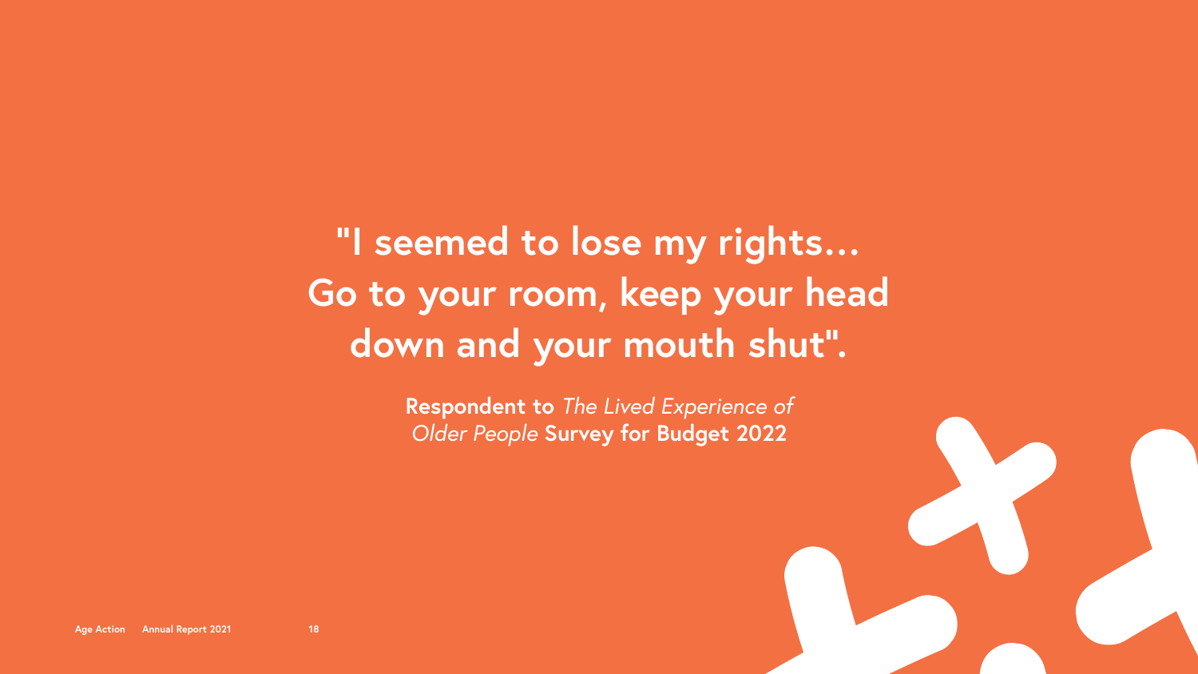**"I seemed to lose my rights... Go to your room, keep your head down and your mouth shut".**

**Respondent to** *The Lived Experience of Older People* **Survey for Budget 2022**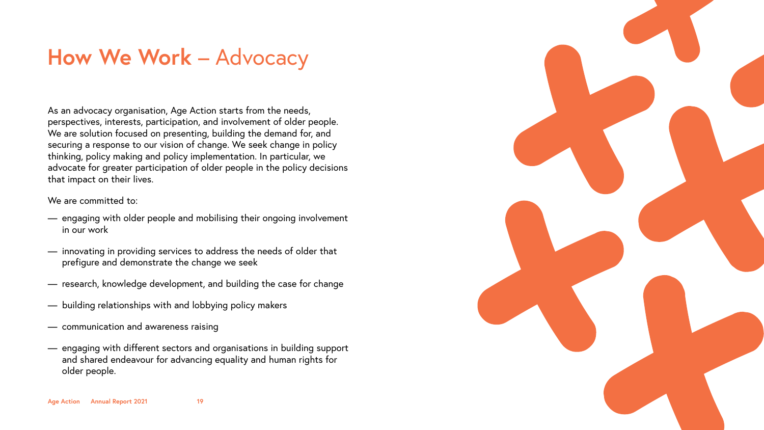# How We Work – Advocacy

As an advocacy organisation, Age Action starts from the needs, perspectives, interests, participation, and involvement of older people. We are solution focused on presenting, building the demand for, and securing a response to our vision of change. We seek change in policy thinking, policy making and policy implementation. In particular, we advocate for greater participation of older people in the policy decisions that impact on their lives.

We are committed to:

- engaging with older people and mobilising their ongoing involvement in our work
- innovating in providing services to address the needs of older that prefigure and demonstrate the change we seek
- research, knowledge development, and building the case for change
- building relationships with and lobbying policy makers
- communication and awareness raising
- engaging with different sectors and organisations in building support and shared endeavour for advancing equality and human rights for older people.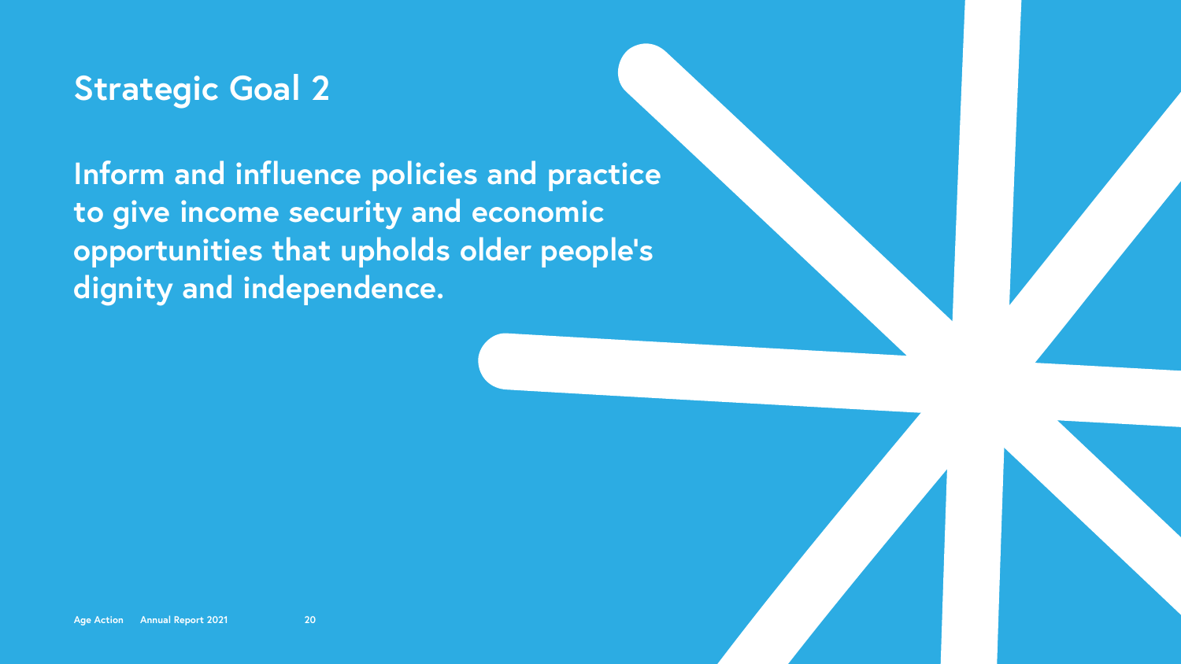# Strategic Goal 2

**Inform and influence policies and practice to give income security and economic opportunities that upholds older people's dignity and independence.**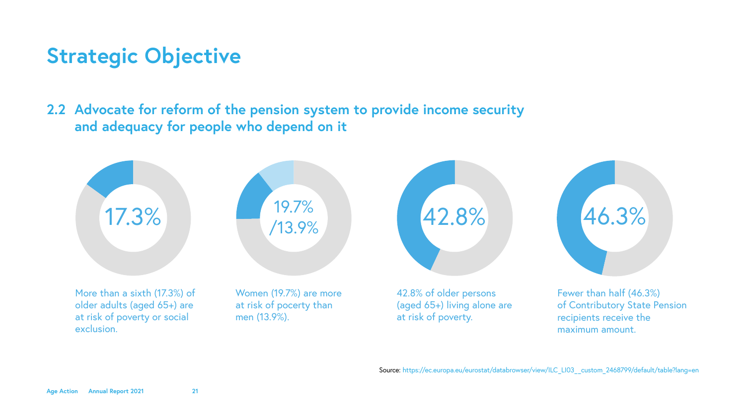# Strategic Objective

## 2.2 Advocate for reform of the pension system to provide income security and adequacy for people who depend on it

17.3%

More than a sixth (17.3%) of older adults (aged 65+) are at risk of poverty or social exclusion.

19.7% /13.9%

Women (19.7%) are more at risk of pocerty than men (13.9%).

42.8%

42.8% of older persons (aged 65+) living alone are at risk of poverty.

46.3%

Fewer than half (46.3%) of Contributory State Pension recipients receive the maximum amount.

Source: https://ec.europa.eu/eurostat/databrowser/view/ILC_LI03__custom_2468799/default/table?lang=en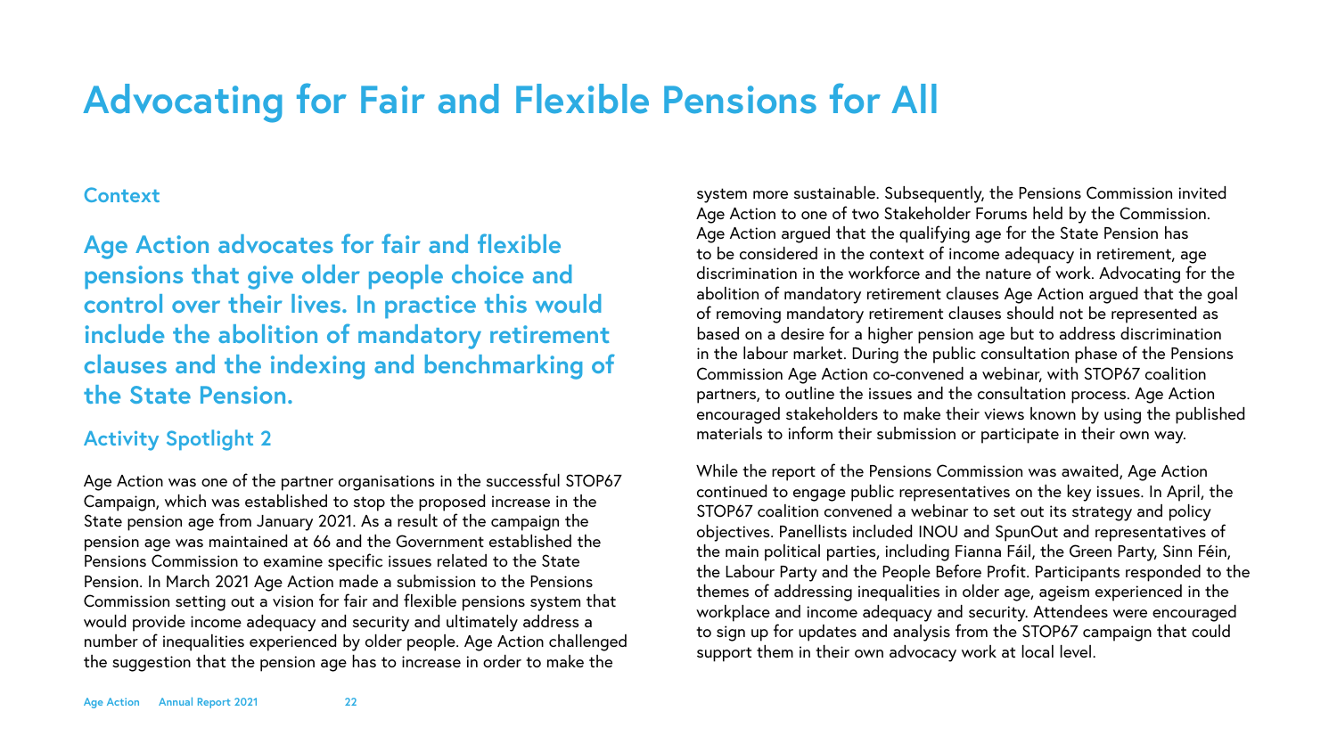# Advocating for Fair and Flexible Pensions for All

## Context

**Age Action advocates for fair and flexible pensions that give older people choice and control over their lives. In practice this would include the abolition of mandatory retirement clauses and the indexing and benchmarking of the State Pension.**

## Activity Spotlight 2

Age Action was one of the partner organisations in the successful STOP67 Campaign, which was established to stop the proposed increase in the State pension age from January 2021. As a result of the campaign the pension age was maintained at 66 and the Government established the Pensions Commission to examine specific issues related to the State Pension. In March 2021 Age Action made a submission to the Pensions Commission setting out a vision for fair and flexible pensions system that would provide income adequacy and security and ultimately address a number of inequalities experienced by older people. Age Action challenged the suggestion that the pension age has to increase in order to make the system more sustainable. Subsequently, the Pensions Commission invited Age Action to one of two Stakeholder Forums held by the Commission. Age Action argued that the qualifying age for the State Pension has to be considered in the context of income adequacy in retirement, age discrimination in the workforce and the nature of work. Advocating for the abolition of mandatory retirement clauses Age Action argued that the goal of removing mandatory retirement clauses should not be represented as based on a desire for a higher pension age but to address discrimination in the labour market. During the public consultation phase of the Pensions Commission Age Action co-convened a webinar, with STOP67 coalition partners, to outline the issues and the consultation process. Age Action encouraged stakeholders to make their views known by using the published materials to inform their submission or participate in their own way.

While the report of the Pensions Commission was awaited, Age Action continued to engage public representatives on the key issues. In April, the STOP67 coalition convened a webinar to set out its strategy and policy objectives. Panellists included INOU and SpunOut and representatives of the main political parties, including Fianna Fáil, the Green Party, Sinn Féin, the Labour Party and the People Before Profit. Participants responded to the themes of addressing inequalities in older age, ageism experienced in the workplace and income adequacy and security. Attendees were encouraged to sign up for updates and analysis from the STOP67 campaign that could support them in their own advocacy work at local level.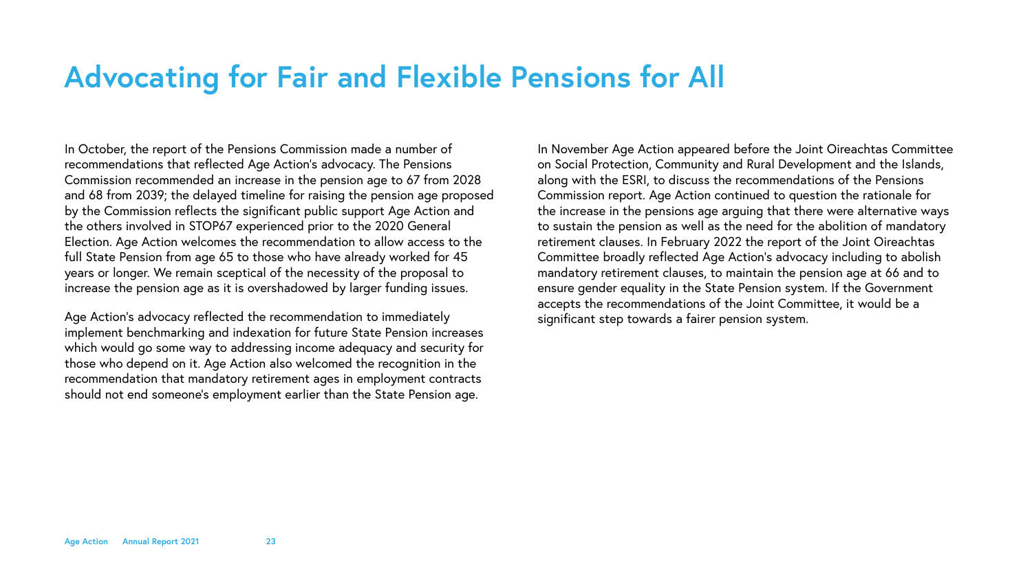# Advocating for Fair and Flexible Pensions for All

In October, the report of the Pensions Commission made a number of recommendations that reflected Age Action's advocacy. The Pensions Commission recommended an increase in the pension age to 67 from 2028 and 68 from 2039; the delayed timeline for raising the pension age proposed by the Commission reflects the significant public support Age Action and the others involved in STOP67 experienced prior to the 2020 General Election. Age Action welcomes the recommendation to allow access to the full State Pension from age 65 to those who have already worked for 45 years or longer. We remain sceptical of the necessity of the proposal to increase the pension age as it is overshadowed by larger funding issues.

Age Action's advocacy reflected the recommendation to immediately implement benchmarking and indexation for future State Pension increases which would go some way to addressing income adequacy and security for those who depend on it. Age Action also welcomed the recognition in the recommendation that mandatory retirement ages in employment contracts should not end someone's employment earlier than the State Pension age.

In November Age Action appeared before the Joint Oireachtas Committee on Social Protection, Community and Rural Development and the Islands, along with the ESRI, to discuss the recommendations of the Pensions Commission report. Age Action continued to question the rationale for the increase in the pensions age arguing that there were alternative ways to sustain the pension as well as the need for the abolition of mandatory retirement clauses. In February 2022 the report of the Joint Oireachtas Committee broadly reflected Age Action's advocacy including to abolish mandatory retirement clauses, to maintain the pension age at 66 and to ensure gender equality in the State Pension system. If the Government accepts the recommendations of the Joint Committee, it would be a significant step towards a fairer pension system.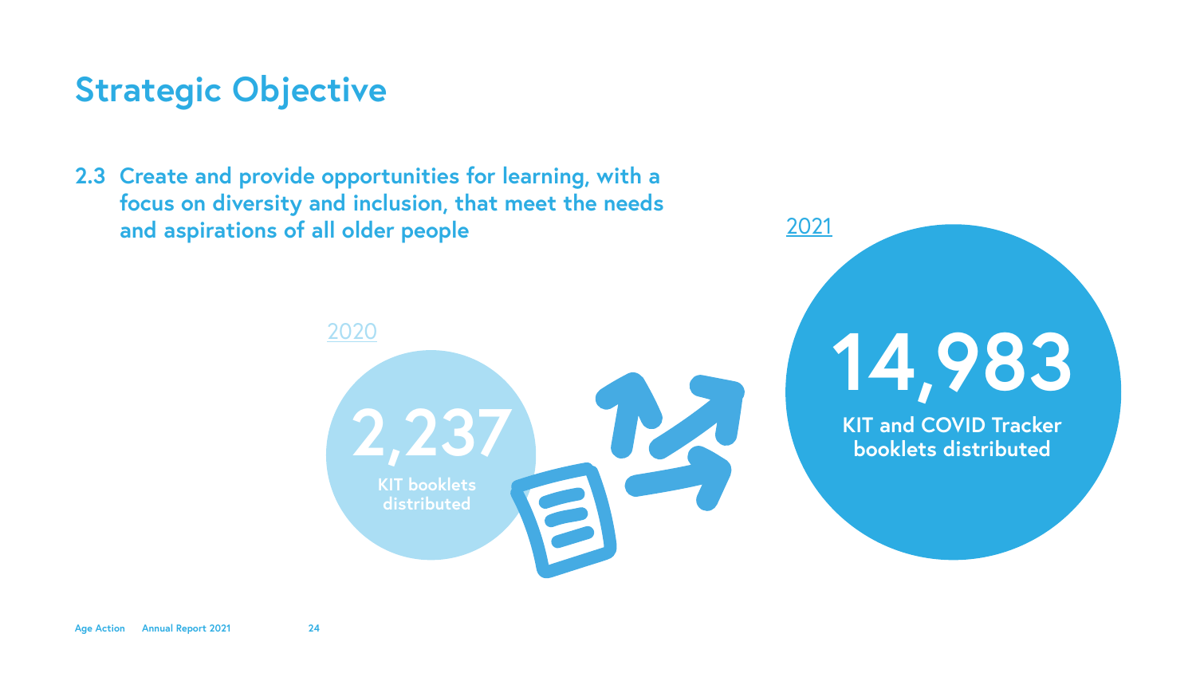# Strategic Objective

**2.3 Create and provide opportunities for learning, with a focus on diversity and inclusion, that meet the needs and aspirations of all older people**

2020

**2,237**

**KIT booklets distributed**

2021

**14,983**

**KIT and COVID Tracker booklets distributed**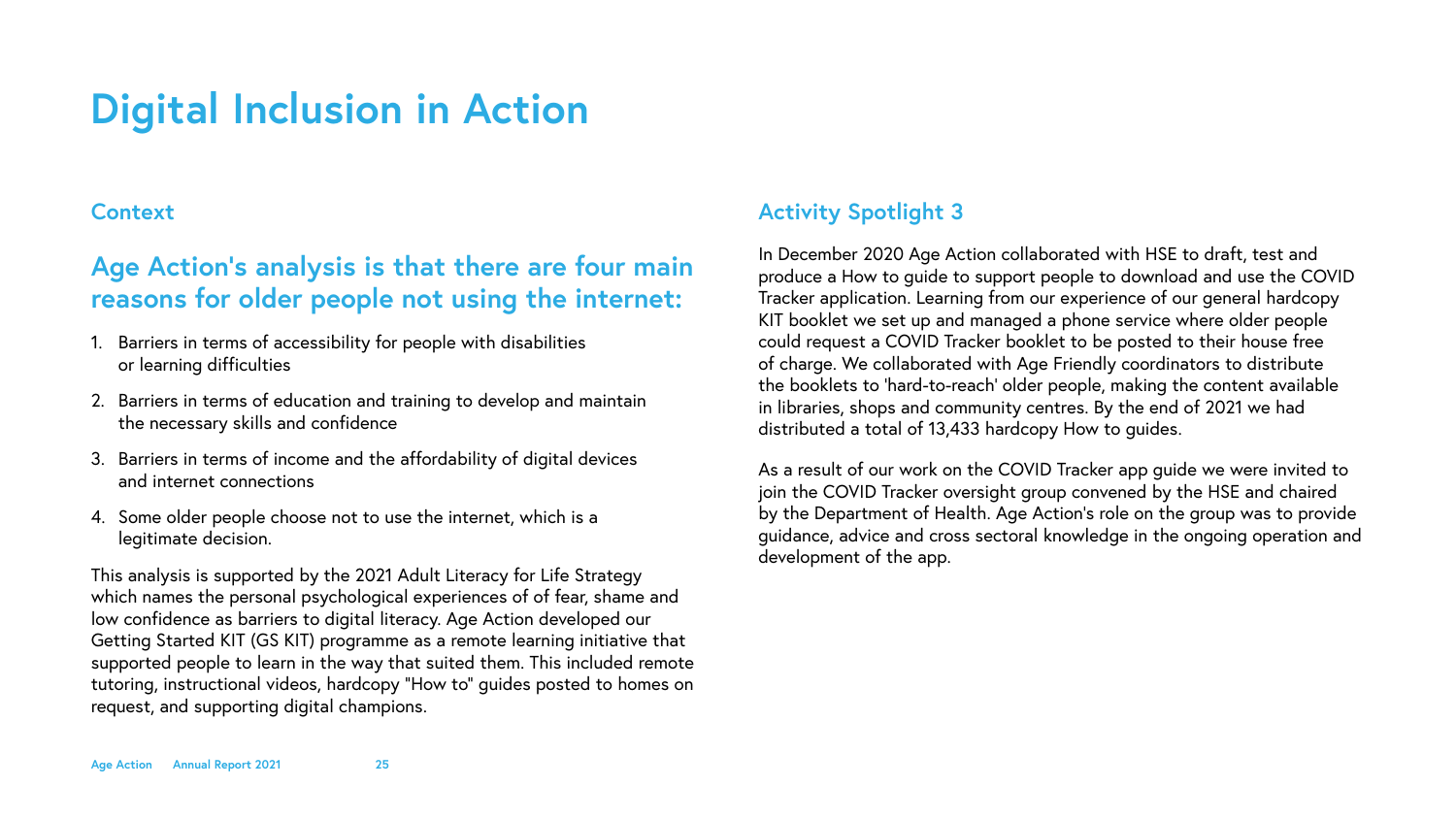# Digital Inclusion in Action

## Context

### Age Action's analysis is that there are four main reasons for older people not using the internet:

1. Barriers in terms of accessibility for people with disabilities or learning difficulties
2. Barriers in terms of education and training to develop and maintain the necessary skills and confidence
3. Barriers in terms of income and the affordability of digital devices and internet connections
4. Some older people choose not to use the internet, which is a legitimate decision.

This analysis is supported by the 2021 Adult Literacy for Life Strategy which names the personal psychological experiences of of fear, shame and low confidence as barriers to digital literacy. Age Action developed our Getting Started KIT (GS KIT) programme as a remote learning initiative that supported people to learn in the way that suited them. This included remote tutoring, instructional videos, hardcopy "How to" guides posted to homes on request, and supporting digital champions.

## Activity Spotlight 3

In December 2020 Age Action collaborated with HSE to draft, test and produce a How to guide to support people to download and use the COVID Tracker application. Learning from our experience of our general hardcopy KIT booklet we set up and managed a phone service where older people could request a COVID Tracker booklet to be posted to their house free of charge. We collaborated with Age Friendly coordinators to distribute the booklets to 'hard-to-reach' older people, making the content available in libraries, shops and community centres. By the end of 2021 we had distributed a total of 13,433 hardcopy How to guides.

As a result of our work on the COVID Tracker app guide we were invited to join the COVID Tracker oversight group convened by the HSE and chaired by the Department of Health. Age Action's role on the group was to provide guidance, advice and cross sectoral knowledge in the ongoing operation and development of the app.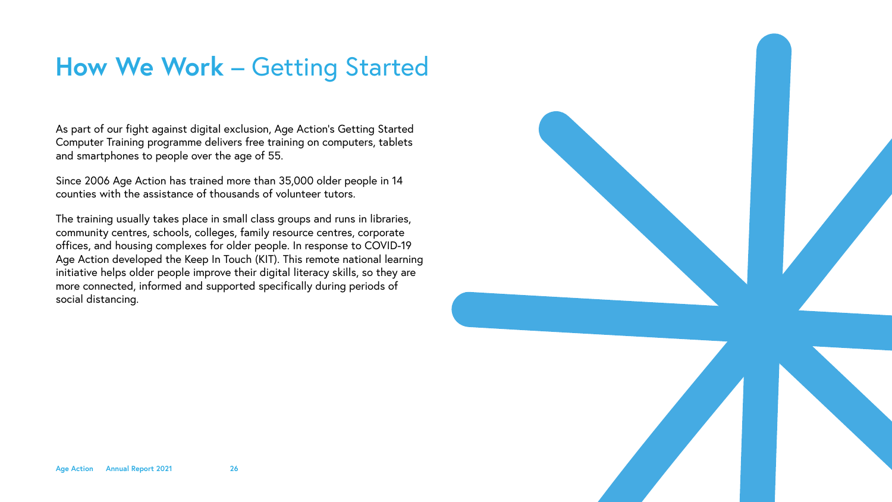# **How We Work** – Getting Started

As part of our fight against digital exclusion, Age Action's Getting Started Computer Training programme delivers free training on computers, tablets and smartphones to people over the age of 55.

Since 2006 Age Action has trained more than 35,000 older people in 14 counties with the assistance of thousands of volunteer tutors.

The training usually takes place in small class groups and runs in libraries, community centres, schools, colleges, family resource centres, corporate offices, and housing complexes for older people. In response to COVID-19 Age Action developed the Keep In Touch (KIT). This remote national learning initiative helps older people improve their digital literacy skills, so they are more connected, informed and supported specifically during periods of social distancing.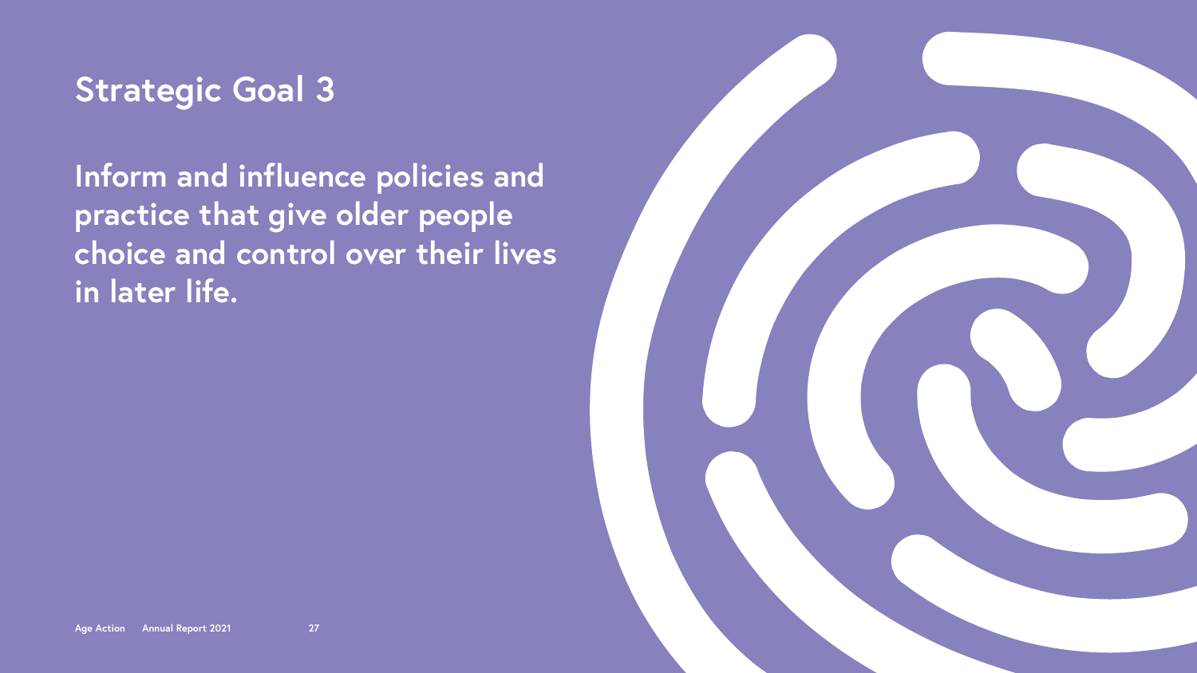# Strategic Goal 3

**Inform and influence policies and practice that give older people choice and control over their lives in later life.**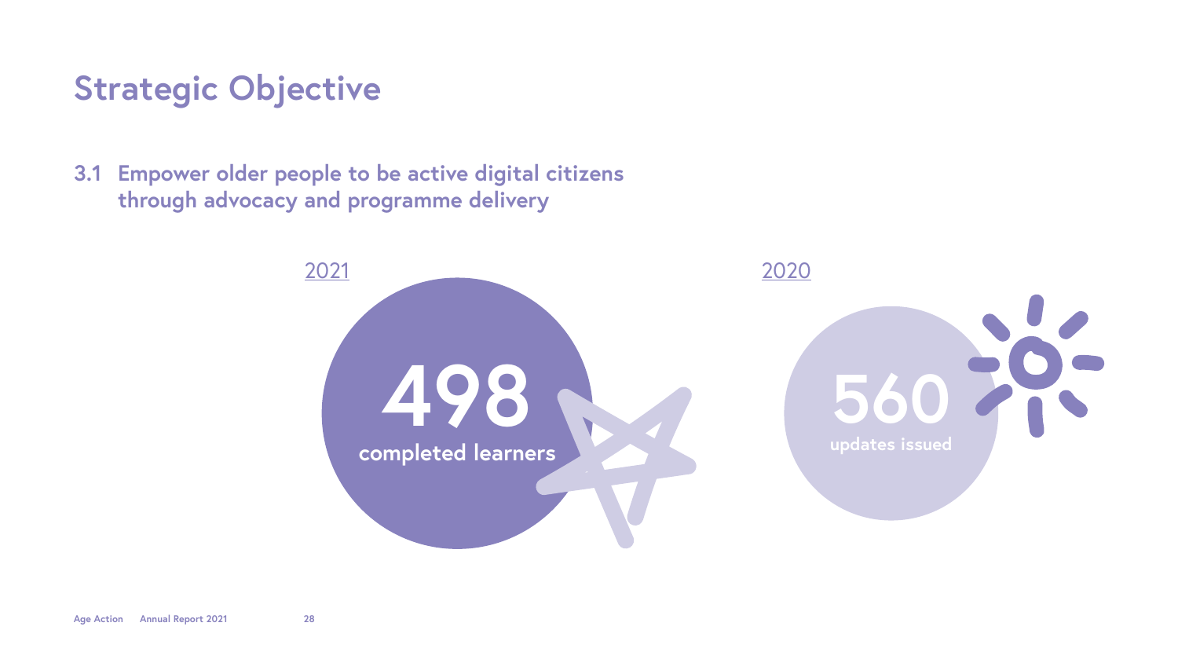# Strategic Objective

## 3.1 Empower older people to be active digital citizens through advocacy and programme delivery

2021

**498**
**completed learners**

2020

**560**
**updates issued**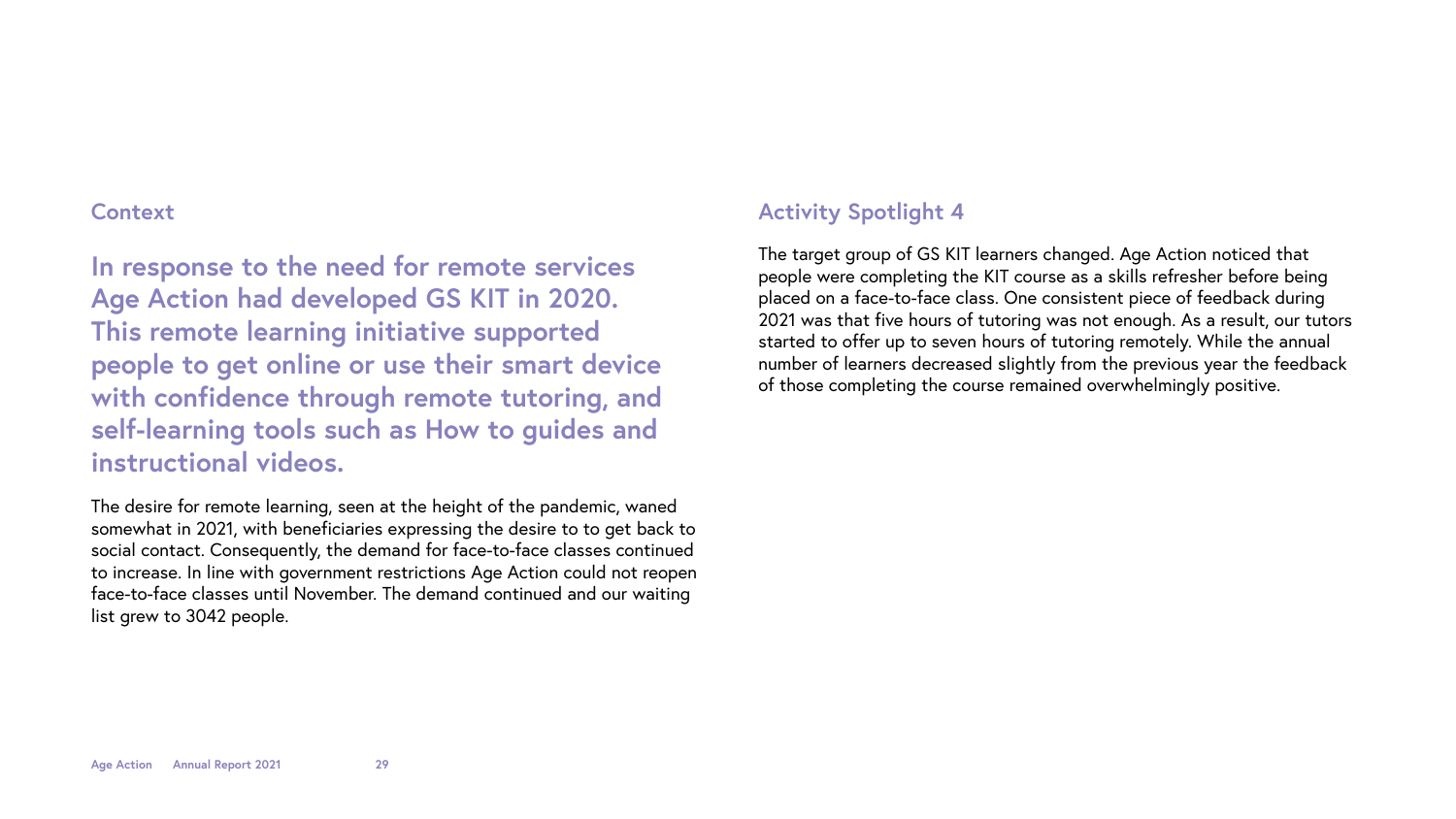## Context

**In response to the need for remote services Age Action had developed GS KIT in 2020. This remote learning initiative supported people to get online or use their smart device with confidence through remote tutoring, and self-learning tools such as How to guides and instructional videos.**

The desire for remote learning, seen at the height of the pandemic, waned somewhat in 2021, with beneficiaries expressing the desire to to get back to social contact. Consequently, the demand for face-to-face classes continued to increase. In line with government restrictions Age Action could not reopen face-to-face classes until November. The demand continued and our waiting list grew to 3042 people.

## Activity Spotlight 4

The target group of GS KIT learners changed. Age Action noticed that people were completing the KIT course as a skills refresher before being placed on a face-to-face class. One consistent piece of feedback during 2021 was that five hours of tutoring was not enough. As a result, our tutors started to offer up to seven hours of tutoring remotely. While the annual number of learners decreased slightly from the previous year the feedback of those completing the course remained overwhelmingly positive.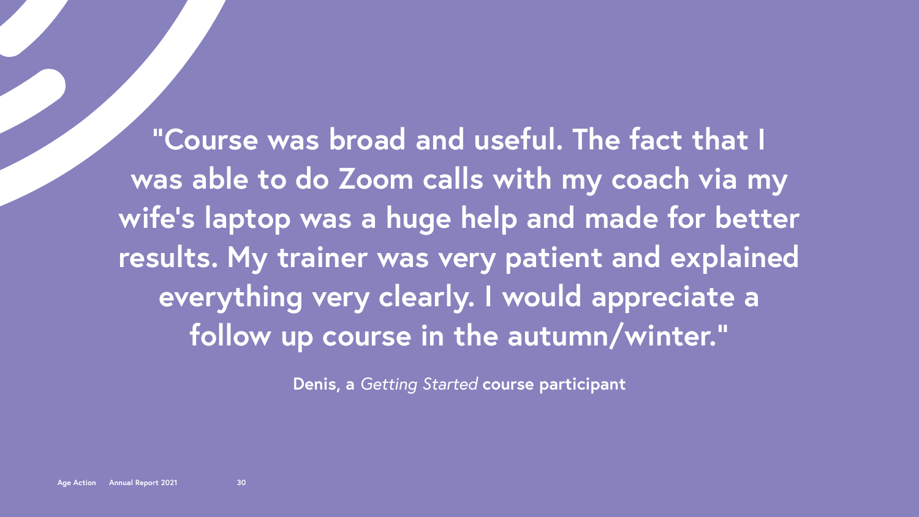**"Course was broad and useful. The fact that I was able to do Zoom calls with my coach via my wife's laptop was a huge help and made for better results. My trainer was very patient and explained everything very clearly. I would appreciate a follow up course in the autumn/winter."**

**Denis, a** *Getting Started* **course participant**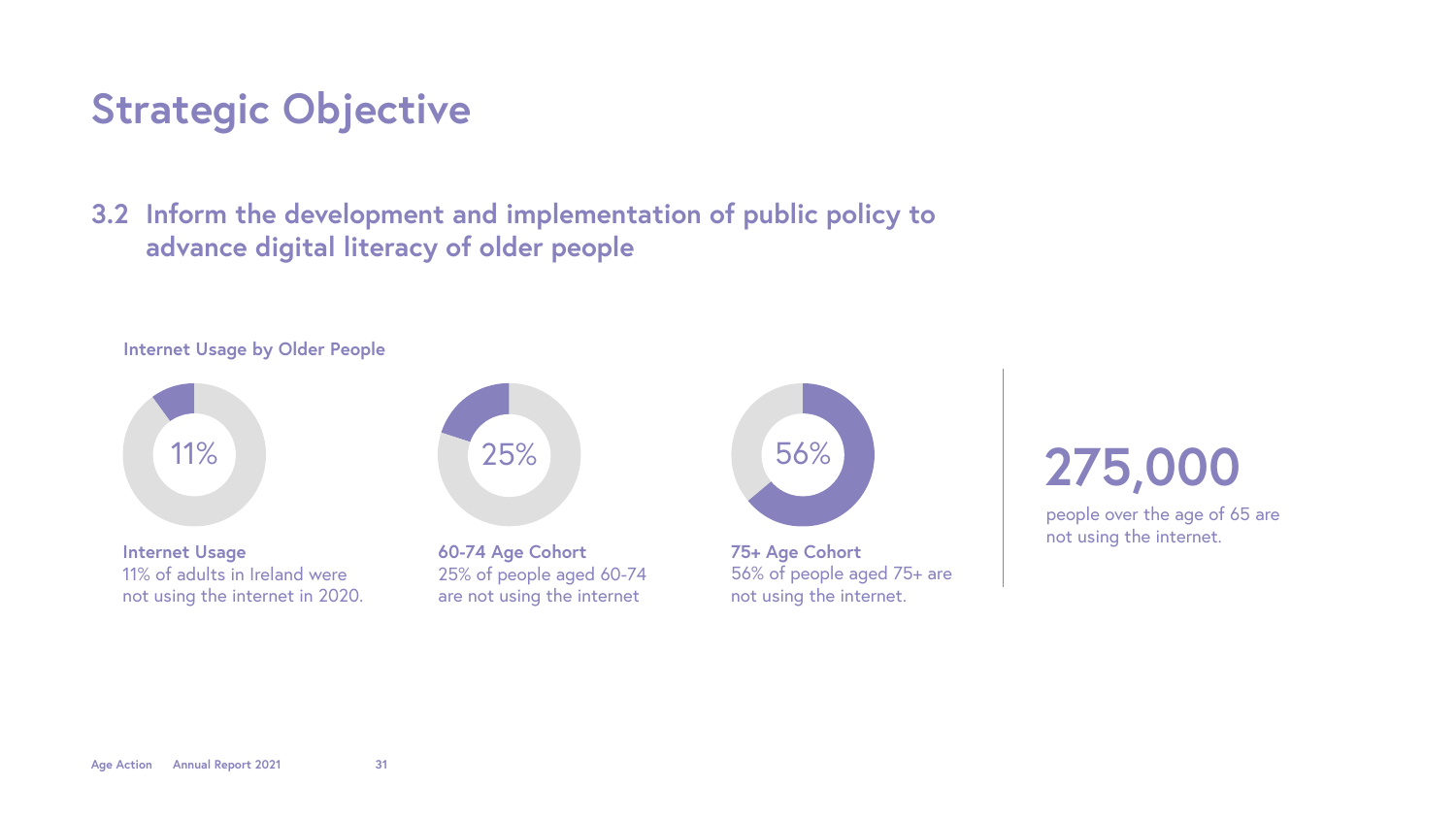# Strategic Objective

## 3.2 Inform the development and implementation of public policy to advance digital literacy of older people

**Internet Usage by Older People**

11%

**Internet Usage**
11% of adults in Ireland were not using the internet in 2020.

25%

**60-74 Age Cohort**
25% of people aged 60-74 are not using the internet

56%

**75+ Age Cohort**
56% of people aged 75+ are not using the internet.

**275,000**

people over the age of 65 are not using the internet.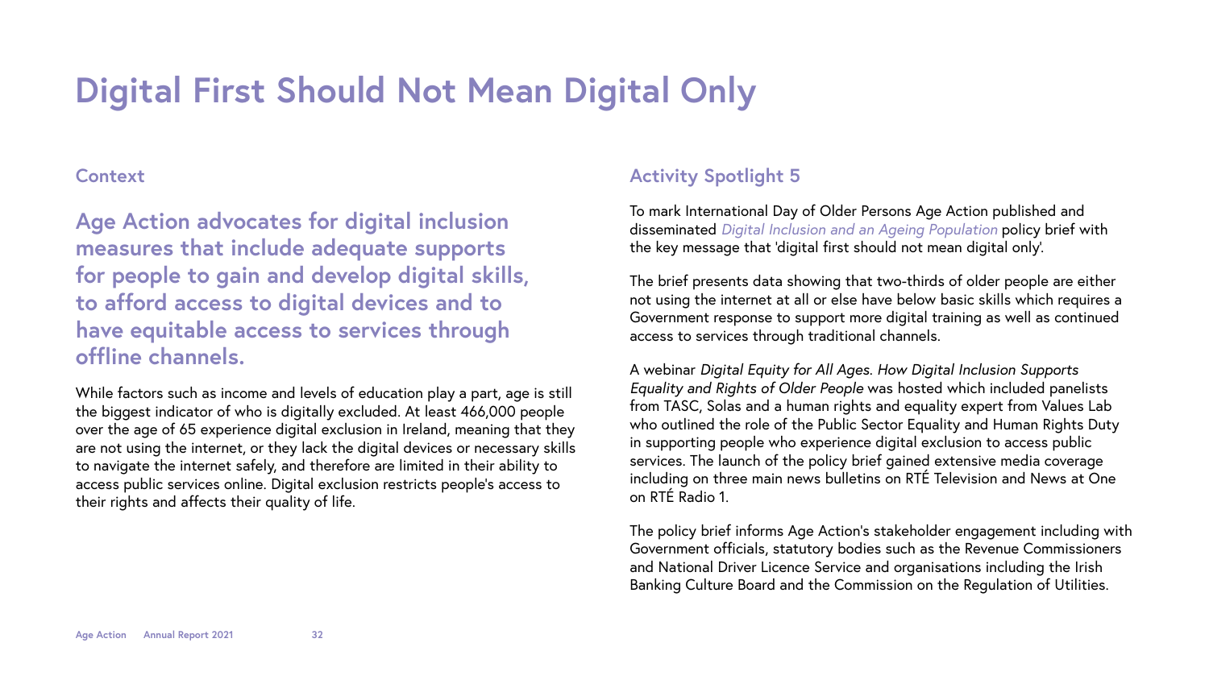# Digital First Should Not Mean Digital Only

## Context

**Age Action advocates for digital inclusion measures that include adequate supports for people to gain and develop digital skills, to afford access to digital devices and to have equitable access to services through offline channels.**

While factors such as income and levels of education play a part, age is still the biggest indicator of who is digitally excluded. At least 466,000 people over the age of 65 experience digital exclusion in Ireland, meaning that they are not using the internet, or they lack the digital devices or necessary skills to navigate the internet safely, and therefore are limited in their ability to access public services online. Digital exclusion restricts people's access to their rights and affects their quality of life.

## Activity Spotlight 5

To mark International Day of Older Persons Age Action published and disseminated *Digital Inclusion and an Ageing Population* policy brief with the key message that 'digital first should not mean digital only'.

The brief presents data showing that two-thirds of older people are either not using the internet at all or else have below basic skills which requires a Government response to support more digital training as well as continued access to services through traditional channels.

A webinar *Digital Equity for All Ages. How Digital Inclusion Supports Equality and Rights of Older People* was hosted which included panelists from TASC, Solas and a human rights and equality expert from Values Lab who outlined the role of the Public Sector Equality and Human Rights Duty in supporting people who experience digital exclusion to access public services. The launch of the policy brief gained extensive media coverage including on three main news bulletins on RTÉ Television and News at One on RTÉ Radio 1.

The policy brief informs Age Action's stakeholder engagement including with Government officials, statutory bodies such as the Revenue Commissioners and National Driver Licence Service and organisations including the Irish Banking Culture Board and the Commission on the Regulation of Utilities.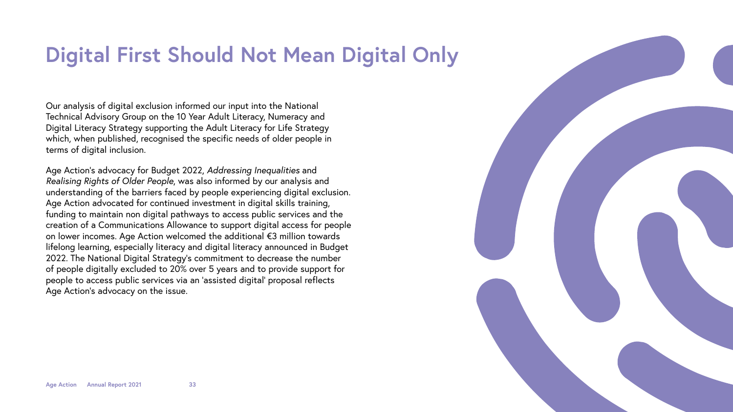# Digital First Should Not Mean Digital Only

Our analysis of digital exclusion informed our input into the National Technical Advisory Group on the 10 Year Adult Literacy, Numeracy and Digital Literacy Strategy supporting the Adult Literacy for Life Strategy which, when published, recognised the specific needs of older people in terms of digital inclusion.

Age Action's advocacy for Budget 2022, *Addressing Inequalities* and *Realising Rights of Older People*, was also informed by our analysis and understanding of the barriers faced by people experiencing digital exclusion. Age Action advocated for continued investment in digital skills training, funding to maintain non digital pathways to access public services and the creation of a Communications Allowance to support digital access for people on lower incomes. Age Action welcomed the additional €3 million towards lifelong learning, especially literacy and digital literacy announced in Budget 2022. The National Digital Strategy's commitment to decrease the number of people digitally excluded to 20% over 5 years and to provide support for people to access public services via an 'assisted digital' proposal reflects Age Action's advocacy on the issue.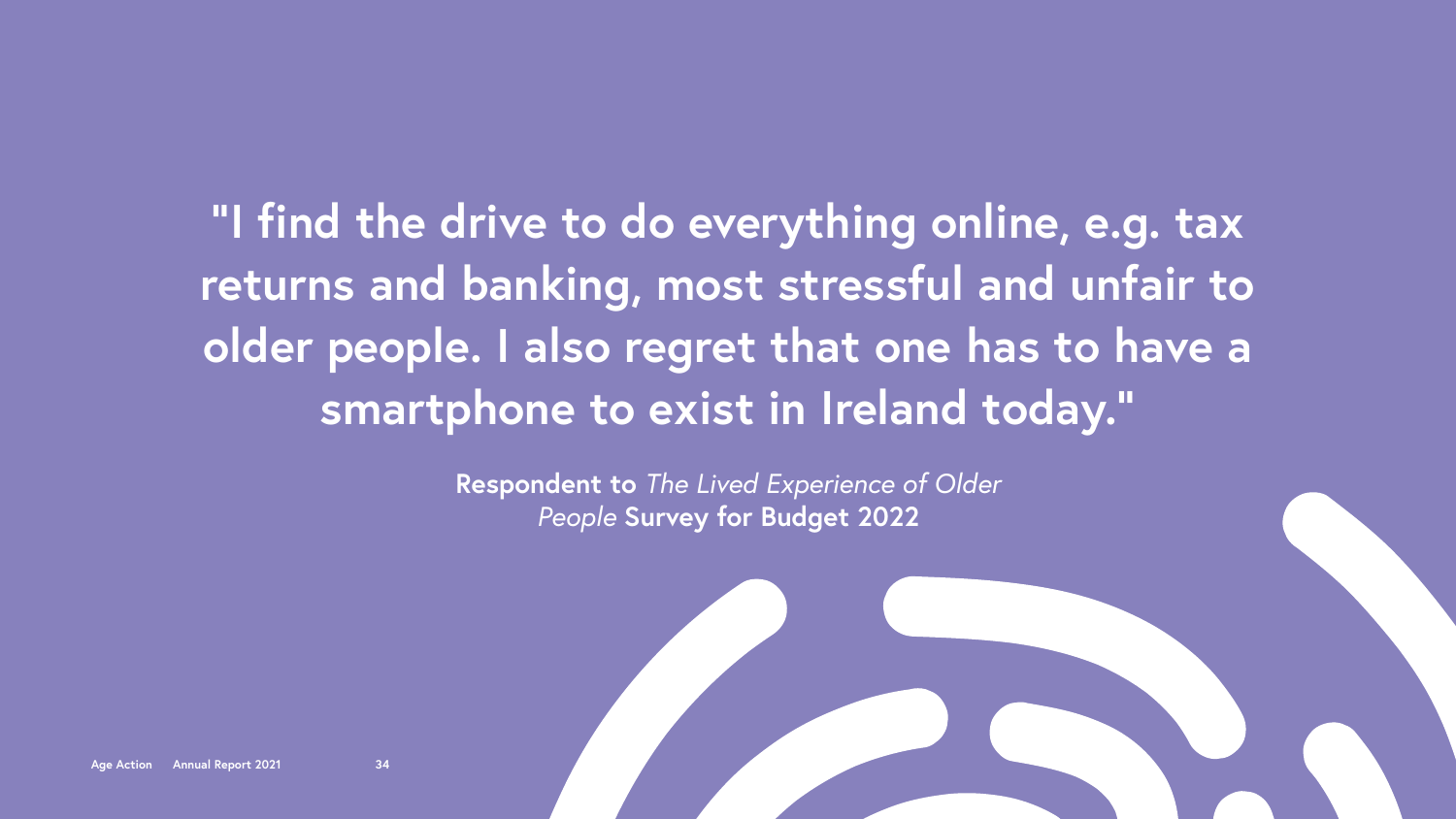**"I find the drive to do everything online, e.g. tax returns and banking, most stressful and unfair to older people. I also regret that one has to have a smartphone to exist in Ireland today."**

**Respondent to** *The Lived Experience of Older People* **Survey for Budget 2022**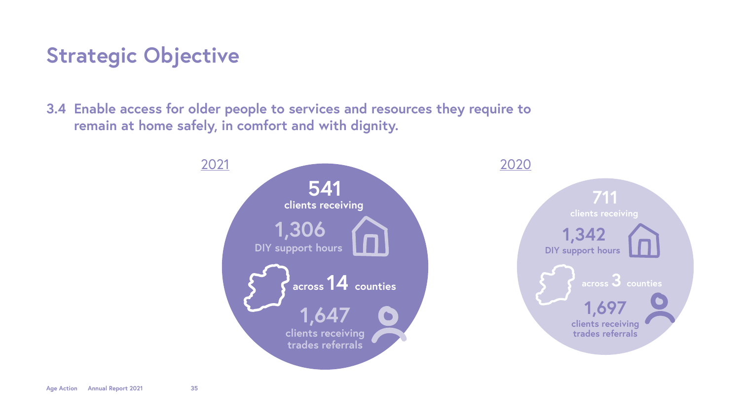# Strategic Objective

## 3.4 Enable access for older people to services and resources they require to remain at home safely, in comfort and with dignity.

### 2021

**541** clients receiving

**1,306** DIY support hours

across **14** counties

**1,647** clients receiving trades referrals

### 2020

**711** clients receiving

**1,342** DIY support hours

across **3** counties

**1,697** clients receiving trades referrals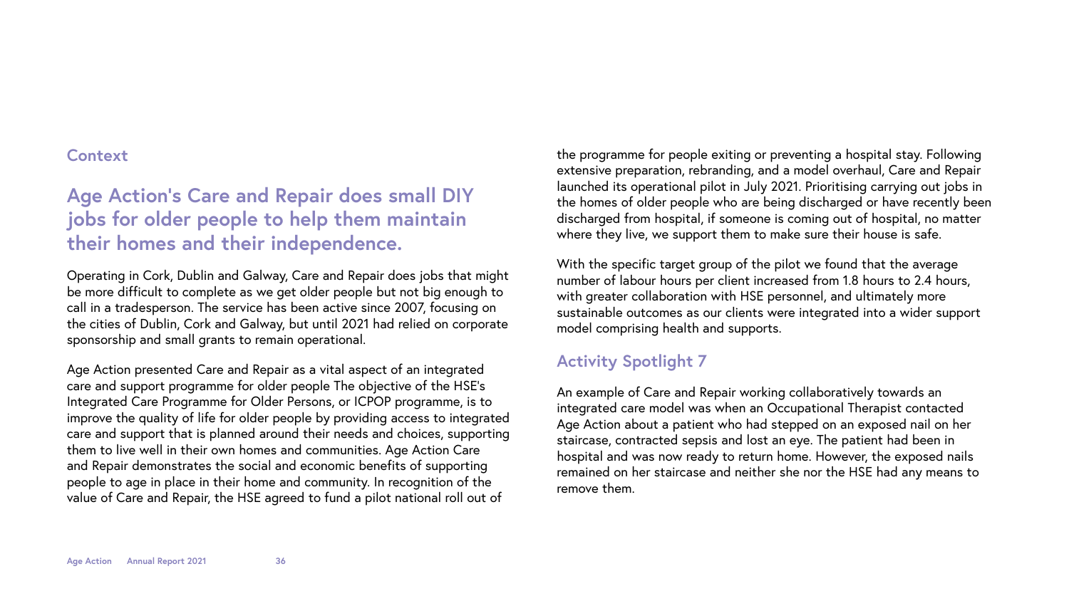## Context

# Age Action's Care and Repair does small DIY jobs for older people to help them maintain their homes and their independence.

Operating in Cork, Dublin and Galway, Care and Repair does jobs that might be more difficult to complete as we get older people but not big enough to call in a tradesperson. The service has been active since 2007, focusing on the cities of Dublin, Cork and Galway, but until 2021 had relied on corporate sponsorship and small grants to remain operational.

Age Action presented Care and Repair as a vital aspect of an integrated care and support programme for older people The objective of the HSE's Integrated Care Programme for Older Persons, or ICPOP programme, is to improve the quality of life for older people by providing access to integrated care and support that is planned around their needs and choices, supporting them to live well in their own homes and communities. Age Action Care and Repair demonstrates the social and economic benefits of supporting people to age in place in their home and community. In recognition of the value of Care and Repair, the HSE agreed to fund a pilot national roll out of the programme for people exiting or preventing a hospital stay. Following extensive preparation, rebranding, and a model overhaul, Care and Repair launched its operational pilot in July 2021. Prioritising carrying out jobs in the homes of older people who are being discharged or have recently been discharged from hospital, if someone is coming out of hospital, no matter where they live, we support them to make sure their house is safe.

With the specific target group of the pilot we found that the average number of labour hours per client increased from 1.8 hours to 2.4 hours, with greater collaboration with HSE personnel, and ultimately more sustainable outcomes as our clients were integrated into a wider support model comprising health and supports.

## Activity Spotlight 7

An example of Care and Repair working collaboratively towards an integrated care model was when an Occupational Therapist contacted Age Action about a patient who had stepped on an exposed nail on her staircase, contracted sepsis and lost an eye. The patient had been in hospital and was now ready to return home. However, the exposed nails remained on her staircase and neither she nor the HSE had any means to remove them.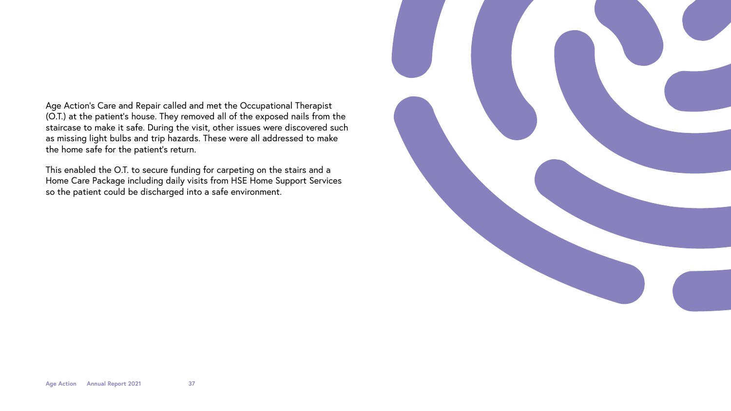Age Action's Care and Repair called and met the Occupational Therapist (O.T.) at the patient's house. They removed all of the exposed nails from the staircase to make it safe. During the visit, other issues were discovered such as missing light bulbs and trip hazards. These were all addressed to make the home safe for the patient's return.

This enabled the O.T. to secure funding for carpeting on the stairs and a Home Care Package including daily visits from HSE Home Support Services so the patient could be discharged into a safe environment.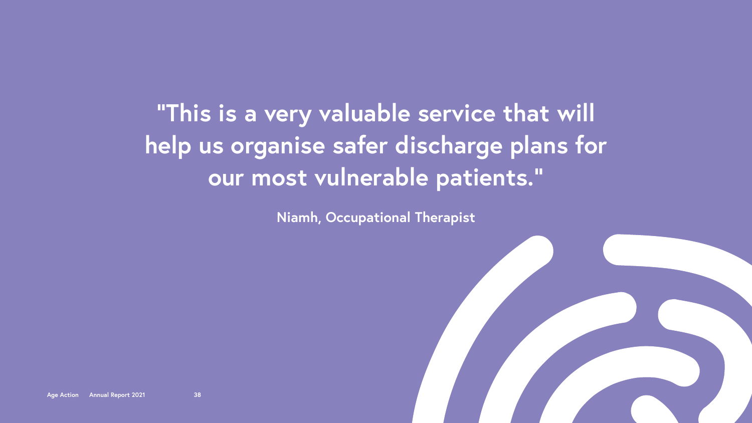**"This is a very valuable service that will help us organise safer discharge plans for our most vulnerable patients."**

**Niamh, Occupational Therapist**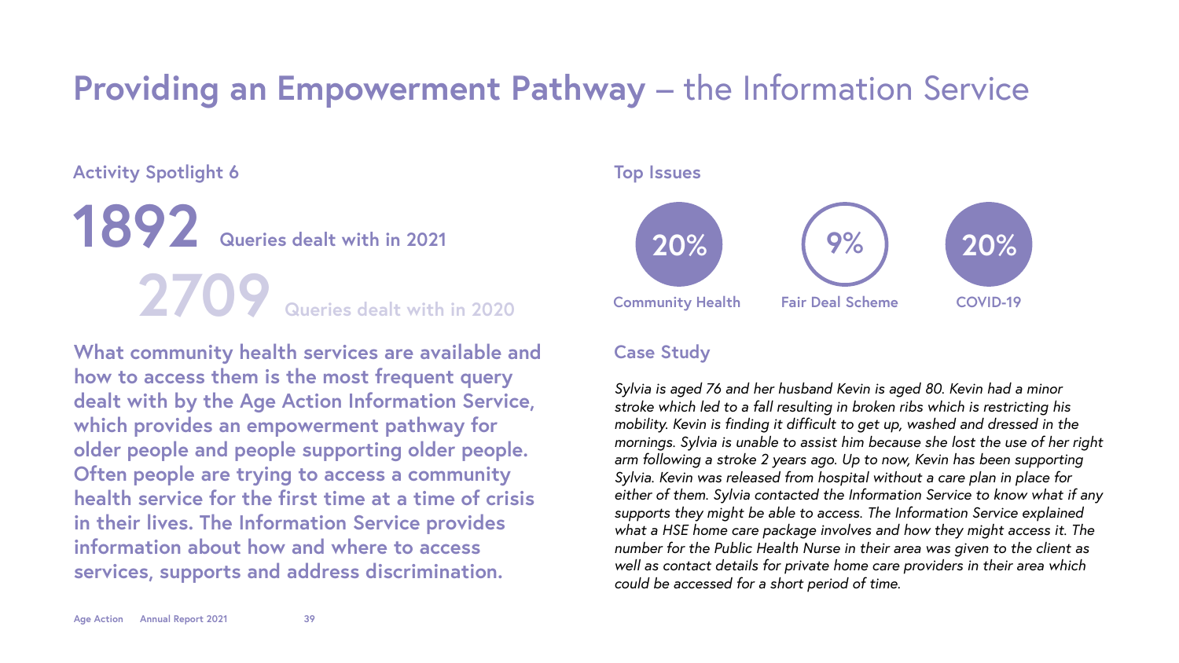# **Providing an Empowerment Pathway** – the Information Service

## Activity Spotlight 6

**1892** Queries dealt with in 2021

**2709** Queries dealt with in 2020

**What community health services are available and how to access them is the most frequent query dealt with by the Age Action Information Service, which provides an empowerment pathway for older people and people supporting older people. Often people are trying to access a community health service for the first time at a time of crisis in their lives. The Information Service provides information about how and where to access services, supports and address discrimination.**

## Top Issues

- **20%** Community Health
- **9%** Fair Deal Scheme
- **20%** COVID-19

## Case Study

*Sylvia is aged 76 and her husband Kevin is aged 80. Kevin had a minor stroke which led to a fall resulting in broken ribs which is restricting his mobility. Kevin is finding it difficult to get up, washed and dressed in the mornings. Sylvia is unable to assist him because she lost the use of her right arm following a stroke 2 years ago. Up to now, Kevin has been supporting Sylvia. Kevin was released from hospital without a care plan in place for either of them. Sylvia contacted the Information Service to know what if any supports they might be able to access. The Information Service explained what a HSE home care package involves and how they might access it. The number for the Public Health Nurse in their area was given to the client as well as contact details for private home care providers in their area which could be accessed for a short period of time.*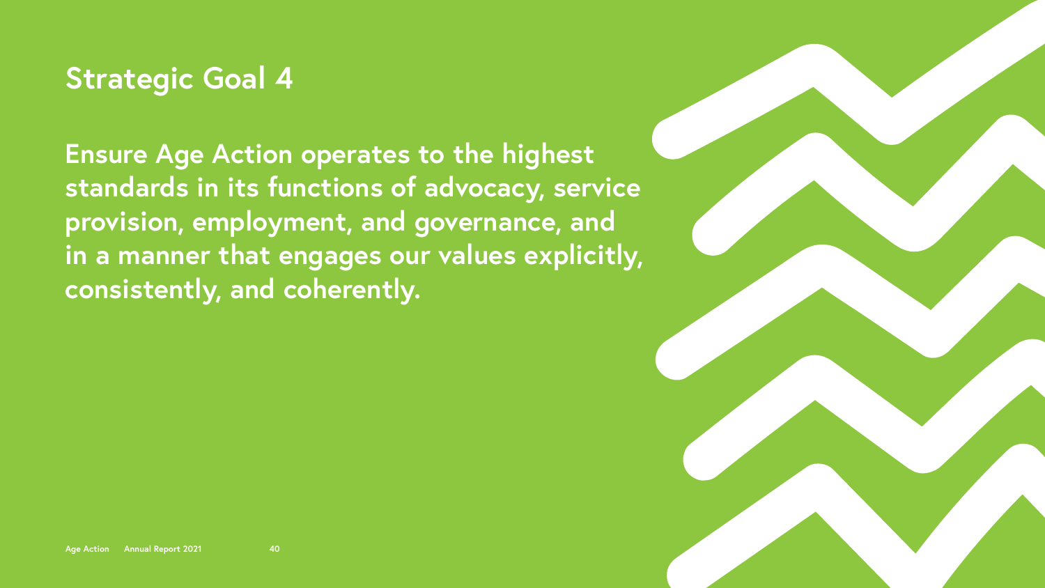# Strategic Goal 4

**Ensure Age Action operates to the highest standards in its functions of advocacy, service provision, employment, and governance, and in a manner that engages our values explicitly, consistently, and coherently.**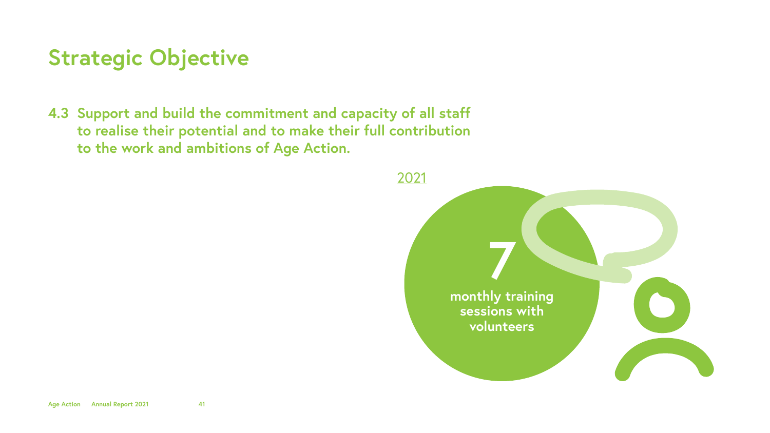# Strategic Objective

**4.3 Support and build the commitment and capacity of all staff to realise their potential and to make their full contribution to the work and ambitions of Age Action.**

2021

**7**

**monthly training sessions with volunteers**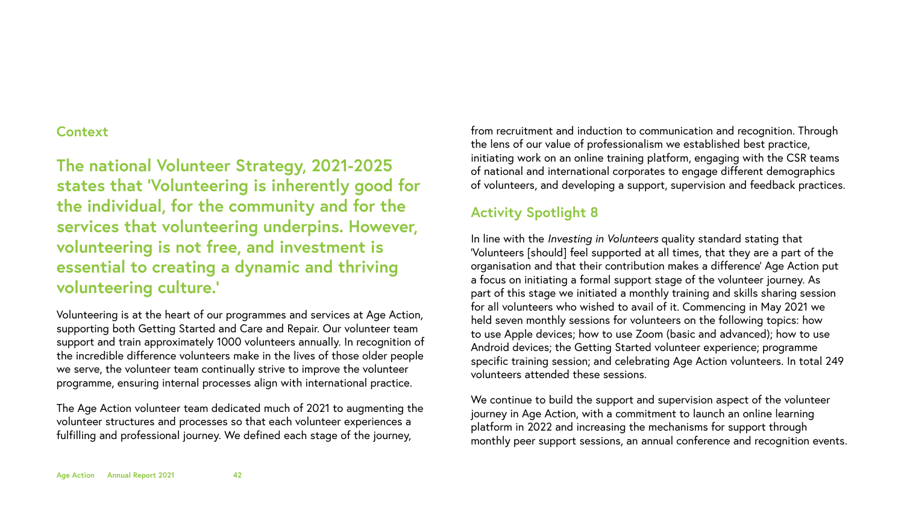## Context

**The national Volunteer Strategy, 2021-2025 states that 'Volunteering is inherently good for the individual, for the community and for the services that volunteering underpins. However, volunteering is not free, and investment is essential to creating a dynamic and thriving volunteering culture.'**

Volunteering is at the heart of our programmes and services at Age Action, supporting both Getting Started and Care and Repair. Our volunteer team support and train approximately 1000 volunteers annually. In recognition of the incredible difference volunteers make in the lives of those older people we serve, the volunteer team continually strive to improve the volunteer programme, ensuring internal processes align with international practice.

The Age Action volunteer team dedicated much of 2021 to augmenting the volunteer structures and processes so that each volunteer experiences a fulfilling and professional journey. We defined each stage of the journey, from recruitment and induction to communication and recognition. Through the lens of our value of professionalism we established best practice, initiating work on an online training platform, engaging with the CSR teams of national and international corporates to engage different demographics of volunteers, and developing a support, supervision and feedback practices.

## Activity Spotlight 8

In line with the *Investing in Volunteers* quality standard stating that 'Volunteers [should] feel supported at all times, that they are a part of the organisation and that their contribution makes a difference' Age Action put a focus on initiating a formal support stage of the volunteer journey. As part of this stage we initiated a monthly training and skills sharing session for all volunteers who wished to avail of it. Commencing in May 2021 we held seven monthly sessions for volunteers on the following topics: how to use Apple devices; how to use Zoom (basic and advanced); how to use Android devices; the Getting Started volunteer experience; programme specific training session; and celebrating Age Action volunteers. In total 249 volunteers attended these sessions.

We continue to build the support and supervision aspect of the volunteer journey in Age Action, with a commitment to launch an online learning platform in 2022 and increasing the mechanisms for support through monthly peer support sessions, an annual conference and recognition events.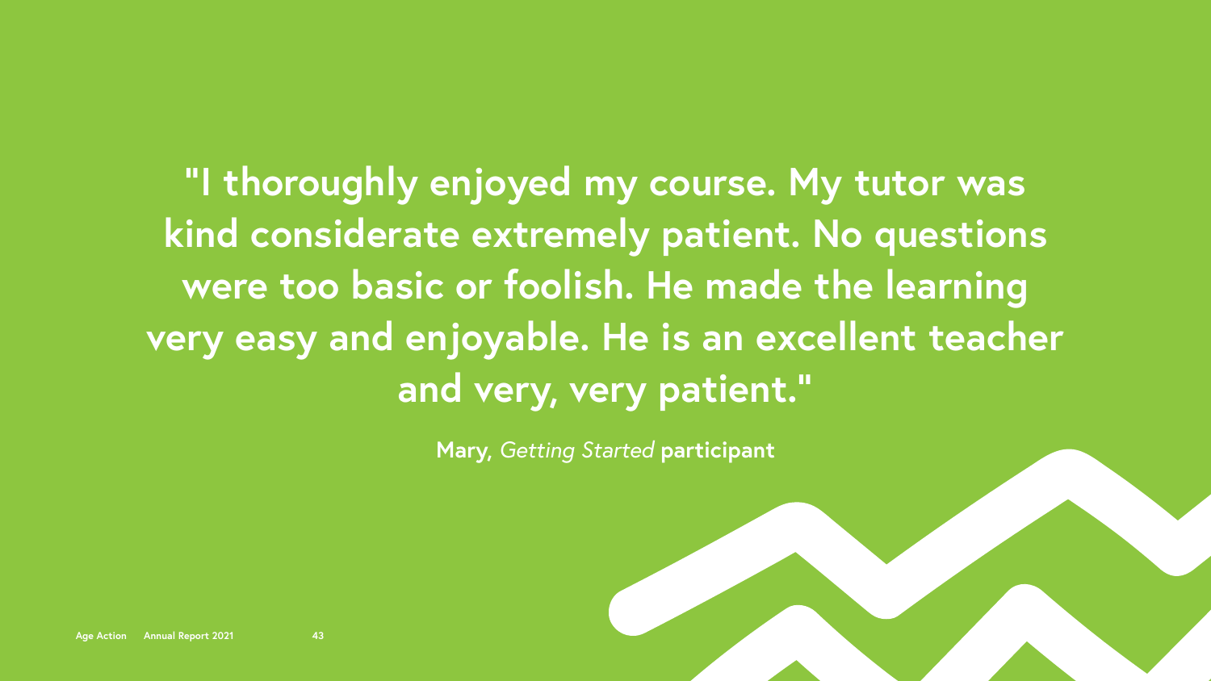**"I thoroughly enjoyed my course. My tutor was kind considerate extremely patient. No questions were too basic or foolish. He made the learning very easy and enjoyable. He is an excellent teacher and very, very patient."**

**Mary,** *Getting Started* **participant**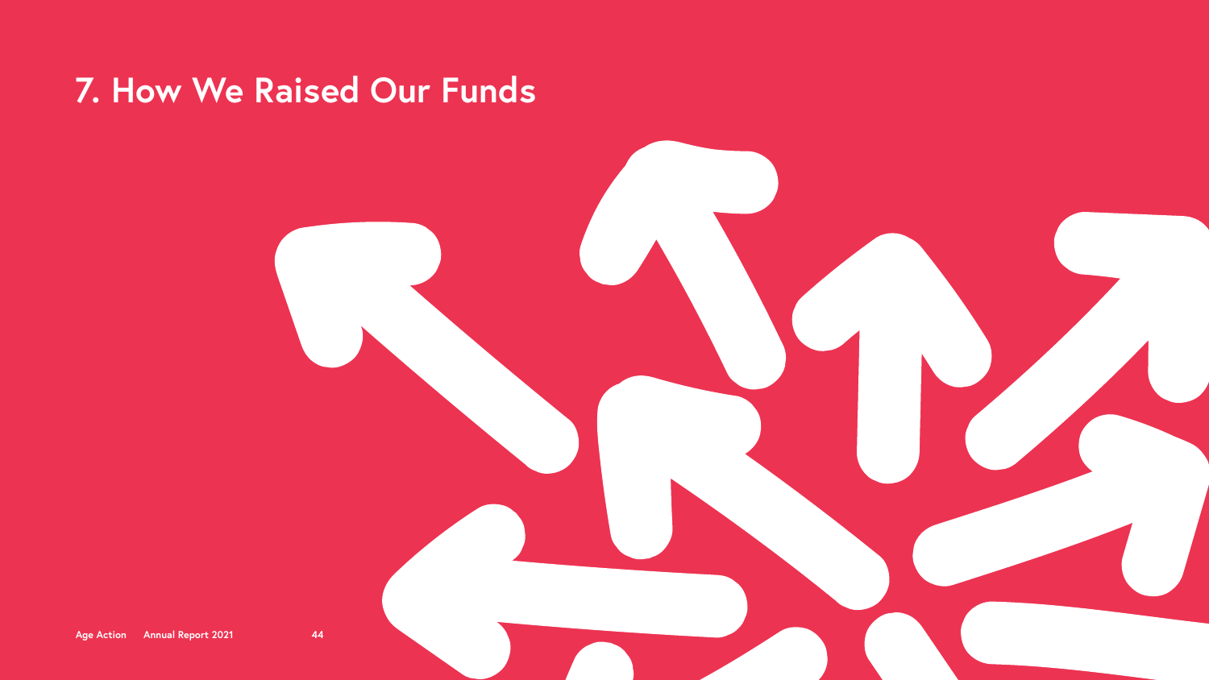# 7. How We Raised Our Funds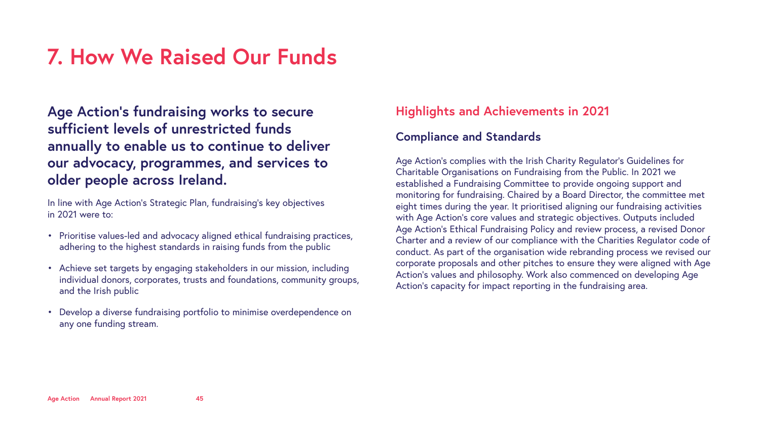# 7. How We Raised Our Funds

**Age Action's fundraising works to secure sufficient levels of unrestricted funds annually to enable us to continue to deliver our advocacy, programmes, and services to older people across Ireland.**

In line with Age Action's Strategic Plan, fundraising's key objectives in 2021 were to:

- Prioritise values-led and advocacy aligned ethical fundraising practices, adhering to the highest standards in raising funds from the public
- Achieve set targets by engaging stakeholders in our mission, including individual donors, corporates, trusts and foundations, community groups, and the Irish public
- Develop a diverse fundraising portfolio to minimise overdependence on any one funding stream.

## Highlights and Achievements in 2021

### Compliance and Standards

Age Action's complies with the Irish Charity Regulator's Guidelines for Charitable Organisations on Fundraising from the Public. In 2021 we established a Fundraising Committee to provide ongoing support and monitoring for fundraising. Chaired by a Board Director, the committee met eight times during the year. It prioritised aligning our fundraising activities with Age Action's core values and strategic objectives. Outputs included Age Action's Ethical Fundraising Policy and review process, a revised Donor Charter and a review of our compliance with the Charities Regulator code of conduct. As part of the organisation wide rebranding process we revised our corporate proposals and other pitches to ensure they were aligned with Age Action's values and philosophy. Work also commenced on developing Age Action's capacity for impact reporting in the fundraising area.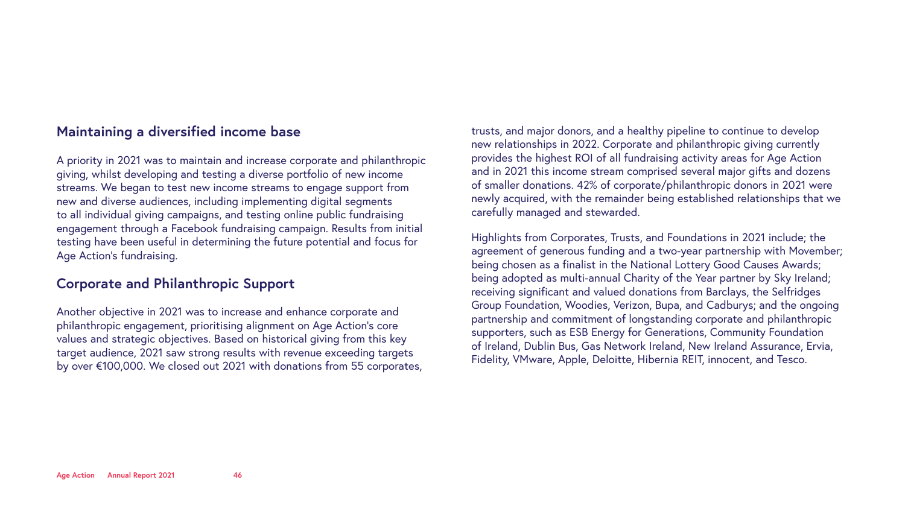## Maintaining a diversified income base

A priority in 2021 was to maintain and increase corporate and philanthropic giving, whilst developing and testing a diverse portfolio of new income streams. We began to test new income streams to engage support from new and diverse audiences, including implementing digital segments to all individual giving campaigns, and testing online public fundraising engagement through a Facebook fundraising campaign. Results from initial testing have been useful in determining the future potential and focus for Age Action's fundraising.

## Corporate and Philanthropic Support

Another objective in 2021 was to increase and enhance corporate and philanthropic engagement, prioritising alignment on Age Action's core values and strategic objectives. Based on historical giving from this key target audience, 2021 saw strong results with revenue exceeding targets by over €100,000. We closed out 2021 with donations from 55 corporates, trusts, and major donors, and a healthy pipeline to continue to develop new relationships in 2022. Corporate and philanthropic giving currently provides the highest ROI of all fundraising activity areas for Age Action and in 2021 this income stream comprised several major gifts and dozens of smaller donations. 42% of corporate/philanthropic donors in 2021 were newly acquired, with the remainder being established relationships that we carefully managed and stewarded.

Highlights from Corporates, Trusts, and Foundations in 2021 include; the agreement of generous funding and a two-year partnership with Movember; being chosen as a finalist in the National Lottery Good Causes Awards; being adopted as multi-annual Charity of the Year partner by Sky Ireland; receiving significant and valued donations from Barclays, the Selfridges Group Foundation, Woodies, Verizon, Bupa, and Cadburys; and the ongoing partnership and commitment of longstanding corporate and philanthropic supporters, such as ESB Energy for Generations, Community Foundation of Ireland, Dublin Bus, Gas Network Ireland, New Ireland Assurance, Ervia, Fidelity, VMware, Apple, Deloitte, Hibernia REIT, innocent, and Tesco.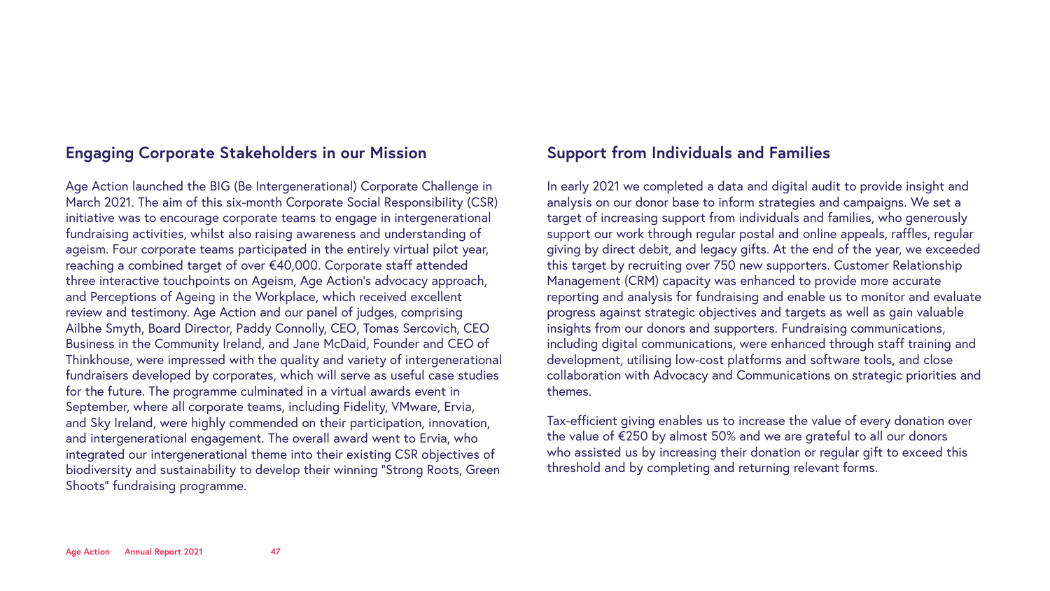## Engaging Corporate Stakeholders in our Mission

Age Action launched the BIG (Be Intergenerational) Corporate Challenge in March 2021. The aim of this six-month Corporate Social Responsibility (CSR) initiative was to encourage corporate teams to engage in intergenerational fundraising activities, whilst also raising awareness and understanding of ageism. Four corporate teams participated in the entirely virtual pilot year, reaching a combined target of over €40,000. Corporate staff attended three interactive touchpoints on Ageism, Age Action's advocacy approach, and Perceptions of Ageing in the Workplace, which received excellent review and testimony. Age Action and our panel of judges, comprising Ailbhe Smyth, Board Director, Paddy Connolly, CEO, Tomas Sercovich, CEO Business in the Community Ireland, and Jane McDaid, Founder and CEO of Thinkhouse, were impressed with the quality and variety of intergenerational fundraisers developed by corporates, which will serve as useful case studies for the future. The programme culminated in a virtual awards event in September, where all corporate teams, including Fidelity, VMware, Ervia, and Sky Ireland, were highly commended on their participation, innovation, and intergenerational engagement. The overall award went to Ervia, who integrated our intergenerational theme into their existing CSR objectives of biodiversity and sustainability to develop their winning "Strong Roots, Green Shoots" fundraising programme.

## Support from Individuals and Families

In early 2021 we completed a data and digital audit to provide insight and analysis on our donor base to inform strategies and campaigns. We set a target of increasing support from individuals and families, who generously support our work through regular postal and online appeals, raffles, regular giving by direct debit, and legacy gifts. At the end of the year, we exceeded this target by recruiting over 750 new supporters. Customer Relationship Management (CRM) capacity was enhanced to provide more accurate reporting and analysis for fundraising and enable us to monitor and evaluate progress against strategic objectives and targets as well as gain valuable insights from our donors and supporters. Fundraising communications, including digital communications, were enhanced through staff training and development, utilising low-cost platforms and software tools, and close collaboration with Advocacy and Communications on strategic priorities and themes.

Tax-efficient giving enables us to increase the value of every donation over the value of €250 by almost 50% and we are grateful to all our donors who assisted us by increasing their donation or regular gift to exceed this threshold and by completing and returning relevant forms.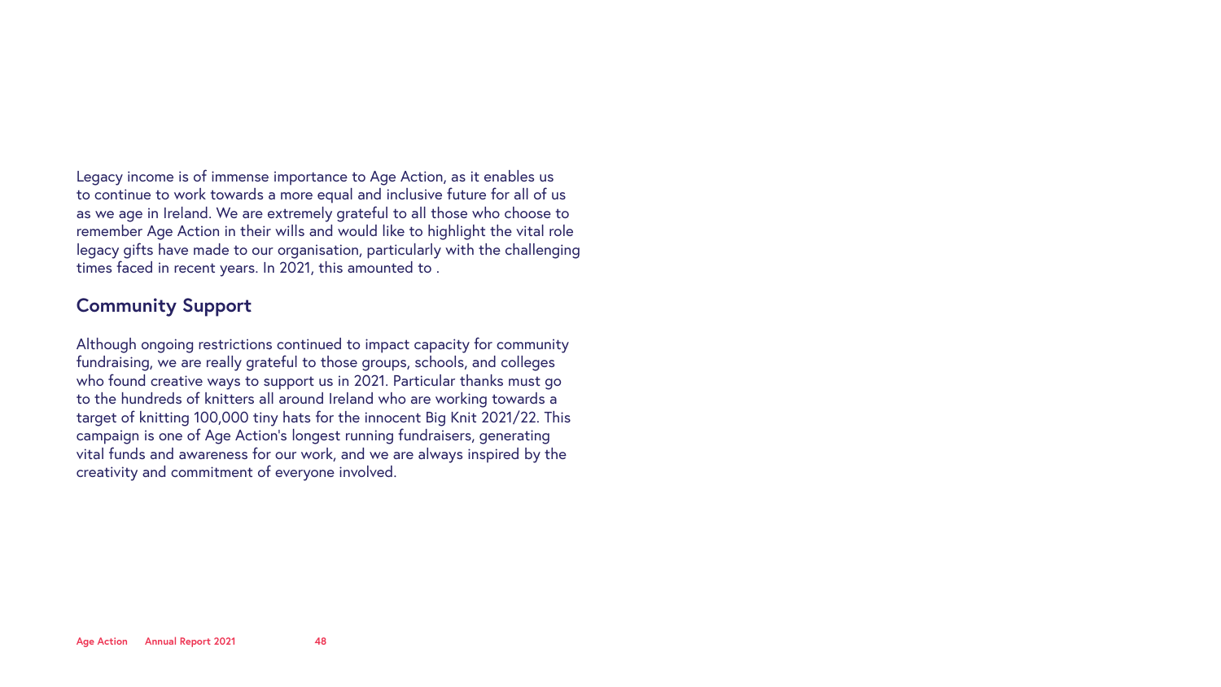Legacy income is of immense importance to Age Action, as it enables us to continue to work towards a more equal and inclusive future for all of us as we age in Ireland. We are extremely grateful to all those who choose to remember Age Action in their wills and would like to highlight the vital role legacy gifts have made to our organisation, particularly with the challenging times faced in recent years. In 2021, this amounted to .

## Community Support

Although ongoing restrictions continued to impact capacity for community fundraising, we are really grateful to those groups, schools, and colleges who found creative ways to support us in 2021. Particular thanks must go to the hundreds of knitters all around Ireland who are working towards a target of knitting 100,000 tiny hats for the innocent Big Knit 2021/22. This campaign is one of Age Action's longest running fundraisers, generating vital funds and awareness for our work, and we are always inspired by the creativity and commitment of everyone involved.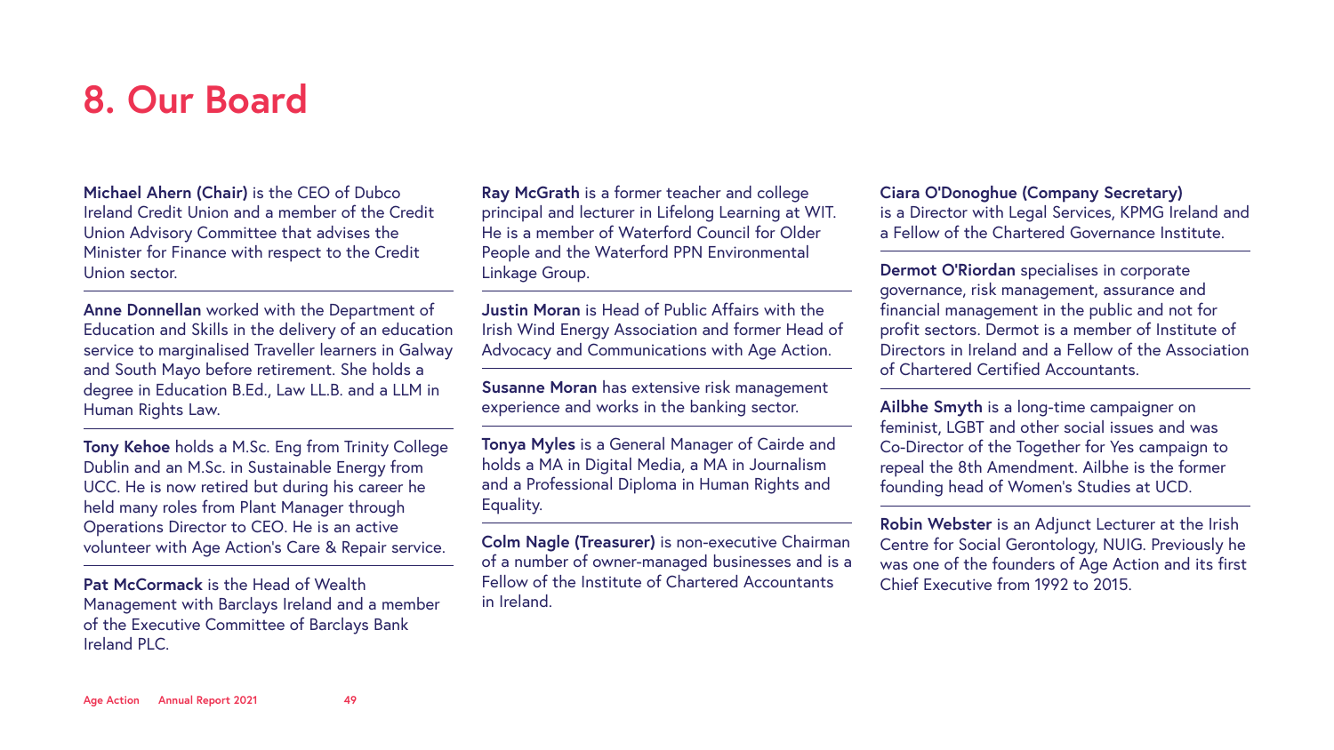# 8. Our Board

**Michael Ahern (Chair)** is the CEO of Dubco Ireland Credit Union and a member of the Credit Union Advisory Committee that advises the Minister for Finance with respect to the Credit Union sector.

**Anne Donnellan** worked with the Department of Education and Skills in the delivery of an education service to marginalised Traveller learners in Galway and South Mayo before retirement. She holds a degree in Education B.Ed., Law LL.B. and a LLM in Human Rights Law.

**Tony Kehoe** holds a M.Sc. Eng from Trinity College Dublin and an M.Sc. in Sustainable Energy from UCC. He is now retired but during his career he held many roles from Plant Manager through Operations Director to CEO. He is an active volunteer with Age Action's Care & Repair service.

**Pat McCormack** is the Head of Wealth Management with Barclays Ireland and a member of the Executive Committee of Barclays Bank Ireland PLC.

**Ray McGrath** is a former teacher and college principal and lecturer in Lifelong Learning at WIT. He is a member of Waterford Council for Older People and the Waterford PPN Environmental Linkage Group.

**Justin Moran** is Head of Public Affairs with the Irish Wind Energy Association and former Head of Advocacy and Communications with Age Action.

**Susanne Moran** has extensive risk management experience and works in the banking sector.

**Tonya Myles** is a General Manager of Cairde and holds a MA in Digital Media, a MA in Journalism and a Professional Diploma in Human Rights and Equality.

**Colm Nagle (Treasurer)** is non-executive Chairman of a number of owner-managed businesses and is a Fellow of the Institute of Chartered Accountants in Ireland.

**Ciara O'Donoghue (Company Secretary)** is a Director with Legal Services, KPMG Ireland and a Fellow of the Chartered Governance Institute.

**Dermot O'Riordan** specialises in corporate governance, risk management, assurance and financial management in the public and not for profit sectors. Dermot is a member of Institute of Directors in Ireland and a Fellow of the Association of Chartered Certified Accountants.

**Ailbhe Smyth** is a long-time campaigner on feminist, LGBT and other social issues and was Co-Director of the Together for Yes campaign to repeal the 8th Amendment. Ailbhe is the former founding head of Women's Studies at UCD.

**Robin Webster** is an Adjunct Lecturer at the Irish Centre for Social Gerontology, NUIG. Previously he was one of the founders of Age Action and its first Chief Executive from 1992 to 2015.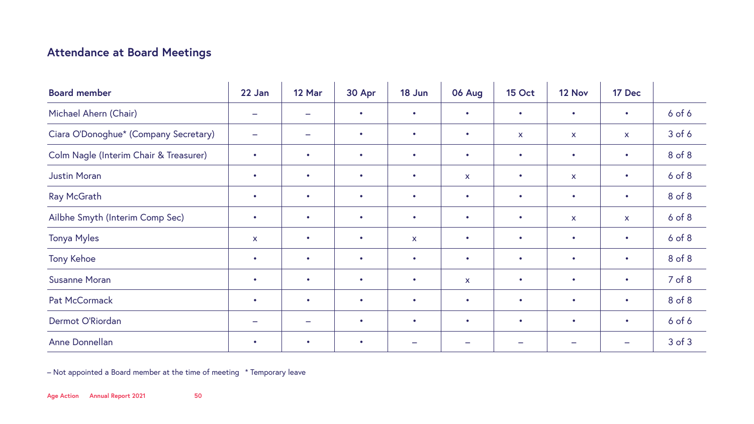## Attendance at Board Meetings

| Board member | 22 Jan | 12 Mar | 30 Apr | 18 Jun | 06 Aug | 15 Oct | 12 Nov | 17 Dec | |
|---|---|---|---|---|---|---|---|---|---|
| Michael Ahern (Chair) | – | – | • | • | • | • | • | • | 6 of 6 |
| Ciara O'Donoghue* (Company Secretary) | – | – | • | • | • | x | x | x | 3 of 6 |
| Colm Nagle (Interim Chair & Treasurer) | • | • | • | • | • | • | • | • | 8 of 8 |
| Justin Moran | • | • | • | • | x | • | x | • | 6 of 8 |
| Ray McGrath | • | • | • | • | • | • | • | • | 8 of 8 |
| Ailbhe Smyth (Interim Comp Sec) | • | • | • | • | • | • | x | x | 6 of 8 |
| Tonya Myles | x | • | • | x | • | • | • | • | 6 of 8 |
| Tony Kehoe | • | • | • | • | • | • | • | • | 8 of 8 |
| Susanne Moran | • | • | • | • | x | • | • | • | 7 of 8 |
| Pat McCormack | • | • | • | • | • | • | • | • | 8 of 8 |
| Dermot O'Riordan | – | – | • | • | • | • | • | • | 6 of 6 |
| Anne Donnellan | • | • | • | – | – | – | – | – | 3 of 3 |

– Not appointed a Board member at the time of meeting * Temporary leave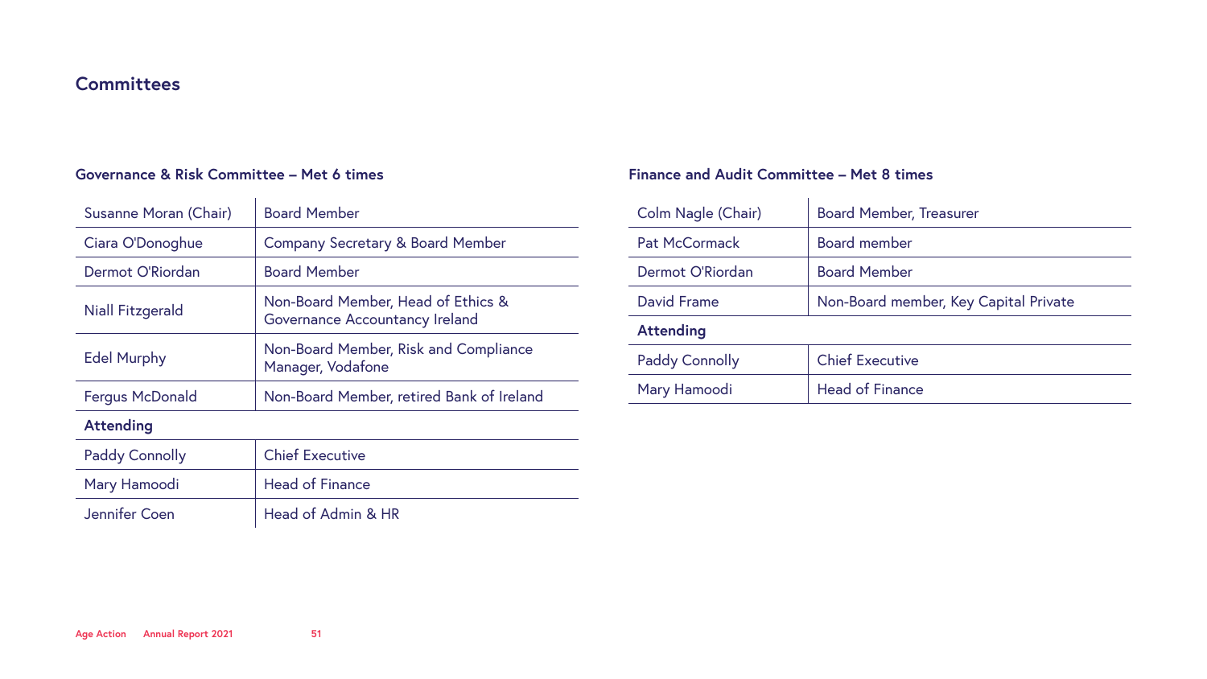## Committees

### Governance & Risk Committee – Met 6 times

| | |
|---|---|
| Susanne Moran (Chair) | Board Member |
| Ciara O'Donoghue | Company Secretary & Board Member |
| Dermot O'Riordan | Board Member |
| Niall Fitzgerald | Non-Board Member, Head of Ethics & Governance Accountancy Ireland |
| Edel Murphy | Non-Board Member, Risk and Compliance Manager, Vodafone |
| Fergus McDonald | Non-Board Member, retired Bank of Ireland |
| **Attending** | |
| Paddy Connolly | Chief Executive |
| Mary Hamoodi | Head of Finance |
| Jennifer Coen | Head of Admin & HR |

### Finance and Audit Committee – Met 8 times

| | |
|---|---|
| Colm Nagle (Chair) | Board Member, Treasurer |
| Pat McCormack | Board member |
| Dermot O'Riordan | Board Member |
| David Frame | Non-Board member, Key Capital Private |
| **Attending** | |
| Paddy Connolly | Chief Executive |
| Mary Hamoodi | Head of Finance |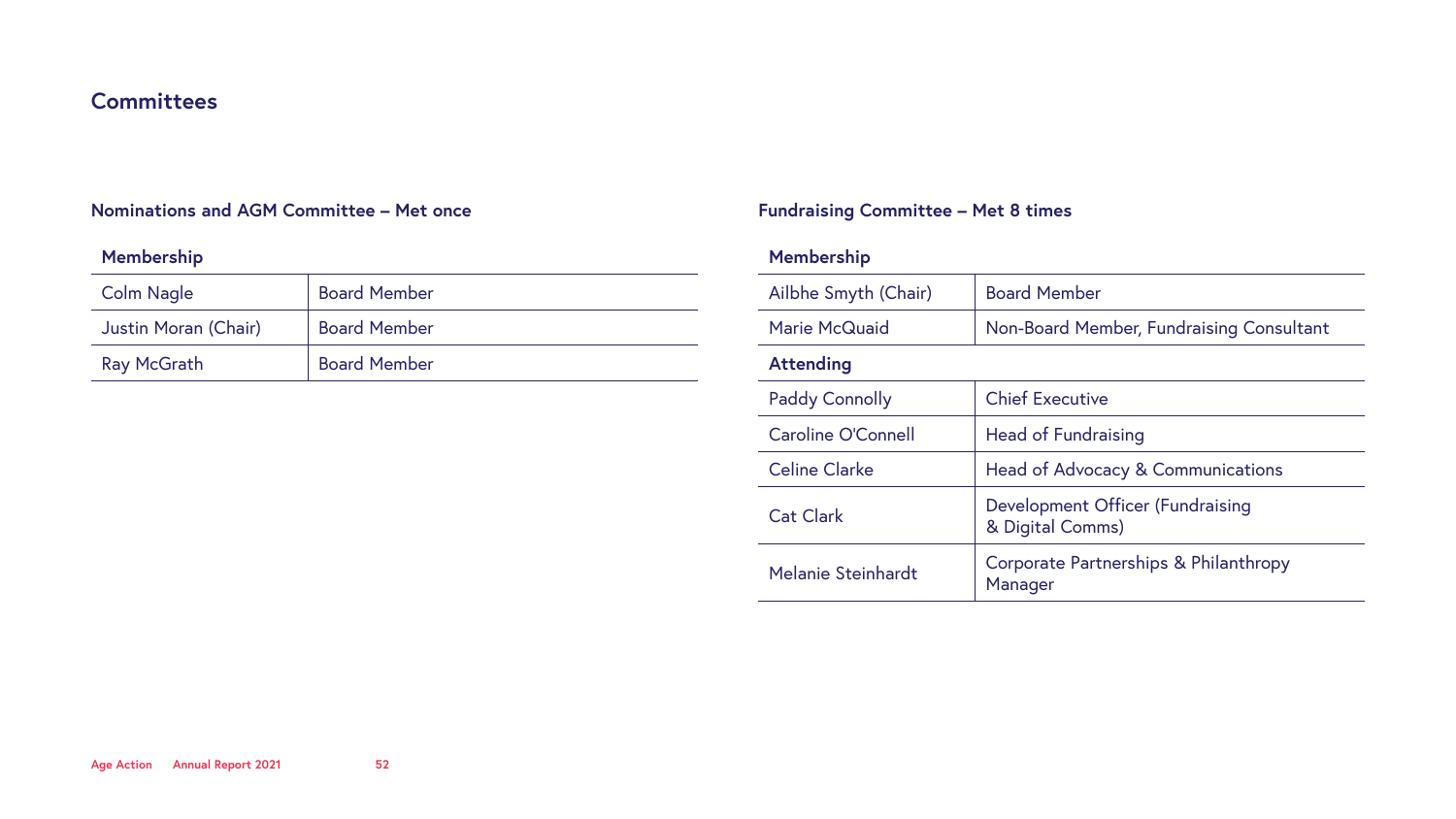## Committees

### Nominations and AGM Committee – Met once

| Membership | |
|---|---|
| Colm Nagle | Board Member |
| Justin Moran (Chair) | Board Member |
| Ray McGrath | Board Member |

### Fundraising Committee – Met 8 times

| Membership | |
|---|---|
| Ailbhe Smyth (Chair) | Board Member |
| Marie McQuaid | Non-Board Member, Fundraising Consultant |
| **Attending** | |
| Paddy Connolly | Chief Executive |
| Caroline O'Connell | Head of Fundraising |
| Celine Clarke | Head of Advocacy & Communications |
| Cat Clark | Development Officer (Fundraising & Digital Comms) |
| Melanie Steinhardt | Corporate Partnerships & Philanthropy Manager |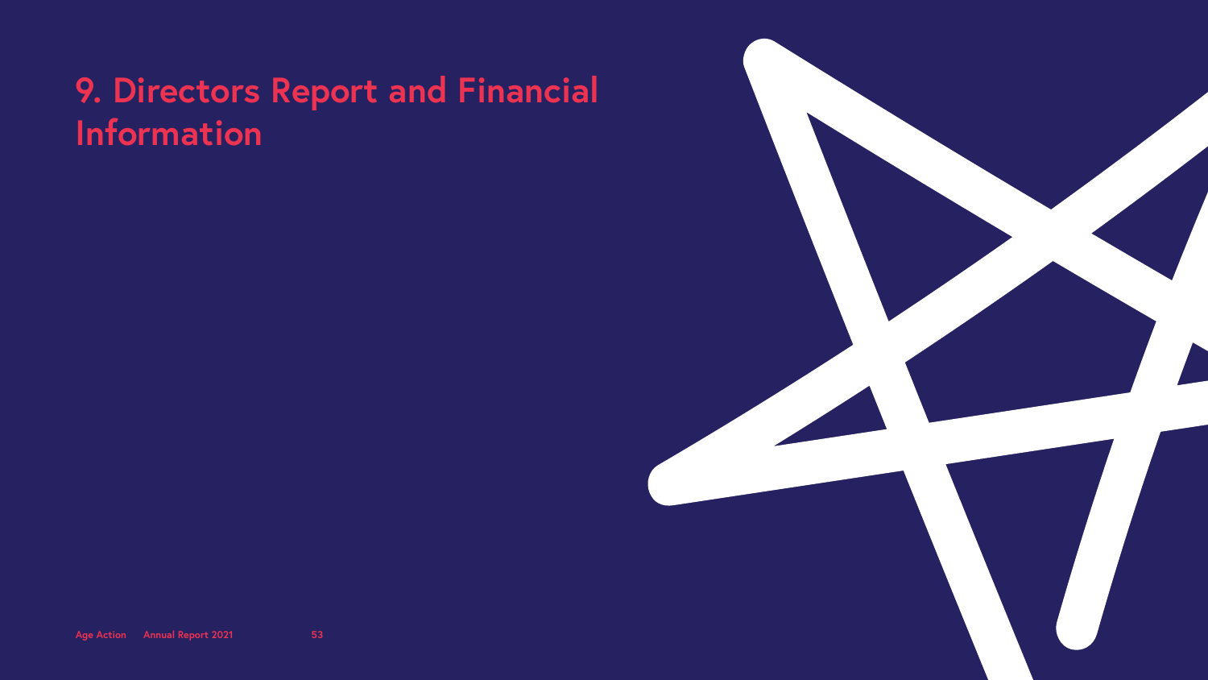# 9. Directors Report and Financial Information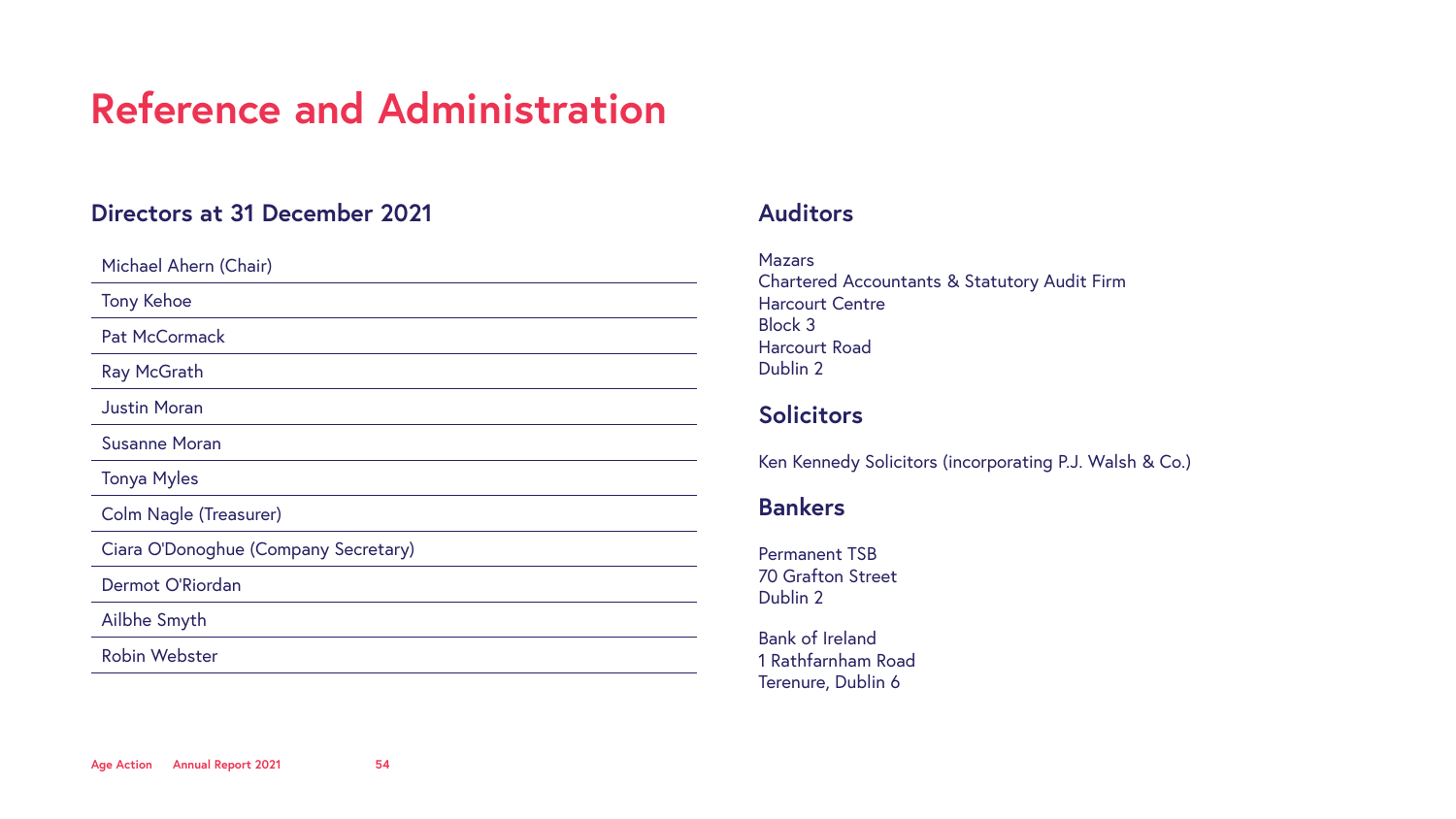# Reference and Administration

## Directors at 31 December 2021

Michael Ahern (Chair)

Tony Kehoe

Pat McCormack

Ray McGrath

Justin Moran

Susanne Moran

Tonya Myles

Colm Nagle (Treasurer)

Ciara O'Donoghue (Company Secretary)

Dermot O'Riordan

Ailbhe Smyth

Robin Webster

## Auditors

Mazars  
Chartered Accountants & Statutory Audit Firm  
Harcourt Centre  
Block 3  
Harcourt Road  
Dublin 2

## Solicitors

Ken Kennedy Solicitors (incorporating P.J. Walsh & Co.)

## Bankers

Permanent TSB  
70 Grafton Street  
Dublin 2

Bank of Ireland  
1 Rathfarnham Road  
Terenure, Dublin 6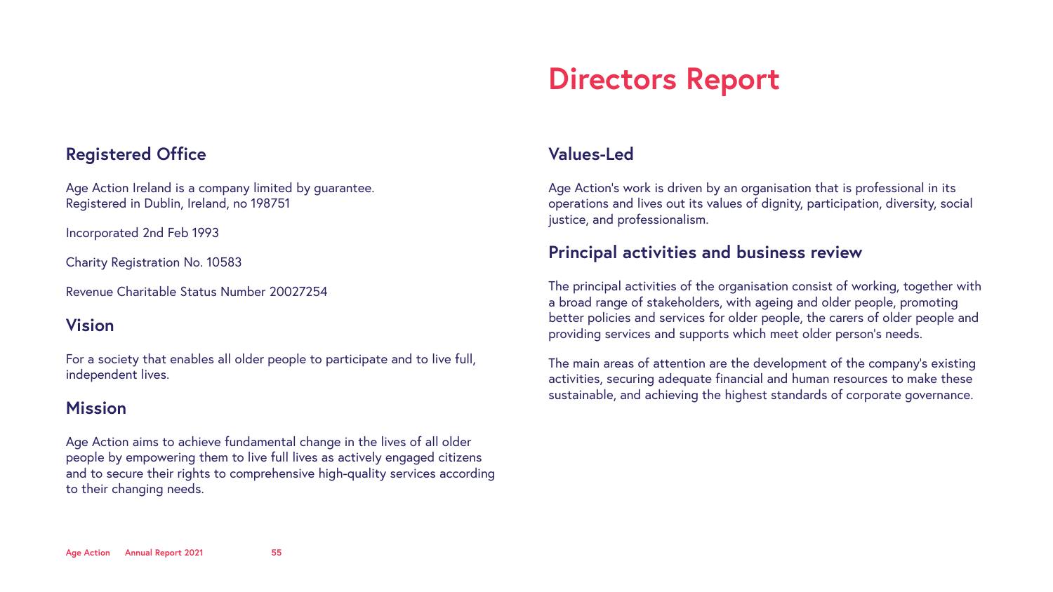# Directors Report

## Registered Office

Age Action Ireland is a company limited by guarantee.
Registered in Dublin, Ireland, no 198751

Incorporated 2nd Feb 1993

Charity Registration No. 10583

Revenue Charitable Status Number 20027254

## Vision

For a society that enables all older people to participate and to live full, independent lives.

## Mission

Age Action aims to achieve fundamental change in the lives of all older people by empowering them to live full lives as actively engaged citizens and to secure their rights to comprehensive high-quality services according to their changing needs.

## Values-Led

Age Action's work is driven by an organisation that is professional in its operations and lives out its values of dignity, participation, diversity, social justice, and professionalism.

## Principal activities and business review

The principal activities of the organisation consist of working, together with a broad range of stakeholders, with ageing and older people, promoting better policies and services for older people, the carers of older people and providing services and supports which meet older person's needs.

The main areas of attention are the development of the company's existing activities, securing adequate financial and human resources to make these sustainable, and achieving the highest standards of corporate governance.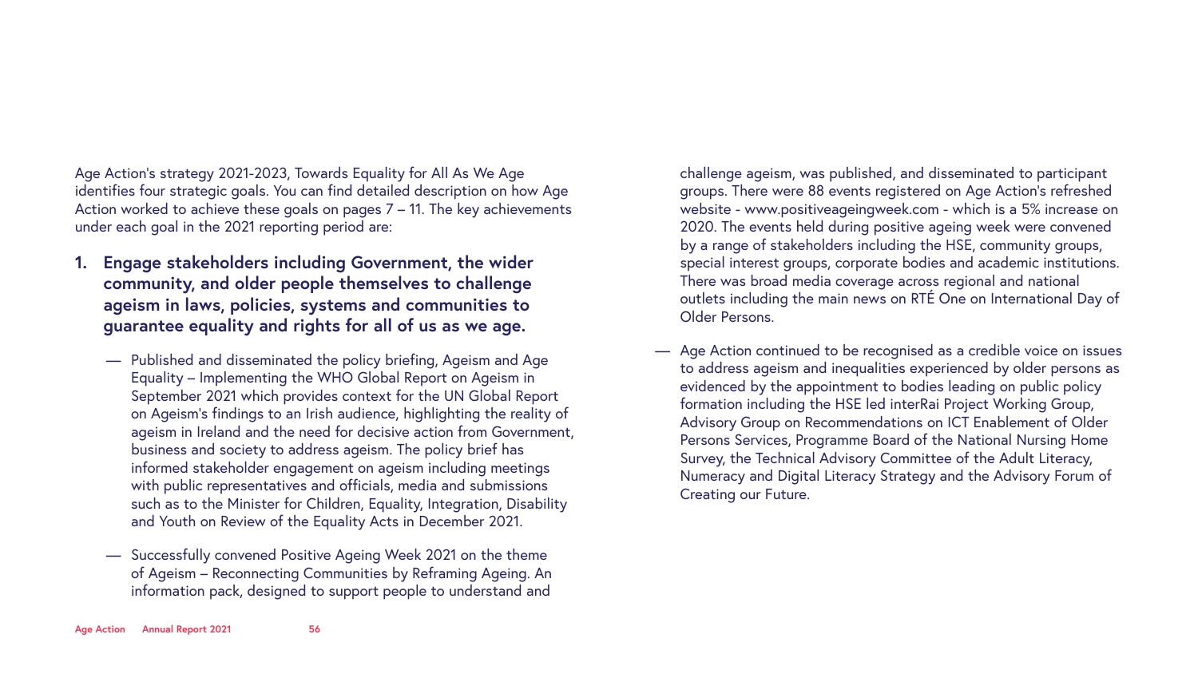Age Action's strategy 2021-2023, Towards Equality for All As We Age identifies four strategic goals. You can find detailed description on how Age Action worked to achieve these goals on pages 7 – 11. The key achievements under each goal in the 2021 reporting period are:

1. **Engage stakeholders including Government, the wider community, and older people themselves to challenge ageism in laws, policies, systems and communities to guarantee equality and rights for all of us as we age.**

    — Published and disseminated the policy briefing, Ageism and Age Equality – Implementing the WHO Global Report on Ageism in September 2021 which provides context for the UN Global Report on Ageism's findings to an Irish audience, highlighting the reality of ageism in Ireland and the need for decisive action from Government, business and society to address ageism. The policy brief has informed stakeholder engagement on ageism including meetings with public representatives and officials, media and submissions such as to the Minister for Children, Equality, Integration, Disability and Youth on Review of the Equality Acts in December 2021.

    — Successfully convened Positive Ageing Week 2021 on the theme of Ageism – Reconnecting Communities by Reframing Ageing. An information pack, designed to support people to understand and challenge ageism, was published, and disseminated to participant groups. There were 88 events registered on Age Action's refreshed website - www.positiveageingweek.com - which is a 5% increase on 2020. The events held during positive ageing week were convened by a range of stakeholders including the HSE, community groups, special interest groups, corporate bodies and academic institutions. There was broad media coverage across regional and national outlets including the main news on RTÉ One on International Day of Older Persons.

    — Age Action continued to be recognised as a credible voice on issues to address ageism and inequalities experienced by older persons as evidenced by the appointment to bodies leading on public policy formation including the HSE led interRai Project Working Group, Advisory Group on Recommendations on ICT Enablement of Older Persons Services, Programme Board of the National Nursing Home Survey, the Technical Advisory Committee of the Adult Literacy, Numeracy and Digital Literacy Strategy and the Advisory Forum of Creating our Future.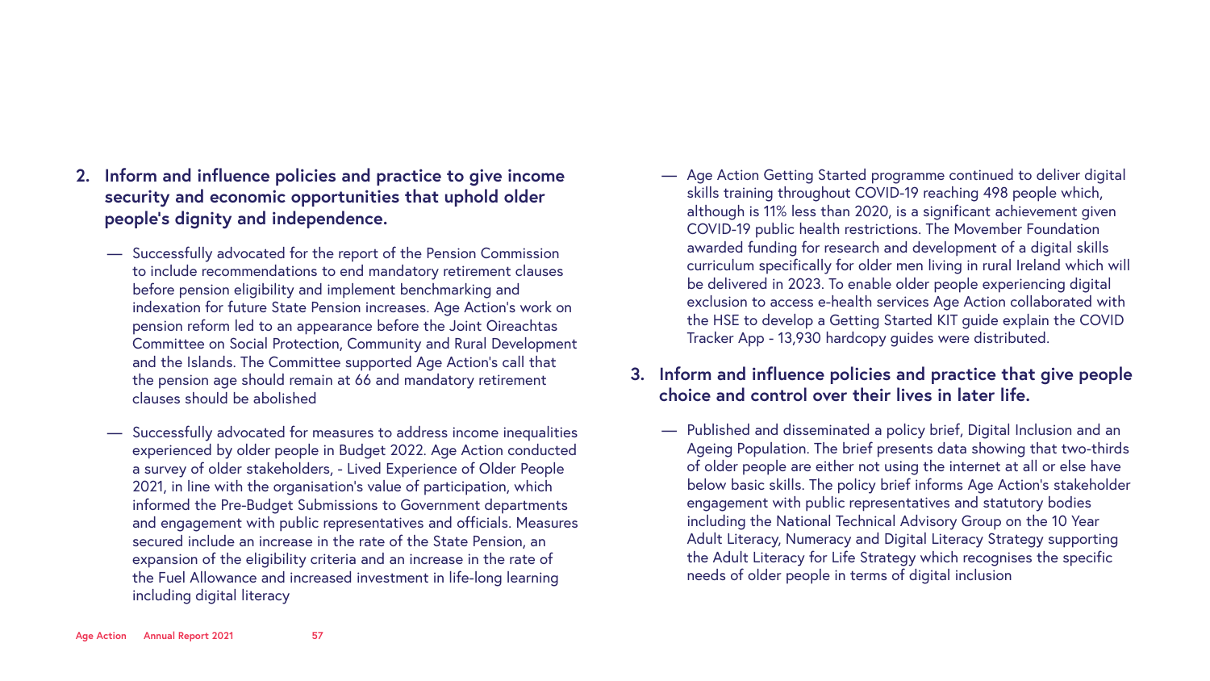2. **Inform and influence policies and practice to give income security and economic opportunities that uphold older people's dignity and independence.**

    — Successfully advocated for the report of the Pension Commission to include recommendations to end mandatory retirement clauses before pension eligibility and implement benchmarking and indexation for future State Pension increases. Age Action's work on pension reform led to an appearance before the Joint Oireachtas Committee on Social Protection, Community and Rural Development and the Islands. The Committee supported Age Action's call that the pension age should remain at 66 and mandatory retirement clauses should be abolished

    — Successfully advocated for measures to address income inequalities experienced by older people in Budget 2022. Age Action conducted a survey of older stakeholders, - Lived Experience of Older People 2021, in line with the organisation's value of participation, which informed the Pre-Budget Submissions to Government departments and engagement with public representatives and officials. Measures secured include an increase in the rate of the State Pension, an expansion of the eligibility criteria and an increase in the rate of the Fuel Allowance and increased investment in life-long learning including digital literacy

    — Age Action Getting Started programme continued to deliver digital skills training throughout COVID-19 reaching 498 people which, although is 11% less than 2020, is a significant achievement given COVID-19 public health restrictions. The Movember Foundation awarded funding for research and development of a digital skills curriculum specifically for older men living in rural Ireland which will be delivered in 2023. To enable older people experiencing digital exclusion to access e-health services Age Action collaborated with the HSE to develop a Getting Started KIT guide explain the COVID Tracker App - 13,930 hardcopy guides were distributed.

3. **Inform and influence policies and practice that give people choice and control over their lives in later life.**

    — Published and disseminated a policy brief, Digital Inclusion and an Ageing Population. The brief presents data showing that two-thirds of older people are either not using the internet at all or else have below basic skills. The policy brief informs Age Action's stakeholder engagement with public representatives and statutory bodies including the National Technical Advisory Group on the 10 Year Adult Literacy, Numeracy and Digital Literacy Strategy supporting the Adult Literacy for Life Strategy which recognises the specific needs of older people in terms of digital inclusion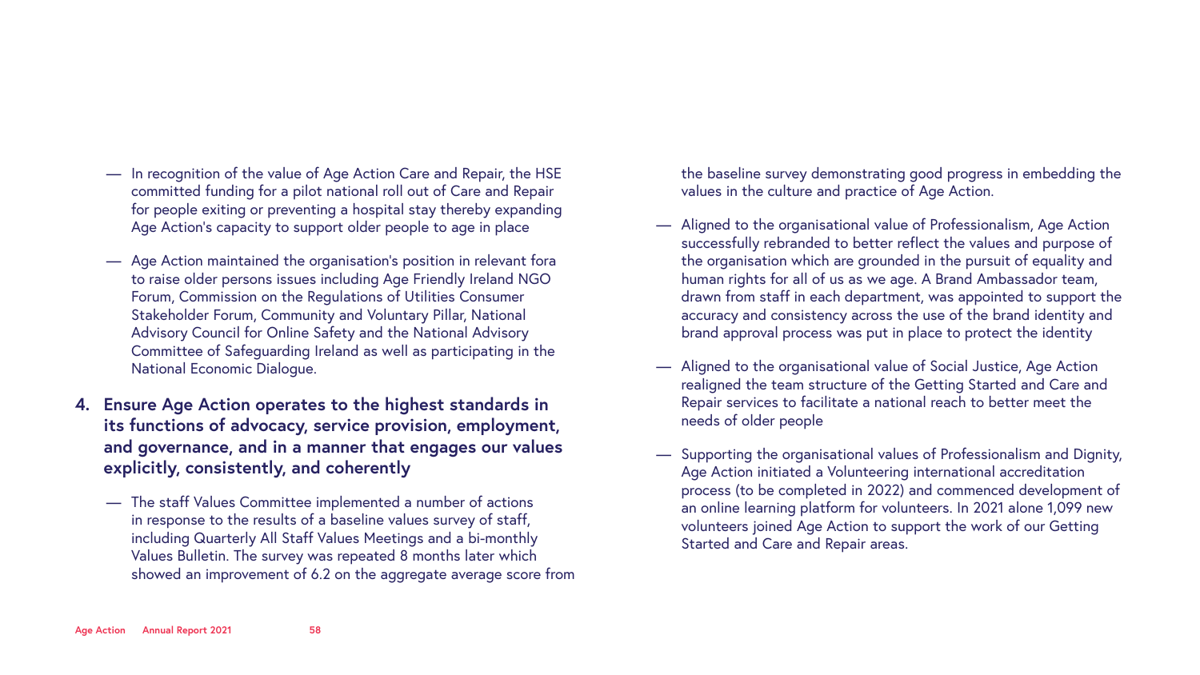- In recognition of the value of Age Action Care and Repair, the HSE committed funding for a pilot national roll out of Care and Repair for people exiting or preventing a hospital stay thereby expanding Age Action's capacity to support older people to age in place
- Age Action maintained the organisation's position in relevant fora to raise older persons issues including Age Friendly Ireland NGO Forum, Commission on the Regulations of Utilities Consumer Stakeholder Forum, Community and Voluntary Pillar, National Advisory Council for Online Safety and the National Advisory Committee of Safeguarding Ireland as well as participating in the National Economic Dialogue.

**4. Ensure Age Action operates to the highest standards in its functions of advocacy, service provision, employment, and governance, and in a manner that engages our values explicitly, consistently, and coherently**

- The staff Values Committee implemented a number of actions in response to the results of a baseline values survey of staff, including Quarterly All Staff Values Meetings and a bi-monthly Values Bulletin. The survey was repeated 8 months later which showed an improvement of 6.2 on the aggregate average score from the baseline survey demonstrating good progress in embedding the values in the culture and practice of Age Action.
- Aligned to the organisational value of Professionalism, Age Action successfully rebranded to better reflect the values and purpose of the organisation which are grounded in the pursuit of equality and human rights for all of us as we age. A Brand Ambassador team, drawn from staff in each department, was appointed to support the accuracy and consistency across the use of the brand identity and brand approval process was put in place to protect the identity
- Aligned to the organisational value of Social Justice, Age Action realigned the team structure of the Getting Started and Care and Repair services to facilitate a national reach to better meet the needs of older people
- Supporting the organisational values of Professionalism and Dignity, Age Action initiated a Volunteering international accreditation process (to be completed in 2022) and commenced development of an online learning platform for volunteers. In 2021 alone 1,099 new volunteers joined Age Action to support the work of our Getting Started and Care and Repair areas.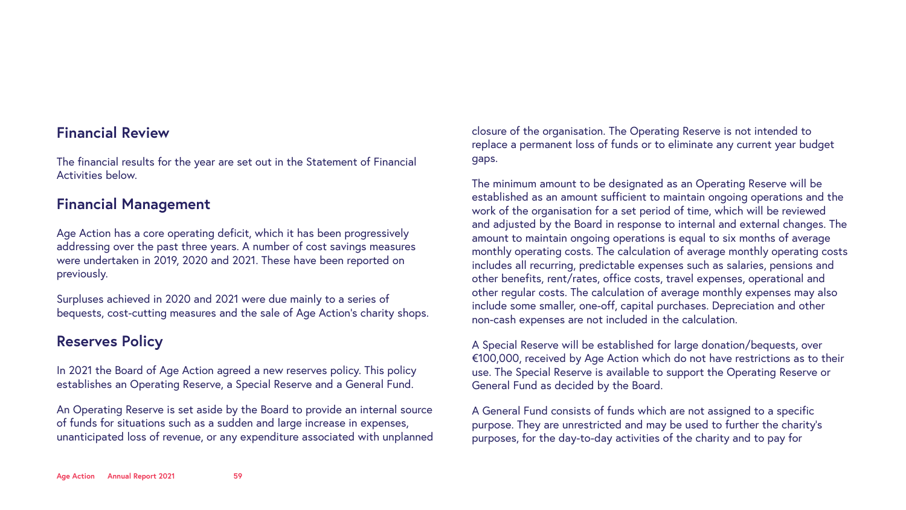## Financial Review

The financial results for the year are set out in the Statement of Financial Activities below.

## Financial Management

Age Action has a core operating deficit, which it has been progressively addressing over the past three years. A number of cost savings measures were undertaken in 2019, 2020 and 2021. These have been reported on previously.

Surpluses achieved in 2020 and 2021 were due mainly to a series of bequests, cost-cutting measures and the sale of Age Action's charity shops.

## Reserves Policy

In 2021 the Board of Age Action agreed a new reserves policy. This policy establishes an Operating Reserve, a Special Reserve and a General Fund.

An Operating Reserve is set aside by the Board to provide an internal source of funds for situations such as a sudden and large increase in expenses, unanticipated loss of revenue, or any expenditure associated with unplanned closure of the organisation. The Operating Reserve is not intended to replace a permanent loss of funds or to eliminate any current year budget gaps.

The minimum amount to be designated as an Operating Reserve will be established as an amount sufficient to maintain ongoing operations and the work of the organisation for a set period of time, which will be reviewed and adjusted by the Board in response to internal and external changes. The amount to maintain ongoing operations is equal to six months of average monthly operating costs. The calculation of average monthly operating costs includes all recurring, predictable expenses such as salaries, pensions and other benefits, rent/rates, office costs, travel expenses, operational and other regular costs. The calculation of average monthly expenses may also include some smaller, one-off, capital purchases. Depreciation and other non-cash expenses are not included in the calculation.

A Special Reserve will be established for large donation/bequests, over €100,000, received by Age Action which do not have restrictions as to their use. The Special Reserve is available to support the Operating Reserve or General Fund as decided by the Board.

A General Fund consists of funds which are not assigned to a specific purpose. They are unrestricted and may be used to further the charity's purposes, for the day-to-day activities of the charity and to pay for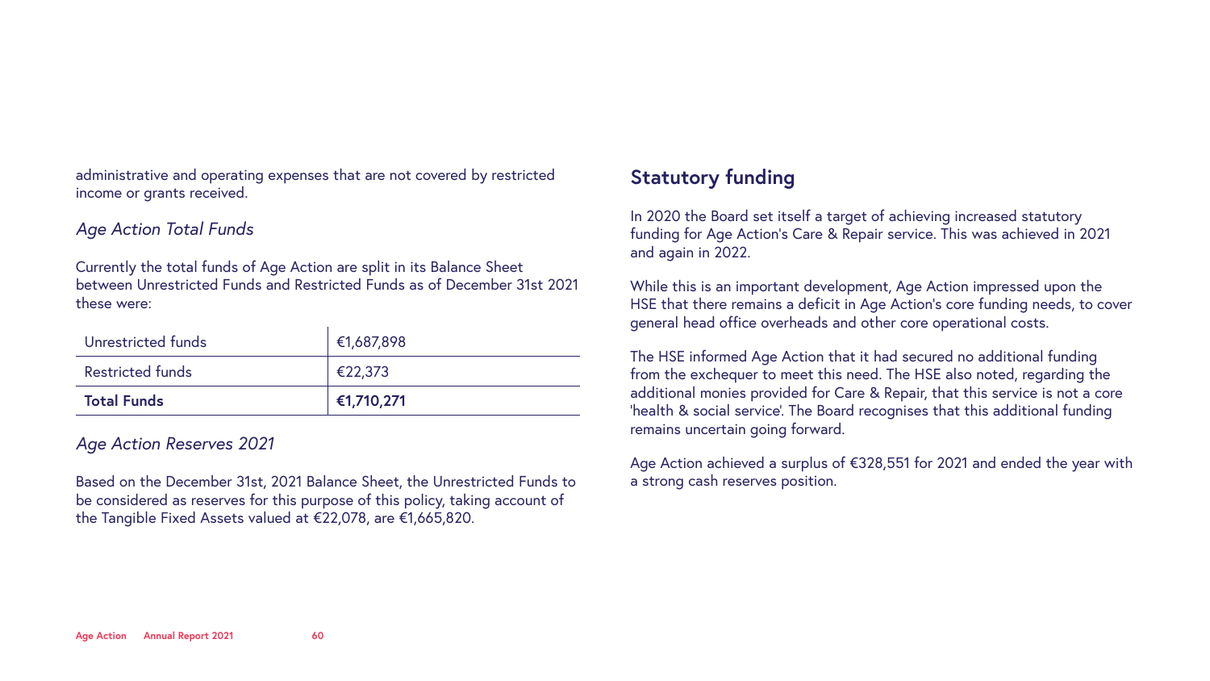administrative and operating expenses that are not covered by restricted income or grants received.

### *Age Action Total Funds*

Currently the total funds of Age Action are split in its Balance Sheet between Unrestricted Funds and Restricted Funds as of December 31st 2021 these were:

| | |
|---|---|
| Unrestricted funds | €1,687,898 |
| Restricted funds | €22,373 |
| **Total Funds** | **€1,710,271** |

### *Age Action Reserves 2021*

Based on the December 31st, 2021 Balance Sheet, the Unrestricted Funds to be considered as reserves for this purpose of this policy, taking account of the Tangible Fixed Assets valued at €22,078, are €1,665,820.

## Statutory funding

In 2020 the Board set itself a target of achieving increased statutory funding for Age Action's Care & Repair service. This was achieved in 2021 and again in 2022.

While this is an important development, Age Action impressed upon the HSE that there remains a deficit in Age Action's core funding needs, to cover general head office overheads and other core operational costs.

The HSE informed Age Action that it had secured no additional funding from the exchequer to meet this need. The HSE also noted, regarding the additional monies provided for Care & Repair, that this service is not a core 'health & social service'. The Board recognises that this additional funding remains uncertain going forward.

Age Action achieved a surplus of €328,551 for 2021 and ended the year with a strong cash reserves position.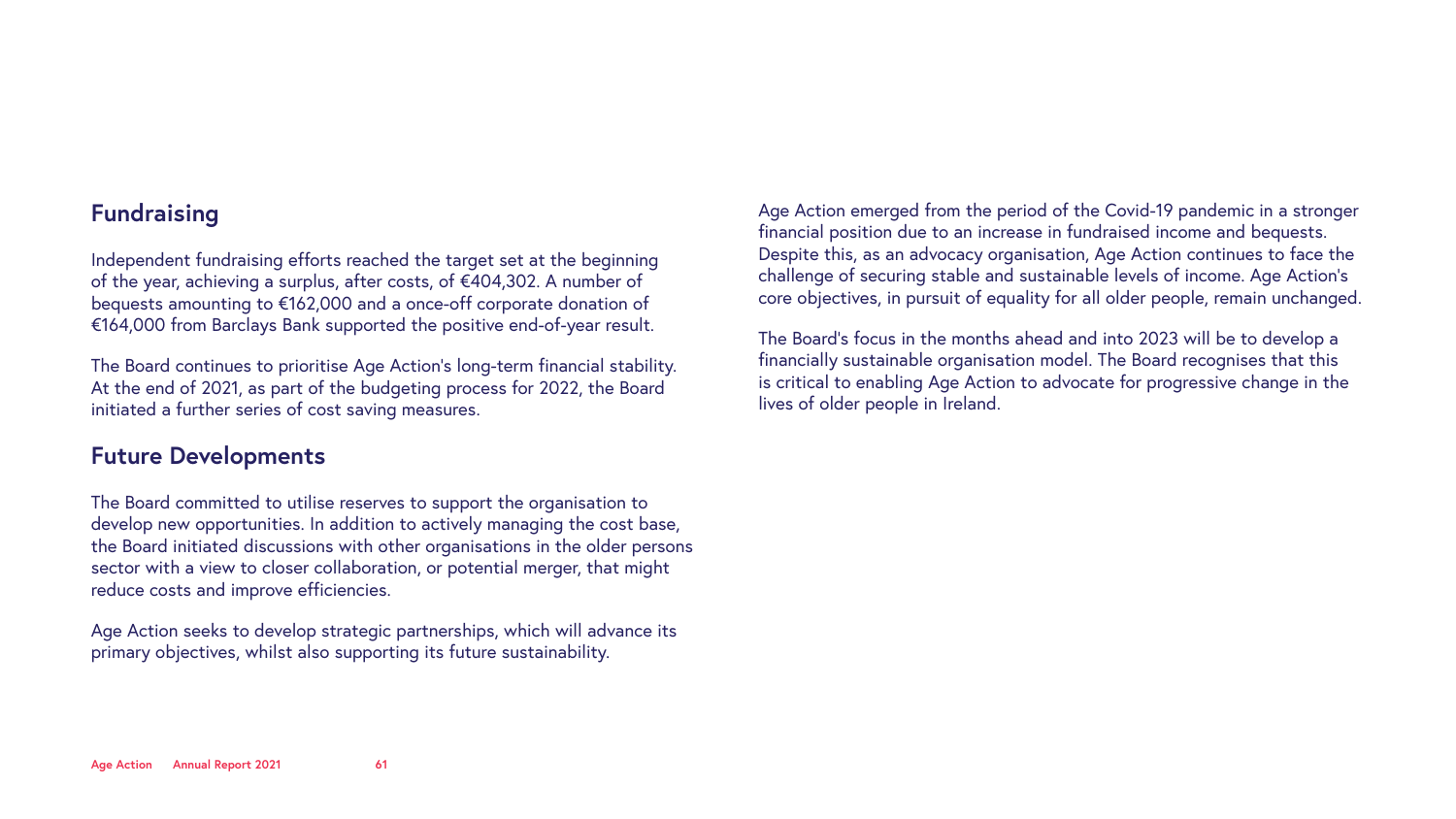## Fundraising

Independent fundraising efforts reached the target set at the beginning of the year, achieving a surplus, after costs, of €404,302. A number of bequests amounting to €162,000 and a once-off corporate donation of €164,000 from Barclays Bank supported the positive end-of-year result.

The Board continues to prioritise Age Action's long-term financial stability. At the end of 2021, as part of the budgeting process for 2022, the Board initiated a further series of cost saving measures.

## Future Developments

The Board committed to utilise reserves to support the organisation to develop new opportunities. In addition to actively managing the cost base, the Board initiated discussions with other organisations in the older persons sector with a view to closer collaboration, or potential merger, that might reduce costs and improve efficiencies.

Age Action seeks to develop strategic partnerships, which will advance its primary objectives, whilst also supporting its future sustainability.

Age Action emerged from the period of the Covid-19 pandemic in a stronger financial position due to an increase in fundraised income and bequests. Despite this, as an advocacy organisation, Age Action continues to face the challenge of securing stable and sustainable levels of income. Age Action's core objectives, in pursuit of equality for all older people, remain unchanged.

The Board's focus in the months ahead and into 2023 will be to develop a financially sustainable organisation model. The Board recognises that this is critical to enabling Age Action to advocate for progressive change in the lives of older people in Ireland.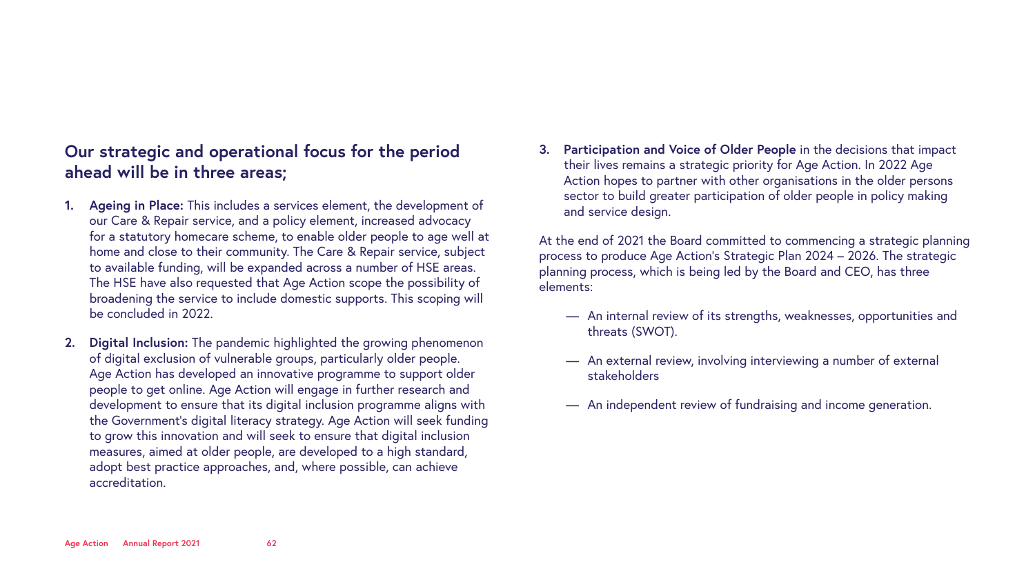## Our strategic and operational focus for the period ahead will be in three areas;

1. **Ageing in Place:** This includes a services element, the development of our Care & Repair service, and a policy element, increased advocacy for a statutory homecare scheme, to enable older people to age well at home and close to their community. The Care & Repair service, subject to available funding, will be expanded across a number of HSE areas. The HSE have also requested that Age Action scope the possibility of broadening the service to include domestic supports. This scoping will be concluded in 2022.

2. **Digital Inclusion:** The pandemic highlighted the growing phenomenon of digital exclusion of vulnerable groups, particularly older people. Age Action has developed an innovative programme to support older people to get online. Age Action will engage in further research and development to ensure that its digital inclusion programme aligns with the Government's digital literacy strategy. Age Action will seek funding to grow this innovation and will seek to ensure that digital inclusion measures, aimed at older people, are developed to a high standard, adopt best practice approaches, and, where possible, can achieve accreditation.

3. **Participation and Voice of Older People** in the decisions that impact their lives remains a strategic priority for Age Action. In 2022 Age Action hopes to partner with other organisations in the older persons sector to build greater participation of older people in policy making and service design.

At the end of 2021 the Board committed to commencing a strategic planning process to produce Age Action's Strategic Plan 2024 – 2026. The strategic planning process, which is being led by the Board and CEO, has three elements:

- An internal review of its strengths, weaknesses, opportunities and threats (SWOT).
- An external review, involving interviewing a number of external stakeholders
- An independent review of fundraising and income generation.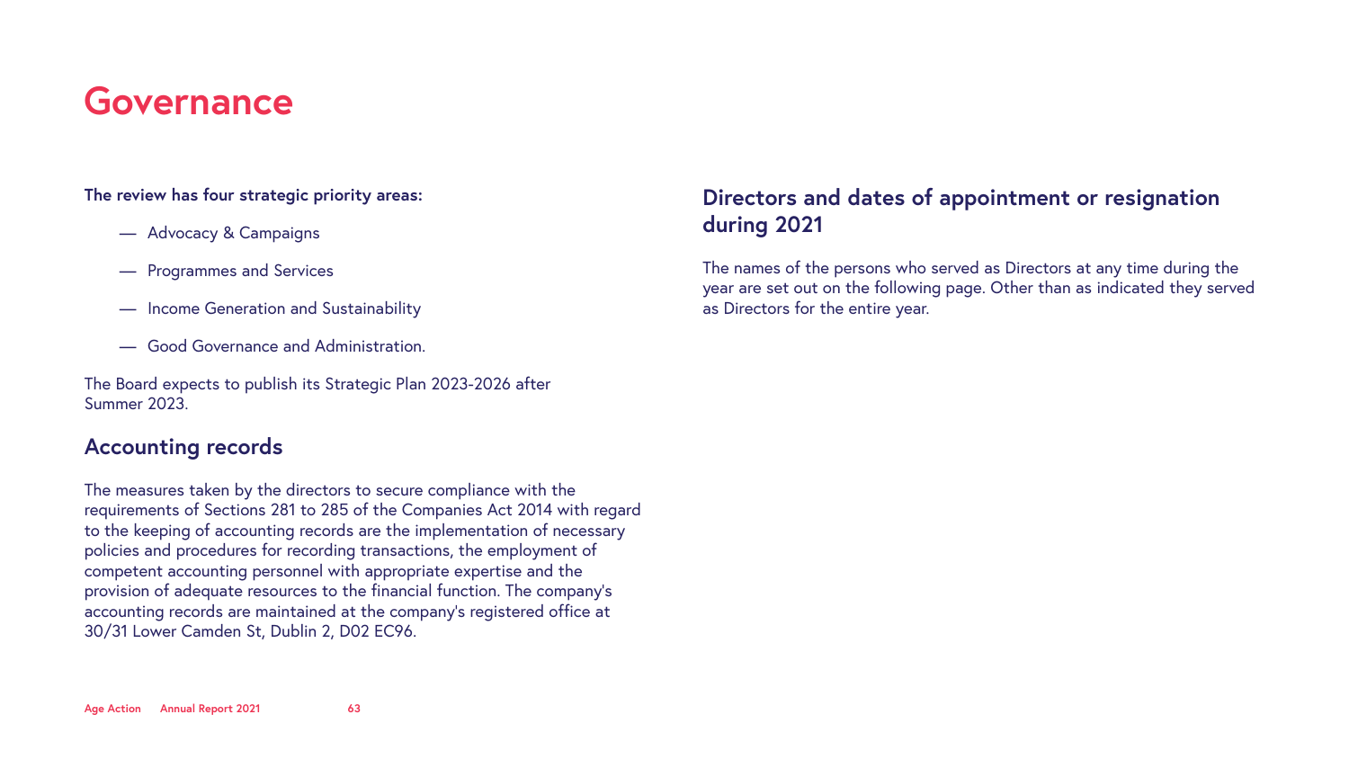# Governance

**The review has four strategic priority areas:**

- Advocacy & Campaigns
- Programmes and Services
- Income Generation and Sustainability
- Good Governance and Administration.

The Board expects to publish its Strategic Plan 2023-2026 after Summer 2023.

## Accounting records

The measures taken by the directors to secure compliance with the requirements of Sections 281 to 285 of the Companies Act 2014 with regard to the keeping of accounting records are the implementation of necessary policies and procedures for recording transactions, the employment of competent accounting personnel with appropriate expertise and the provision of adequate resources to the financial function. The company's accounting records are maintained at the company's registered office at 30/31 Lower Camden St, Dublin 2, D02 EC96.

## Directors and dates of appointment or resignation during 2021

The names of the persons who served as Directors at any time during the year are set out on the following page. Other than as indicated they served as Directors for the entire year.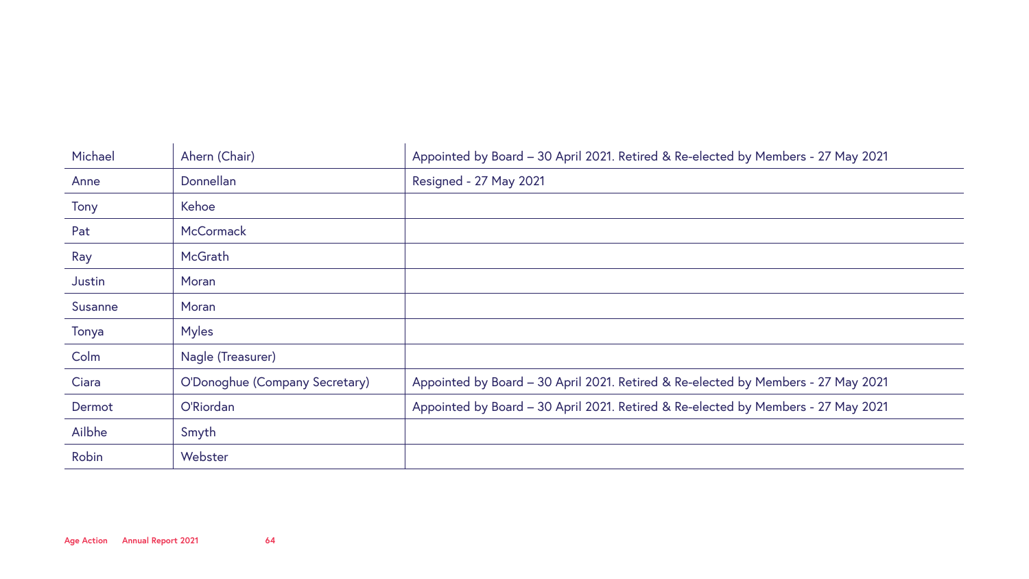| | | |
|---|---|---|
| Michael | Ahern (Chair) | Appointed by Board – 30 April 2021. Retired & Re-elected by Members - 27 May 2021 |
| Anne | Donnellan | Resigned - 27 May 2021 |
| Tony | Kehoe | |
| Pat | McCormack | |
| Ray | McGrath | |
| Justin | Moran | |
| Susanne | Moran | |
| Tonya | Myles | |
| Colm | Nagle (Treasurer) | |
| Ciara | O'Donoghue (Company Secretary) | Appointed by Board – 30 April 2021. Retired & Re-elected by Members - 27 May 2021 |
| Dermot | O'Riordan | Appointed by Board – 30 April 2021. Retired & Re-elected by Members - 27 May 2021 |
| Ailbhe | Smyth | |
| Robin | Webster | |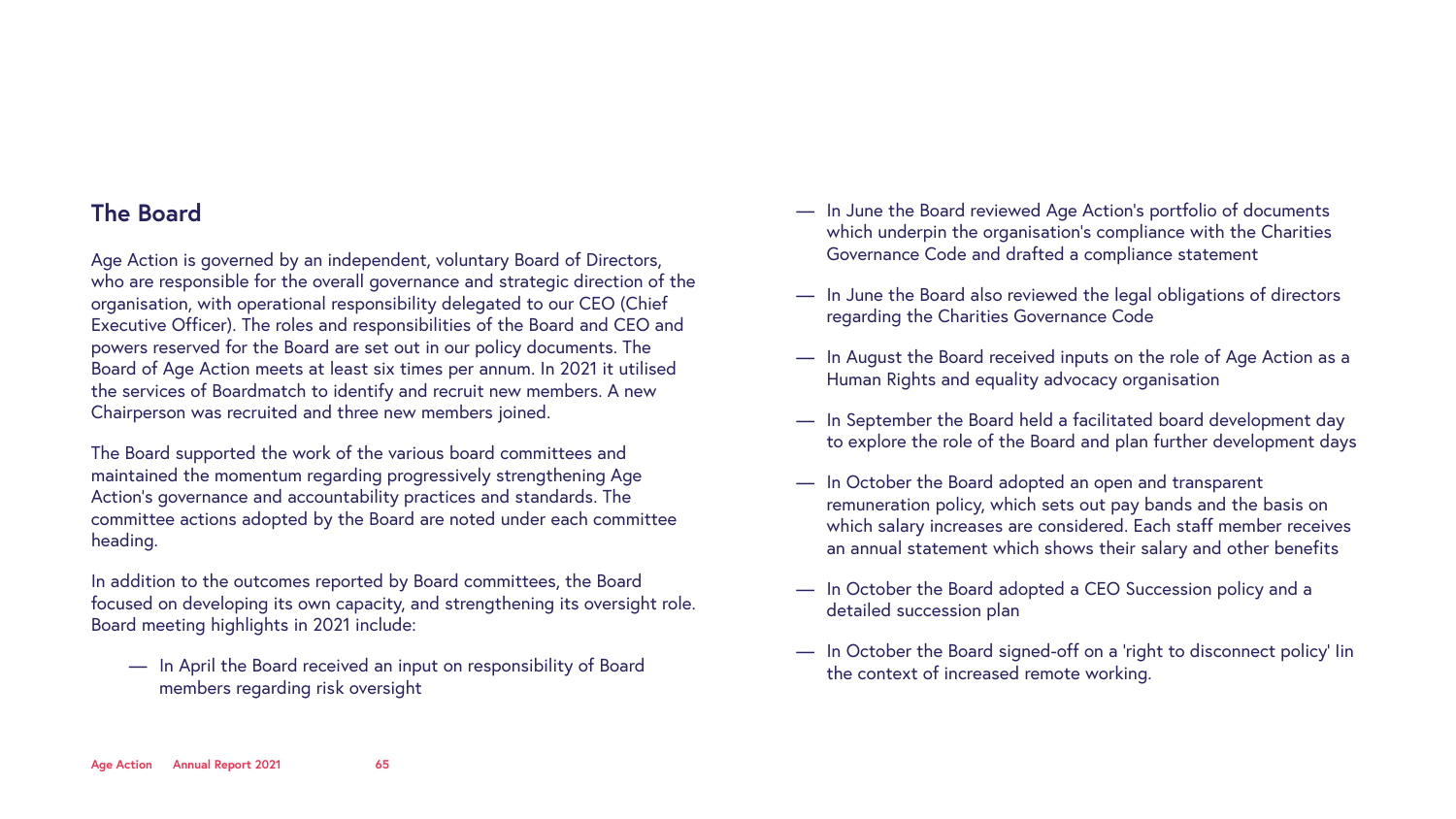## The Board

Age Action is governed by an independent, voluntary Board of Directors, who are responsible for the overall governance and strategic direction of the organisation, with operational responsibility delegated to our CEO (Chief Executive Officer). The roles and responsibilities of the Board and CEO and powers reserved for the Board are set out in our policy documents. The Board of Age Action meets at least six times per annum. In 2021 it utilised the services of Boardmatch to identify and recruit new members. A new Chairperson was recruited and three new members joined.

The Board supported the work of the various board committees and maintained the momentum regarding progressively strengthening Age Action's governance and accountability practices and standards. The committee actions adopted by the Board are noted under each committee heading.

In addition to the outcomes reported by Board committees, the Board focused on developing its own capacity, and strengthening its oversight role. Board meeting highlights in 2021 include:

- In April the Board received an input on responsibility of Board members regarding risk oversight
- In June the Board reviewed Age Action's portfolio of documents which underpin the organisation's compliance with the Charities Governance Code and drafted a compliance statement
- In June the Board also reviewed the legal obligations of directors regarding the Charities Governance Code
- In August the Board received inputs on the role of Age Action as a Human Rights and equality advocacy organisation
- In September the Board held a facilitated board development day to explore the role of the Board and plan further development days
- In October the Board adopted an open and transparent remuneration policy, which sets out pay bands and the basis on which salary increases are considered. Each staff member receives an annual statement which shows their salary and other benefits
- In October the Board adopted a CEO Succession policy and a detailed succession plan
- In October the Board signed-off on a 'right to disconnect policy' Iin the context of increased remote working.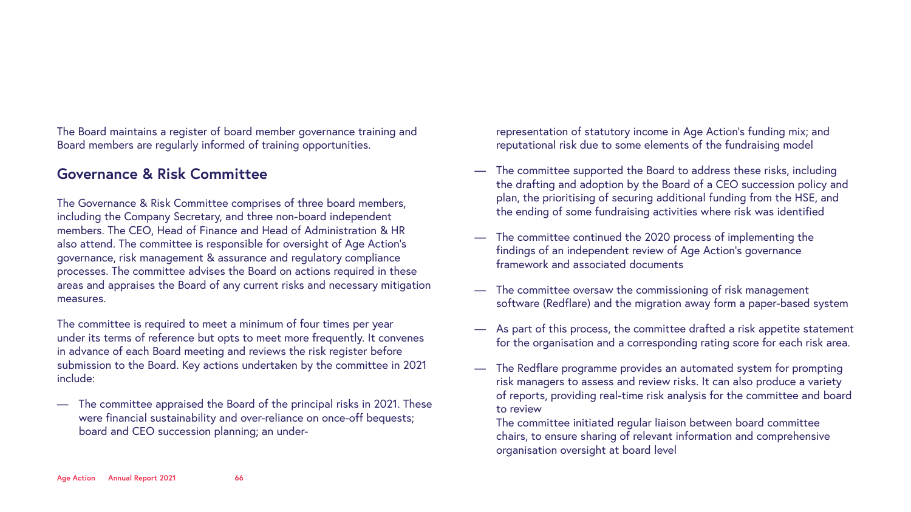The Board maintains a register of board member governance training and Board members are regularly informed of training opportunities.

## Governance & Risk Committee

The Governance & Risk Committee comprises of three board members, including the Company Secretary, and three non-board independent members. The CEO, Head of Finance and Head of Administration & HR also attend. The committee is responsible for oversight of Age Action's governance, risk management & assurance and regulatory compliance processes. The committee advises the Board on actions required in these areas and appraises the Board of any current risks and necessary mitigation measures.

The committee is required to meet a minimum of four times per year under its terms of reference but opts to meet more frequently. It convenes in advance of each Board meeting and reviews the risk register before submission to the Board. Key actions undertaken by the committee in 2021 include:

- The committee appraised the Board of the principal risks in 2021. These were financial sustainability and over-reliance on once-off bequests; board and CEO succession planning; an under-representation of statutory income in Age Action's funding mix; and reputational risk due to some elements of the fundraising model
- The committee supported the Board to address these risks, including the drafting and adoption by the Board of a CEO succession policy and plan, the prioritising of securing additional funding from the HSE, and the ending of some fundraising activities where risk was identified
- The committee continued the 2020 process of implementing the findings of an independent review of Age Action's governance framework and associated documents
- The committee oversaw the commissioning of risk management software (Redflare) and the migration away form a paper-based system
- As part of this process, the committee drafted a risk appetite statement for the organisation and a corresponding rating score for each risk area.
- The Redflare programme provides an automated system for prompting risk managers to assess and review risks. It can also produce a variety of reports, providing real-time risk analysis for the committee and board to review
  The committee initiated regular liaison between board committee chairs, to ensure sharing of relevant information and comprehensive organisation oversight at board level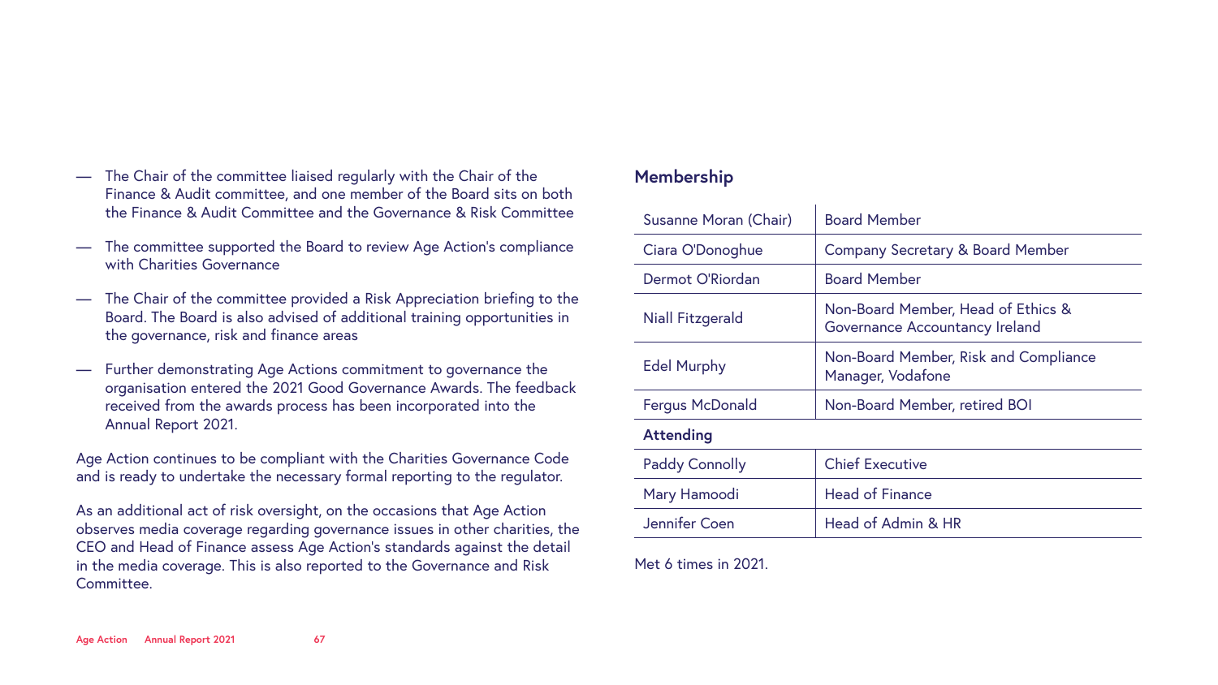- The Chair of the committee liaised regularly with the Chair of the Finance & Audit committee, and one member of the Board sits on both the Finance & Audit Committee and the Governance & Risk Committee
- The committee supported the Board to review Age Action's compliance with Charities Governance
- The Chair of the committee provided a Risk Appreciation briefing to the Board. The Board is also advised of additional training opportunities in the governance, risk and finance areas
- Further demonstrating Age Actions commitment to governance the organisation entered the 2021 Good Governance Awards. The feedback received from the awards process has been incorporated into the Annual Report 2021.

Age Action continues to be compliant with the Charities Governance Code and is ready to undertake the necessary formal reporting to the regulator.

As an additional act of risk oversight, on the occasions that Age Action observes media coverage regarding governance issues in other charities, the CEO and Head of Finance assess Age Action's standards against the detail in the media coverage. This is also reported to the Governance and Risk Committee.

## Membership

| | |
|---|---|
| Susanne Moran (Chair) | Board Member |
| Ciara O'Donoghue | Company Secretary & Board Member |
| Dermot O'Riordan | Board Member |
| Niall Fitzgerald | Non-Board Member, Head of Ethics & Governance Accountancy Ireland |
| Edel Murphy | Non-Board Member, Risk and Compliance Manager, Vodafone |
| Fergus McDonald | Non-Board Member, retired BOI |
| **Attending** | |
| Paddy Connolly | Chief Executive |
| Mary Hamoodi | Head of Finance |
| Jennifer Coen | Head of Admin & HR |

Met 6 times in 2021.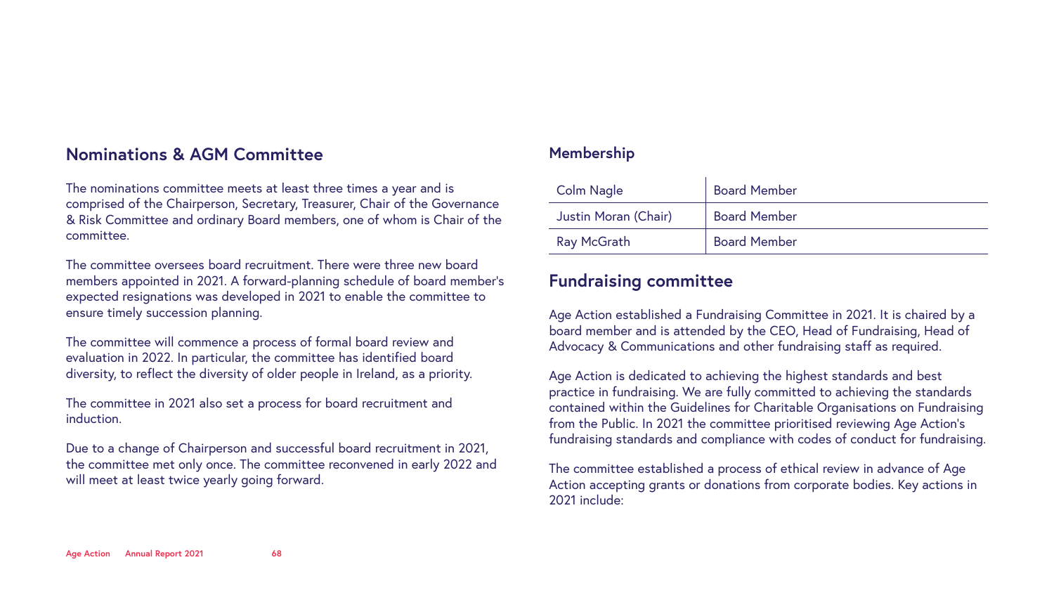## Nominations & AGM Committee

The nominations committee meets at least three times a year and is comprised of the Chairperson, Secretary, Treasurer, Chair of the Governance & Risk Committee and ordinary Board members, one of whom is Chair of the committee.

The committee oversees board recruitment. There were three new board members appointed in 2021. A forward-planning schedule of board member's expected resignations was developed in 2021 to enable the committee to ensure timely succession planning.

The committee will commence a process of formal board review and evaluation in 2022. In particular, the committee has identified board diversity, to reflect the diversity of older people in Ireland, as a priority.

The committee in 2021 also set a process for board recruitment and induction.

Due to a change of Chairperson and successful board recruitment in 2021, the committee met only once. The committee reconvened in early 2022 and will meet at least twice yearly going forward.

### Membership

| | |
|---|---|
| Colm Nagle | Board Member |
| Justin Moran (Chair) | Board Member |
| Ray McGrath | Board Member |

## Fundraising committee

Age Action established a Fundraising Committee in 2021. It is chaired by a board member and is attended by the CEO, Head of Fundraising, Head of Advocacy & Communications and other fundraising staff as required.

Age Action is dedicated to achieving the highest standards and best practice in fundraising. We are fully committed to achieving the standards contained within the Guidelines for Charitable Organisations on Fundraising from the Public. In 2021 the committee prioritised reviewing Age Action's fundraising standards and compliance with codes of conduct for fundraising.

The committee established a process of ethical review in advance of Age Action accepting grants or donations from corporate bodies. Key actions in 2021 include: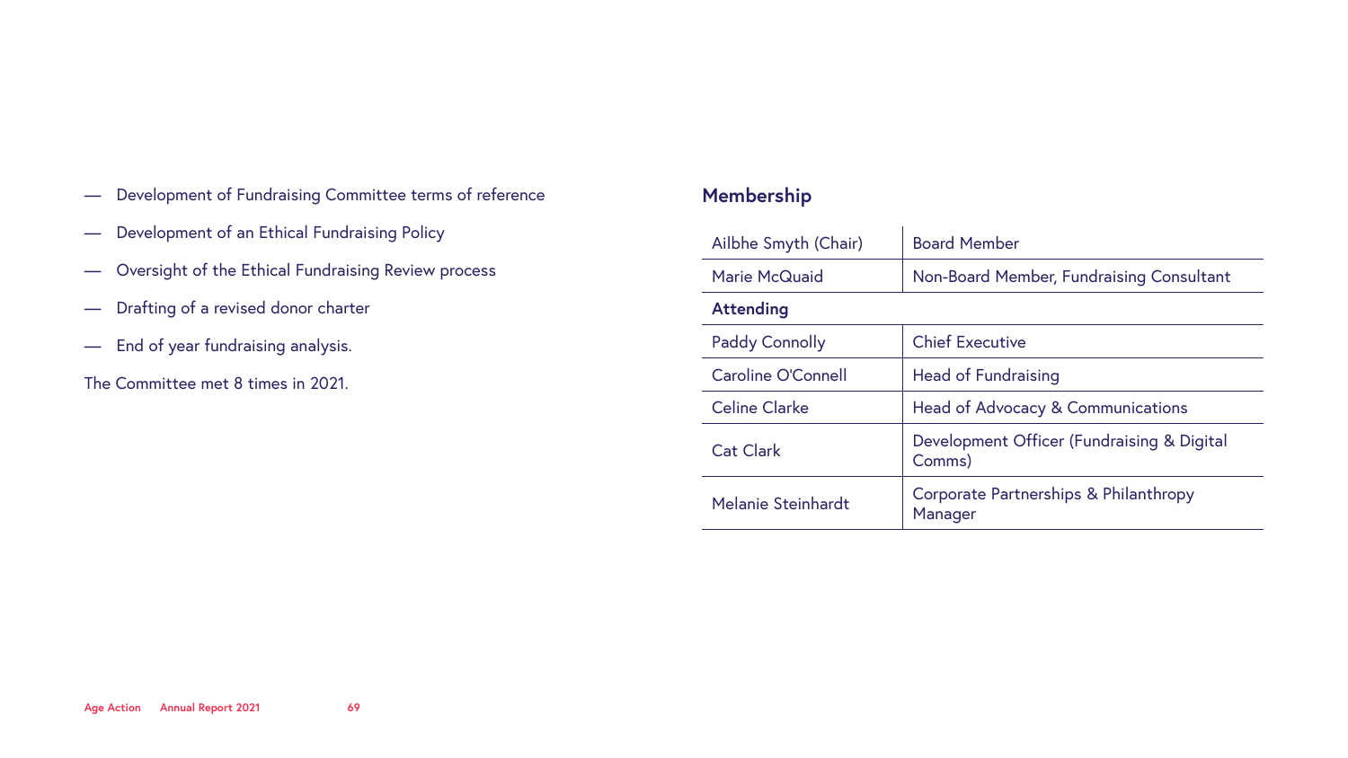- Development of Fundraising Committee terms of reference
- Development of an Ethical Fundraising Policy
- Oversight of the Ethical Fundraising Review process
- Drafting of a revised donor charter
- End of year fundraising analysis.

The Committee met 8 times in 2021.

## Membership

| | |
|---|---|
| Ailbhe Smyth (Chair) | Board Member |
| Marie McQuaid | Non-Board Member, Fundraising Consultant |
| **Attending** | |
| Paddy Connolly | Chief Executive |
| Caroline O'Connell | Head of Fundraising |
| Celine Clarke | Head of Advocacy & Communications |
| Cat Clark | Development Officer (Fundraising & Digital Comms) |
| Melanie Steinhardt | Corporate Partnerships & Philanthropy Manager |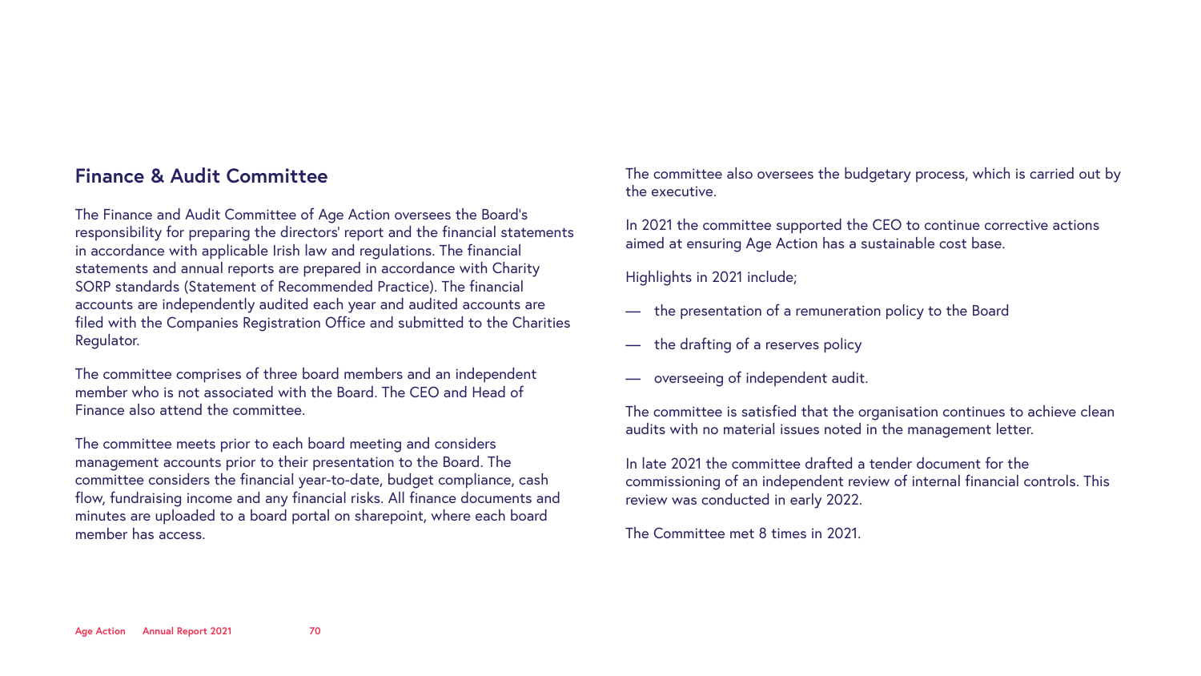## Finance & Audit Committee

The Finance and Audit Committee of Age Action oversees the Board's responsibility for preparing the directors' report and the financial statements in accordance with applicable Irish law and regulations. The financial statements and annual reports are prepared in accordance with Charity SORP standards (Statement of Recommended Practice). The financial accounts are independently audited each year and audited accounts are filed with the Companies Registration Office and submitted to the Charities Regulator.

The committee comprises of three board members and an independent member who is not associated with the Board. The CEO and Head of Finance also attend the committee.

The committee meets prior to each board meeting and considers management accounts prior to their presentation to the Board. The committee considers the financial year-to-date, budget compliance, cash flow, fundraising income and any financial risks. All finance documents and minutes are uploaded to a board portal on sharepoint, where each board member has access.

The committee also oversees the budgetary process, which is carried out by the executive.

In 2021 the committee supported the CEO to continue corrective actions aimed at ensuring Age Action has a sustainable cost base.

Highlights in 2021 include;

- the presentation of a remuneration policy to the Board
- the drafting of a reserves policy
- overseeing of independent audit.

The committee is satisfied that the organisation continues to achieve clean audits with no material issues noted in the management letter.

In late 2021 the committee drafted a tender document for the commissioning of an independent review of internal financial controls. This review was conducted in early 2022.

The Committee met 8 times in 2021.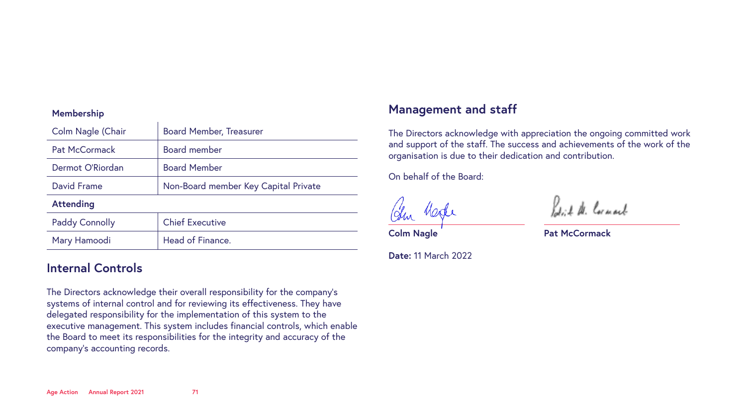**Membership**

| | |
|---|---|
| Colm Nagle (Chair | Board Member, Treasurer |
| Pat McCormack | Board member |
| Dermot O'Riordan | Board Member |
| David Frame | Non-Board member Key Capital Private |
| **Attending** | |
| Paddy Connolly | Chief Executive |
| Mary Hamoodi | Head of Finance. |

## Internal Controls

The Directors acknowledge their overall responsibility for the company's systems of internal control and for reviewing its effectiveness. They have delegated responsibility for the implementation of this system to the executive management. This system includes financial controls, which enable the Board to meet its responsibilities for the integrity and accuracy of the company's accounting records.

## Management and staff

The Directors acknowledge with appreciation the ongoing committed work and support of the staff. The success and achievements of the work of the organisation is due to their dedication and contribution.

On behalf of the Board:

**Colm Nagle**

**Pat McCormack**

**Date:** 11 March 2022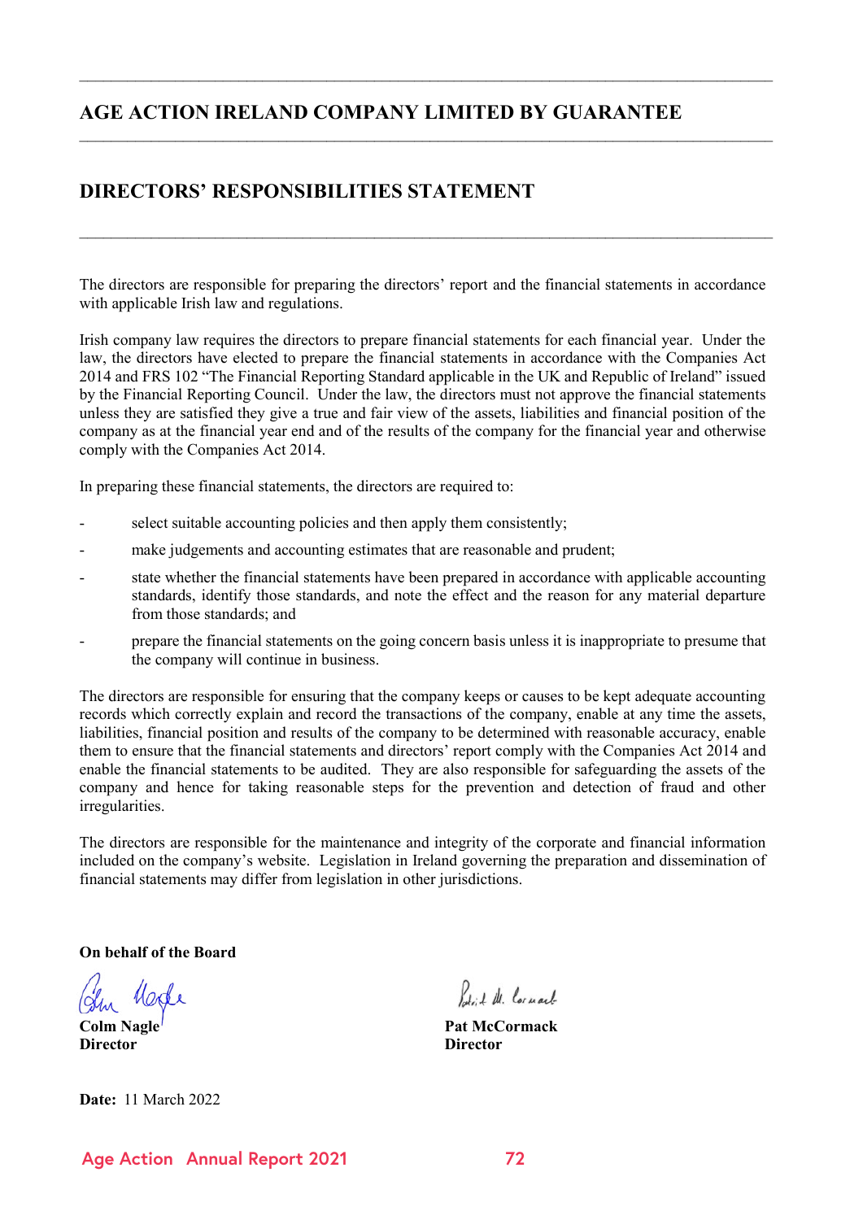# AGE ACTION IRELAND COMPANY LIMITED BY GUARANTEE

## DIRECTORS' RESPONSIBILITIES STATEMENT

The directors are responsible for preparing the directors' report and the financial statements in accordance with applicable Irish law and regulations.

Irish company law requires the directors to prepare financial statements for each financial year. Under the law, the directors have elected to prepare the financial statements in accordance with the Companies Act 2014 and FRS 102 "The Financial Reporting Standard applicable in the UK and Republic of Ireland" issued by the Financial Reporting Council. Under the law, the directors must not approve the financial statements unless they are satisfied they give a true and fair view of the assets, liabilities and financial position of the company as at the financial year end and of the results of the company for the financial year and otherwise comply with the Companies Act 2014.

In preparing these financial statements, the directors are required to:

- select suitable accounting policies and then apply them consistently;
- make judgements and accounting estimates that are reasonable and prudent;
- state whether the financial statements have been prepared in accordance with applicable accounting standards, identify those standards, and note the effect and the reason for any material departure from those standards; and
- prepare the financial statements on the going concern basis unless it is inappropriate to presume that the company will continue in business.

The directors are responsible for ensuring that the company keeps or causes to be kept adequate accounting records which correctly explain and record the transactions of the company, enable at any time the assets, liabilities, financial position and results of the company to be determined with reasonable accuracy, enable them to ensure that the financial statements and directors' report comply with the Companies Act 2014 and enable the financial statements to be audited. They are also responsible for safeguarding the assets of the company and hence for taking reasonable steps for the prevention and detection of fraud and other irregularities.

The directors are responsible for the maintenance and integrity of the corporate and financial information included on the company's website. Legislation in Ireland governing the preparation and dissemination of financial statements may differ from legislation in other jurisdictions.

**On behalf of the Board**

**Colm Nagle**
**Director**

**Pat McCormack**
**Director**

**Date:** 11 March 2022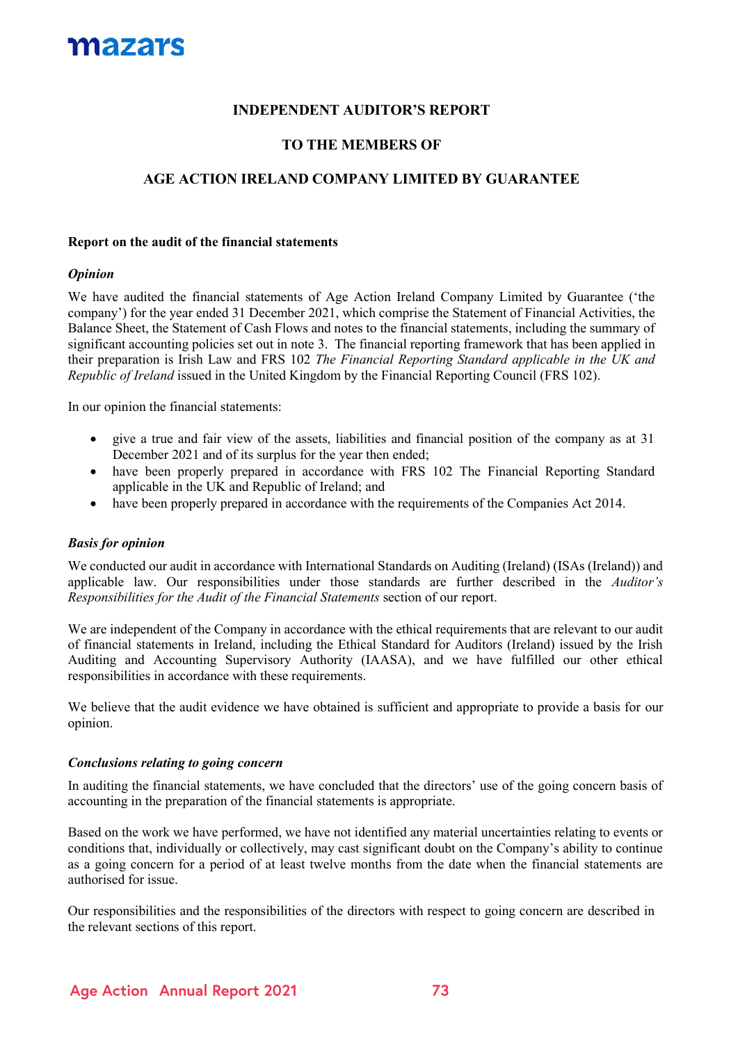**INDEPENDENT AUDITOR'S REPORT**

**TO THE MEMBERS OF**

**AGE ACTION IRELAND COMPANY LIMITED BY GUARANTEE**

**Report on the audit of the financial statements**

***Opinion***

We have audited the financial statements of Age Action Ireland Company Limited by Guarantee ('the company') for the year ended 31 December 2021, which comprise the Statement of Financial Activities, the Balance Sheet, the Statement of Cash Flows and notes to the financial statements, including the summary of significant accounting policies set out in note 3. The financial reporting framework that has been applied in their preparation is Irish Law and FRS 102 *The Financial Reporting Standard applicable in the UK and Republic of Ireland* issued in the United Kingdom by the Financial Reporting Council (FRS 102).

In our opinion the financial statements:

- give a true and fair view of the assets, liabilities and financial position of the company as at 31 December 2021 and of its surplus for the year then ended;
- have been properly prepared in accordance with FRS 102 The Financial Reporting Standard applicable in the UK and Republic of Ireland; and
- have been properly prepared in accordance with the requirements of the Companies Act 2014.

***Basis for opinion***

We conducted our audit in accordance with International Standards on Auditing (Ireland) (ISAs (Ireland)) and applicable law. Our responsibilities under those standards are further described in the *Auditor's Responsibilities for the Audit of the Financial Statements* section of our report.

We are independent of the Company in accordance with the ethical requirements that are relevant to our audit of financial statements in Ireland, including the Ethical Standard for Auditors (Ireland) issued by the Irish Auditing and Accounting Supervisory Authority (IAASA), and we have fulfilled our other ethical responsibilities in accordance with these requirements.

We believe that the audit evidence we have obtained is sufficient and appropriate to provide a basis for our opinion.

***Conclusions relating to going concern***

In auditing the financial statements, we have concluded that the directors' use of the going concern basis of accounting in the preparation of the financial statements is appropriate.

Based on the work we have performed, we have not identified any material uncertainties relating to events or conditions that, individually or collectively, may cast significant doubt on the Company's ability to continue as a going concern for a period of at least twelve months from the date when the financial statements are authorised for issue.

Our responsibilities and the responsibilities of the directors with respect to going concern are described in the relevant sections of this report.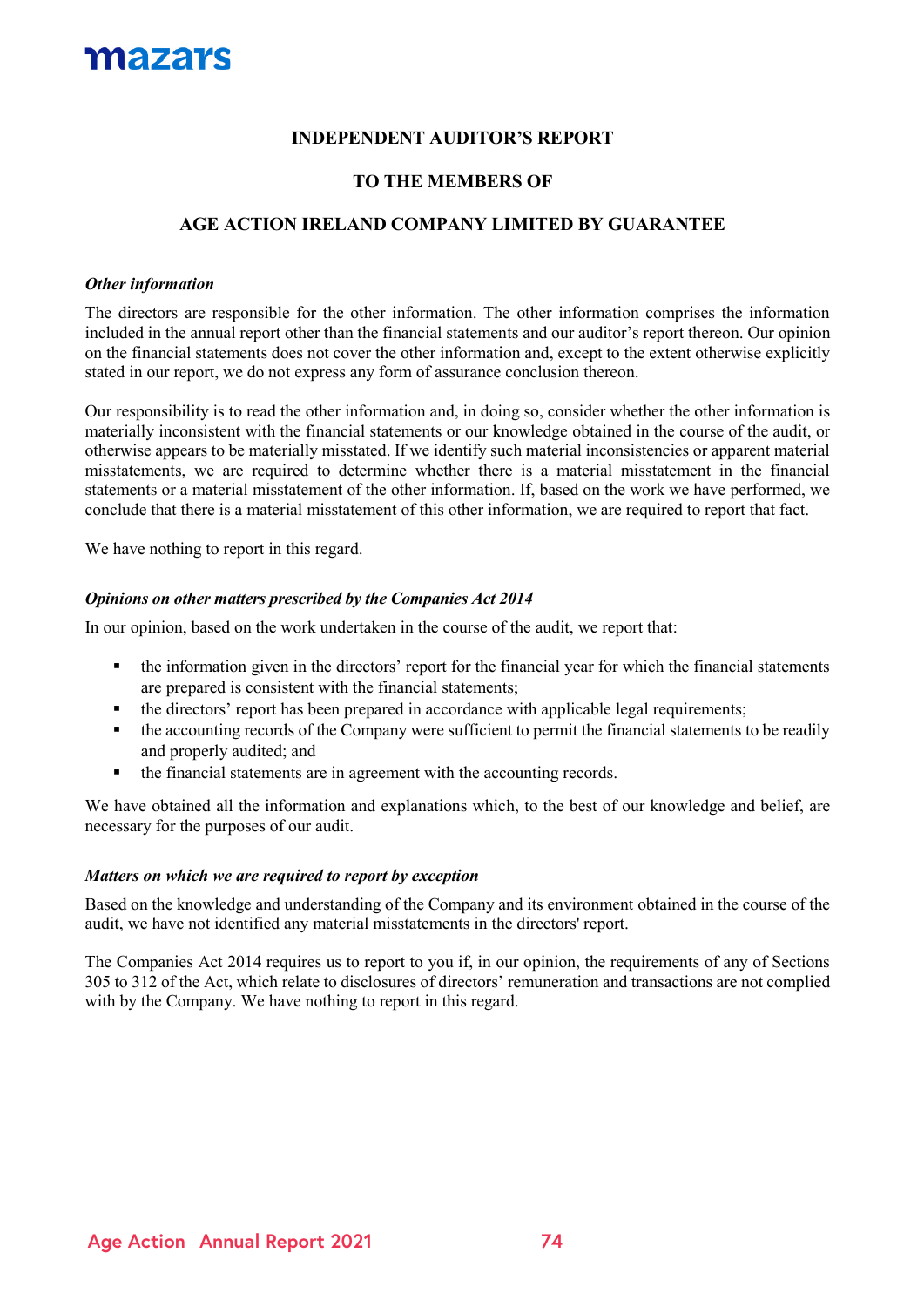**INDEPENDENT AUDITOR'S REPORT**

**TO THE MEMBERS OF**

**AGE ACTION IRELAND COMPANY LIMITED BY GUARANTEE**

***Other information***

The directors are responsible for the other information. The other information comprises the information included in the annual report other than the financial statements and our auditor's report thereon. Our opinion on the financial statements does not cover the other information and, except to the extent otherwise explicitly stated in our report, we do not express any form of assurance conclusion thereon.

Our responsibility is to read the other information and, in doing so, consider whether the other information is materially inconsistent with the financial statements or our knowledge obtained in the course of the audit, or otherwise appears to be materially misstated. If we identify such material inconsistencies or apparent material misstatements, we are required to determine whether there is a material misstatement in the financial statements or a material misstatement of the other information. If, based on the work we have performed, we conclude that there is a material misstatement of this other information, we are required to report that fact.

We have nothing to report in this regard.

***Opinions on other matters prescribed by the Companies Act 2014***

In our opinion, based on the work undertaken in the course of the audit, we report that:

- the information given in the directors' report for the financial year for which the financial statements are prepared is consistent with the financial statements;
- the directors' report has been prepared in accordance with applicable legal requirements;
- the accounting records of the Company were sufficient to permit the financial statements to be readily and properly audited; and
- the financial statements are in agreement with the accounting records.

We have obtained all the information and explanations which, to the best of our knowledge and belief, are necessary for the purposes of our audit.

***Matters on which we are required to report by exception***

Based on the knowledge and understanding of the Company and its environment obtained in the course of the audit, we have not identified any material misstatements in the directors' report.

The Companies Act 2014 requires us to report to you if, in our opinion, the requirements of any of Sections 305 to 312 of the Act, which relate to disclosures of directors' remuneration and transactions are not complied with by the Company. We have nothing to report in this regard.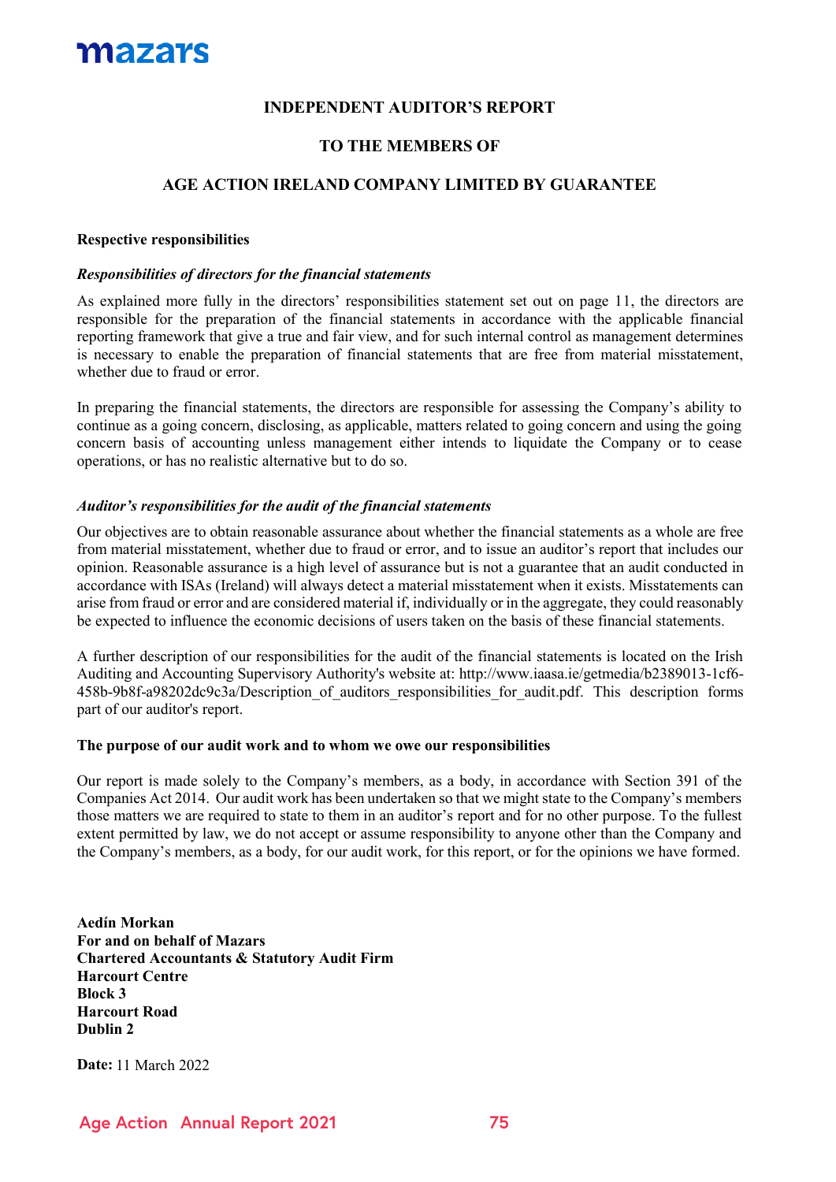mazars

# INDEPENDENT AUDITOR'S REPORT

## TO THE MEMBERS OF

## AGE ACTION IRELAND COMPANY LIMITED BY GUARANTEE

**Respective responsibilities**

***Responsibilities of directors for the financial statements***

As explained more fully in the directors' responsibilities statement set out on page 11, the directors are responsible for the preparation of the financial statements in accordance with the applicable financial reporting framework that give a true and fair view, and for such internal control as management determines is necessary to enable the preparation of financial statements that are free from material misstatement, whether due to fraud or error.

In preparing the financial statements, the directors are responsible for assessing the Company's ability to continue as a going concern, disclosing, as applicable, matters related to going concern and using the going concern basis of accounting unless management either intends to liquidate the Company or to cease operations, or has no realistic alternative but to do so.

***Auditor's responsibilities for the audit of the financial statements***

Our objectives are to obtain reasonable assurance about whether the financial statements as a whole are free from material misstatement, whether due to fraud or error, and to issue an auditor's report that includes our opinion. Reasonable assurance is a high level of assurance but is not a guarantee that an audit conducted in accordance with ISAs (Ireland) will always detect a material misstatement when it exists. Misstatements can arise from fraud or error and are considered material if, individually or in the aggregate, they could reasonably be expected to influence the economic decisions of users taken on the basis of these financial statements.

A further description of our responsibilities for the audit of the financial statements is located on the Irish Auditing and Accounting Supervisory Authority's website at: http://www.iaasa.ie/getmedia/b2389013-1cf6-458b-9b8f-a98202dc9c3a/Description_of_auditors_responsibilities_for_audit.pdf. This description forms part of our auditor's report.

**The purpose of our audit work and to whom we owe our responsibilities**

Our report is made solely to the Company's members, as a body, in accordance with Section 391 of the Companies Act 2014. Our audit work has been undertaken so that we might state to the Company's members those matters we are required to state to them in an auditor's report and for no other purpose. To the fullest extent permitted by law, we do not accept or assume responsibility to anyone other than the Company and the Company's members, as a body, for our audit work, for this report, or for the opinions we have formed.

**Aedín Morkan**
**For and on behalf of Mazars**
**Chartered Accountants & Statutory Audit Firm**
**Harcourt Centre**
**Block 3**
**Harcourt Road**
**Dublin 2**

**Date:** 11 March 2022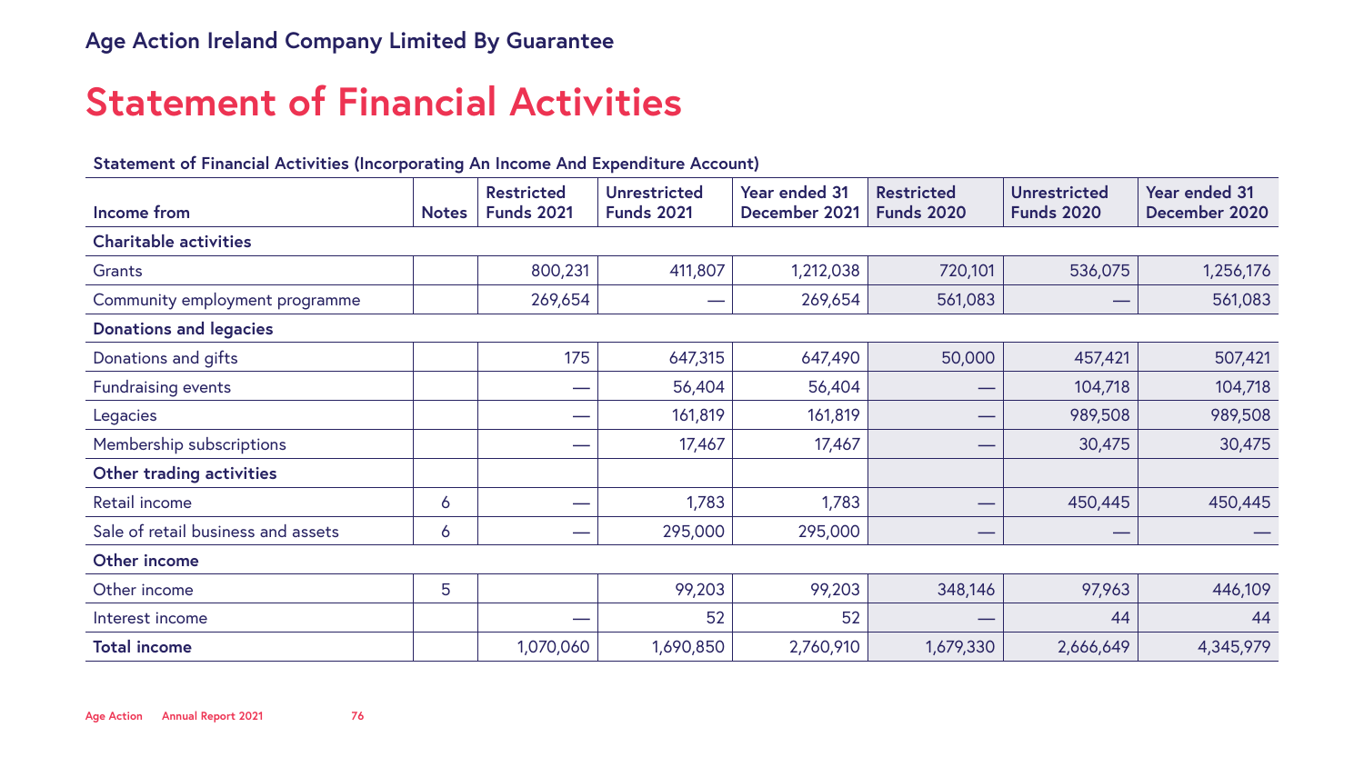## Age Action Ireland Company Limited By Guarantee

# Statement of Financial Activities

**Statement of Financial Activities (Incorporating An Income And Expenditure Account)**

| Income from | Notes | Restricted Funds 2021 | Unrestricted Funds 2021 | Year ended 31 December 2021 | Restricted Funds 2020 | Unrestricted Funds 2020 | Year ended 31 December 2020 |
|---|---|---|---|---|---|---|---|
| **Charitable activities** | | | | | | | |
| Grants | | 800,231 | 411,807 | 1,212,038 | 720,101 | 536,075 | 1,256,176 |
| Community employment programme | | 269,654 | — | 269,654 | 561,083 | — | 561,083 |
| **Donations and legacies** | | | | | | | |
| Donations and gifts | | 175 | 647,315 | 647,490 | 50,000 | 457,421 | 507,421 |
| Fundraising events | | — | 56,404 | 56,404 | — | 104,718 | 104,718 |
| Legacies | | — | 161,819 | 161,819 | — | 989,508 | 989,508 |
| Membership subscriptions | | — | 17,467 | 17,467 | — | 30,475 | 30,475 |
| **Other trading activities** | | | | | | | |
| Retail income | 6 | — | 1,783 | 1,783 | — | 450,445 | 450,445 |
| Sale of retail business and assets | 6 | — | 295,000 | 295,000 | — | — | — |
| **Other income** | | | | | | | |
| Other income | 5 | | 99,203 | 99,203 | 348,146 | 97,963 | 446,109 |
| Interest income | | — | 52 | 52 | — | 44 | 44 |
| **Total income** | | 1,070,060 | 1,690,850 | 2,760,910 | 1,679,330 | 2,666,649 | 4,345,979 |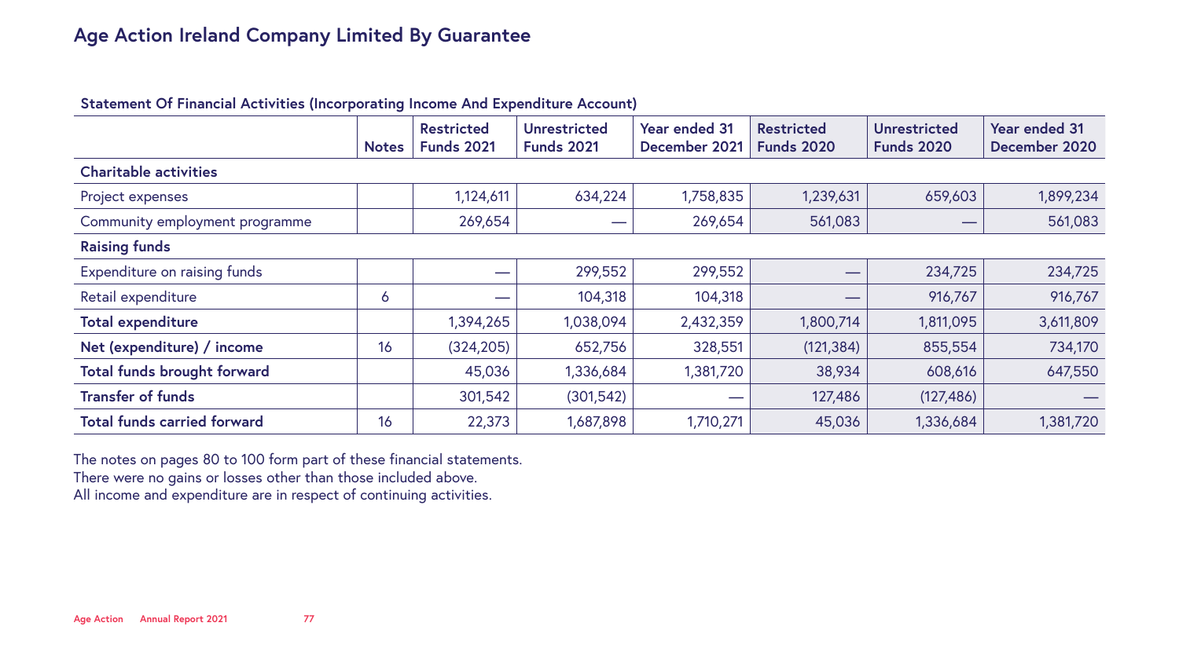# Age Action Ireland Company Limited By Guarantee

## Statement Of Financial Activities (Incorporating Income And Expenditure Account)

| | Notes | Restricted Funds 2021 | Unrestricted Funds 2021 | Year ended 31 December 2021 | Restricted Funds 2020 | Unrestricted Funds 2020 | Year ended 31 December 2020 |
|---|---|---|---|---|---|---|---|
| **Charitable activities** | | | | | | | |
| Project expenses | | 1,124,611 | 634,224 | 1,758,835 | 1,239,631 | 659,603 | 1,899,234 |
| Community employment programme | | 269,654 | — | 269,654 | 561,083 | — | 561,083 |
| **Raising funds** | | | | | | | |
| Expenditure on raising funds | | — | 299,552 | 299,552 | — | 234,725 | 234,725 |
| Retail expenditure | 6 | — | 104,318 | 104,318 | — | 916,767 | 916,767 |
| **Total expenditure** | | 1,394,265 | 1,038,094 | 2,432,359 | 1,800,714 | 1,811,095 | 3,611,809 |
| **Net (expenditure) / income** | 16 | (324,205) | 652,756 | 328,551 | (121,384) | 855,554 | 734,170 |
| **Total funds brought forward** | | 45,036 | 1,336,684 | 1,381,720 | 38,934 | 608,616 | 647,550 |
| **Transfer of funds** | | 301,542 | (301,542) | — | 127,486 | (127,486) | — |
| **Total funds carried forward** | 16 | 22,373 | 1,687,898 | 1,710,271 | 45,036 | 1,336,684 | 1,381,720 |

The notes on pages 80 to 100 form part of these financial statements.
There were no gains or losses other than those included above.
All income and expenditure are in respect of continuing activities.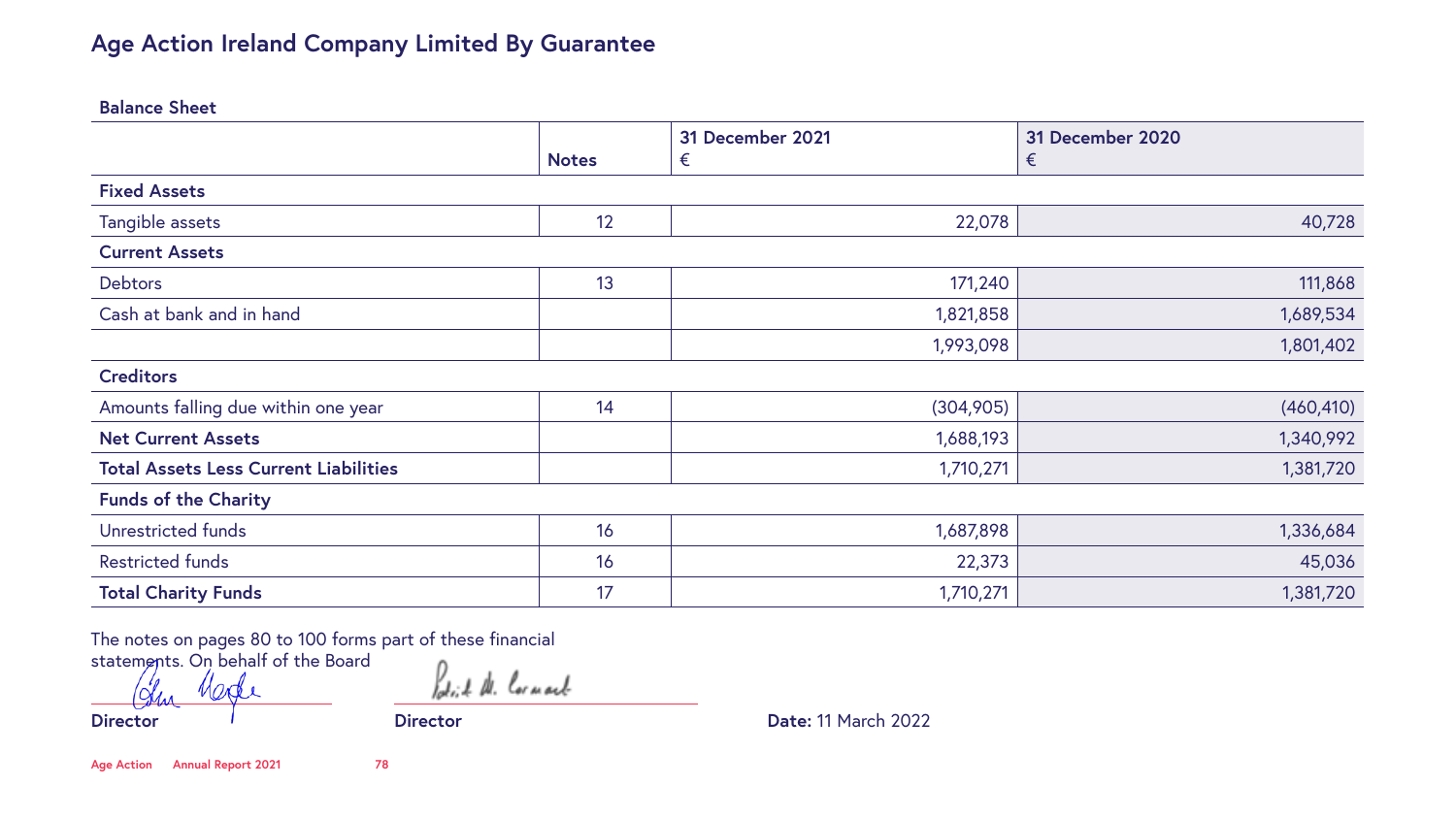# Age Action Ireland Company Limited By Guarantee

## Balance Sheet

| | Notes | 31 December 2021 € | 31 December 2020 € |
|---|---|---|---|
| **Fixed Assets** | | | |
| Tangible assets | 12 | 22,078 | 40,728 |
| **Current Assets** | | | |
| Debtors | 13 | 171,240 | 111,868 |
| Cash at bank and in hand | | 1,821,858 | 1,689,534 |
| | | 1,993,098 | 1,801,402 |
| **Creditors** | | | |
| Amounts falling due within one year | 14 | (304,905) | (460,410) |
| **Net Current Assets** | | 1,688,193 | 1,340,992 |
| **Total Assets Less Current Liabilities** | | 1,710,271 | 1,381,720 |
| **Funds of the Charity** | | | |
| Unrestricted funds | 16 | 1,687,898 | 1,336,684 |
| Restricted funds | 16 | 22,373 | 45,036 |
| **Total Charity Funds** | 17 | 1,710,271 | 1,381,720 |

The notes on pages 80 to 100 forms part of these financial statements. On behalf of the Board

**Director** | **Director** | **Date:** 11 March 2022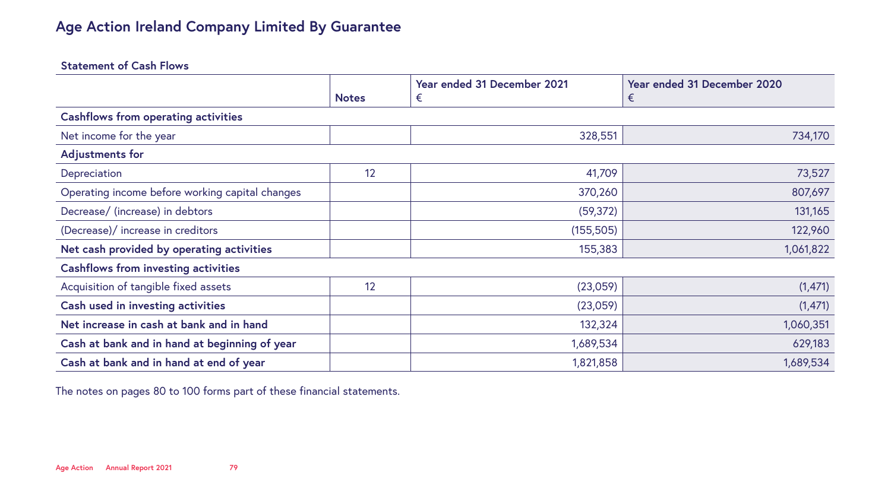# Age Action Ireland Company Limited By Guarantee

## Statement of Cash Flows

| | Notes | Year ended 31 December 2021<br>€ | Year ended 31 December 2020<br>€ |
|---|---|---|---|
| **Cashflows from operating activities** | | | |
| Net income for the year | | 328,551 | 734,170 |
| **Adjustments for** | | | |
| Depreciation | 12 | 41,709 | 73,527 |
| Operating income before working capital changes | | 370,260 | 807,697 |
| Decrease/ (increase) in debtors | | (59,372) | 131,165 |
| (Decrease)/ increase in creditors | | (155,505) | 122,960 |
| **Net cash provided by operating activities** | | 155,383 | 1,061,822 |
| **Cashflows from investing activities** | | | |
| Acquisition of tangible fixed assets | 12 | (23,059) | (1,471) |
| **Cash used in investing activities** | | (23,059) | (1,471) |
| **Net increase in cash at bank and in hand** | | 132,324 | 1,060,351 |
| **Cash at bank and in hand at beginning of year** | | 1,689,534 | 629,183 |
| **Cash at bank and in hand at end of year** | | 1,821,858 | 1,689,534 |

The notes on pages 80 to 100 forms part of these financial statements.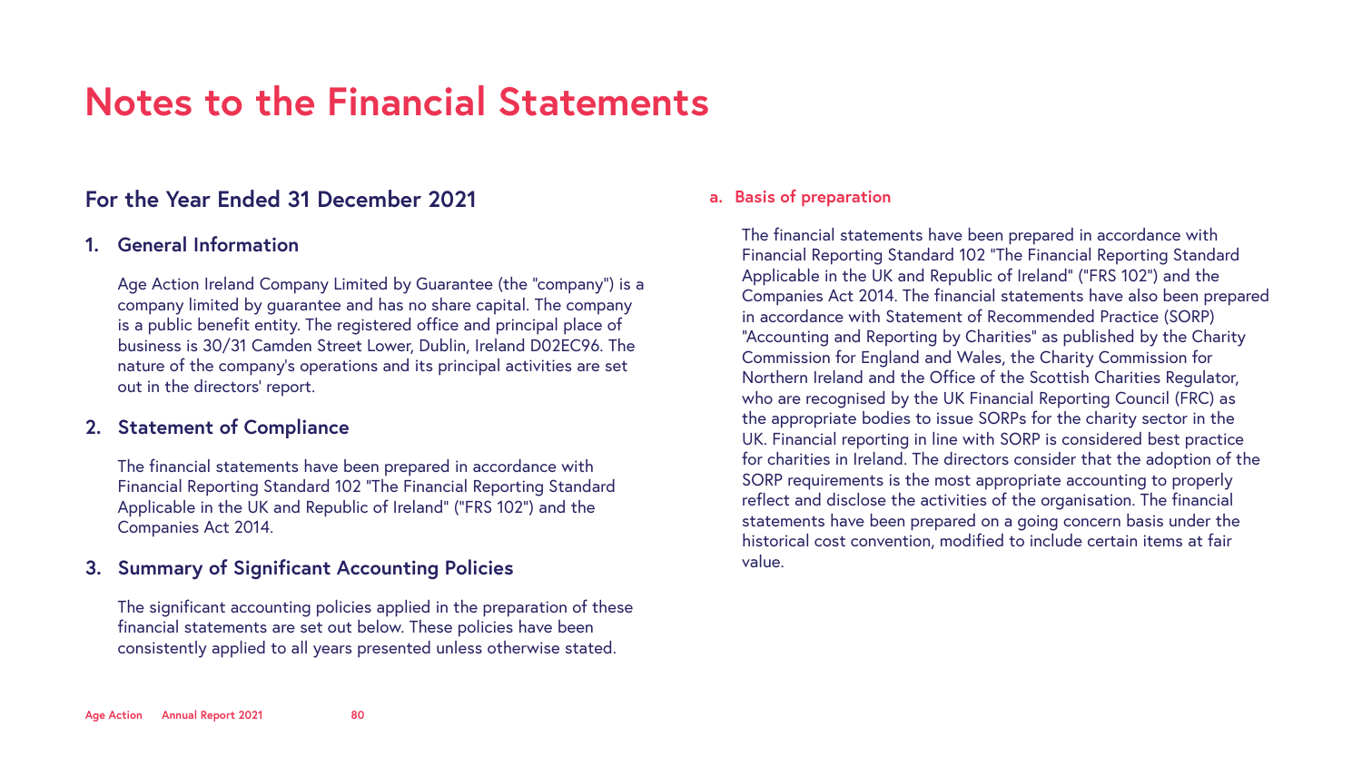# Notes to the Financial Statements

## For the Year Ended 31 December 2021

### 1. General Information

Age Action Ireland Company Limited by Guarantee (the "company") is a company limited by guarantee and has no share capital. The company is a public benefit entity. The registered office and principal place of business is 30/31 Camden Street Lower, Dublin, Ireland D02EC96. The nature of the company's operations and its principal activities are set out in the directors' report.

### 2. Statement of Compliance

The financial statements have been prepared in accordance with Financial Reporting Standard 102 "The Financial Reporting Standard Applicable in the UK and Republic of Ireland" ("FRS 102") and the Companies Act 2014.

### 3. Summary of Significant Accounting Policies

The significant accounting policies applied in the preparation of these financial statements are set out below. These policies have been consistently applied to all years presented unless otherwise stated.

#### a. Basis of preparation

The financial statements have been prepared in accordance with Financial Reporting Standard 102 "The Financial Reporting Standard Applicable in the UK and Republic of Ireland" ("FRS 102") and the Companies Act 2014. The financial statements have also been prepared in accordance with Statement of Recommended Practice (SORP) "Accounting and Reporting by Charities" as published by the Charity Commission for England and Wales, the Charity Commission for Northern Ireland and the Office of the Scottish Charities Regulator, who are recognised by the UK Financial Reporting Council (FRC) as the appropriate bodies to issue SORPs for the charity sector in the UK. Financial reporting in line with SORP is considered best practice for charities in Ireland. The directors consider that the adoption of the SORP requirements is the most appropriate accounting to properly reflect and disclose the activities of the organisation. The financial statements have been prepared on a going concern basis under the historical cost convention, modified to include certain items at fair value.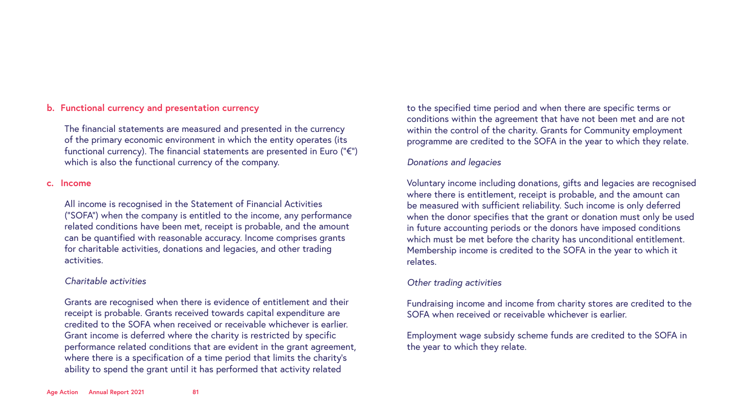## b. Functional currency and presentation currency

The financial statements are measured and presented in the currency of the primary economic environment in which the entity operates (its functional currency). The financial statements are presented in Euro ("€") which is also the functional currency of the company.

## c. Income

All income is recognised in the Statement of Financial Activities ("SOFA") when the company is entitled to the income, any performance related conditions have been met, receipt is probable, and the amount can be quantified with reasonable accuracy. Income comprises grants for charitable activities, donations and legacies, and other trading activities.

*Charitable activities*

Grants are recognised when there is evidence of entitlement and their receipt is probable. Grants received towards capital expenditure are credited to the SOFA when received or receivable whichever is earlier. Grant income is deferred where the charity is restricted by specific performance related conditions that are evident in the grant agreement, where there is a specification of a time period that limits the charity's ability to spend the grant until it has performed that activity related to the specified time period and when there are specific terms or conditions within the agreement that have not been met and are not within the control of the charity. Grants for Community employment programme are credited to the SOFA in the year to which they relate.

*Donations and legacies*

Voluntary income including donations, gifts and legacies are recognised where there is entitlement, receipt is probable, and the amount can be measured with sufficient reliability. Such income is only deferred when the donor specifies that the grant or donation must only be used in future accounting periods or the donors have imposed conditions which must be met before the charity has unconditional entitlement. Membership income is credited to the SOFA in the year to which it relates.

*Other trading activities*

Fundraising income and income from charity stores are credited to the SOFA when received or receivable whichever is earlier.

Employment wage subsidy scheme funds are credited to the SOFA in the year to which they relate.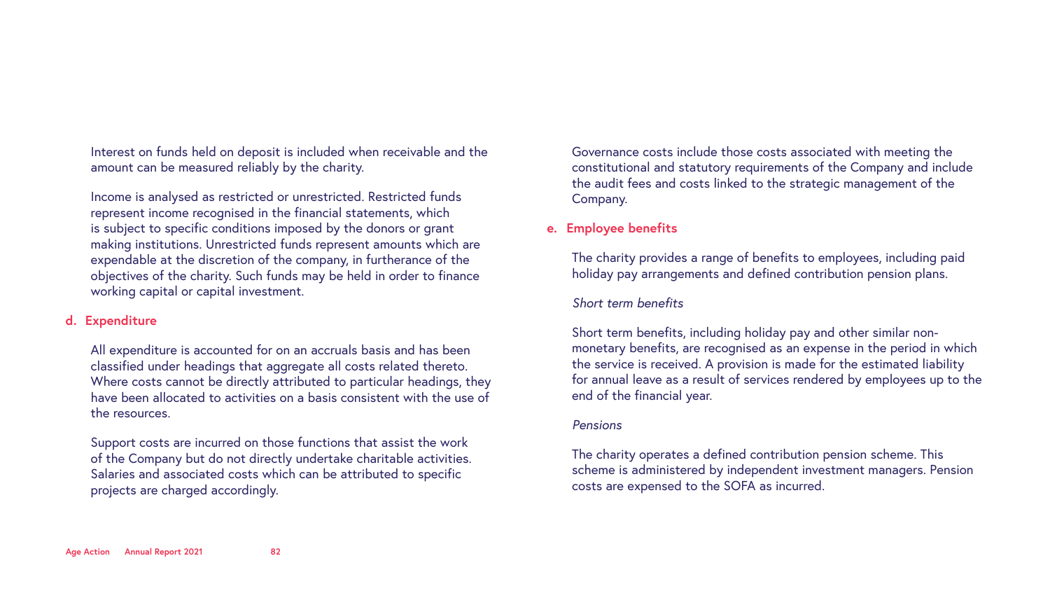Interest on funds held on deposit is included when receivable and the amount can be measured reliably by the charity.

Income is analysed as restricted or unrestricted. Restricted funds represent income recognised in the financial statements, which is subject to specific conditions imposed by the donors or grant making institutions. Unrestricted funds represent amounts which are expendable at the discretion of the company, in furtherance of the objectives of the charity. Such funds may be held in order to finance working capital or capital investment.

## d. Expenditure

All expenditure is accounted for on an accruals basis and has been classified under headings that aggregate all costs related thereto. Where costs cannot be directly attributed to particular headings, they have been allocated to activities on a basis consistent with the use of the resources.

Support costs are incurred on those functions that assist the work of the Company but do not directly undertake charitable activities. Salaries and associated costs which can be attributed to specific projects are charged accordingly.

Governance costs include those costs associated with meeting the constitutional and statutory requirements of the Company and include the audit fees and costs linked to the strategic management of the Company.

## e. Employee benefits

The charity provides a range of benefits to employees, including paid holiday pay arrangements and defined contribution pension plans.

*Short term benefits*

Short term benefits, including holiday pay and other similar non-monetary benefits, are recognised as an expense in the period in which the service is received. A provision is made for the estimated liability for annual leave as a result of services rendered by employees up to the end of the financial year.

*Pensions*

The charity operates a defined contribution pension scheme. This scheme is administered by independent investment managers. Pension costs are expensed to the SOFA as incurred.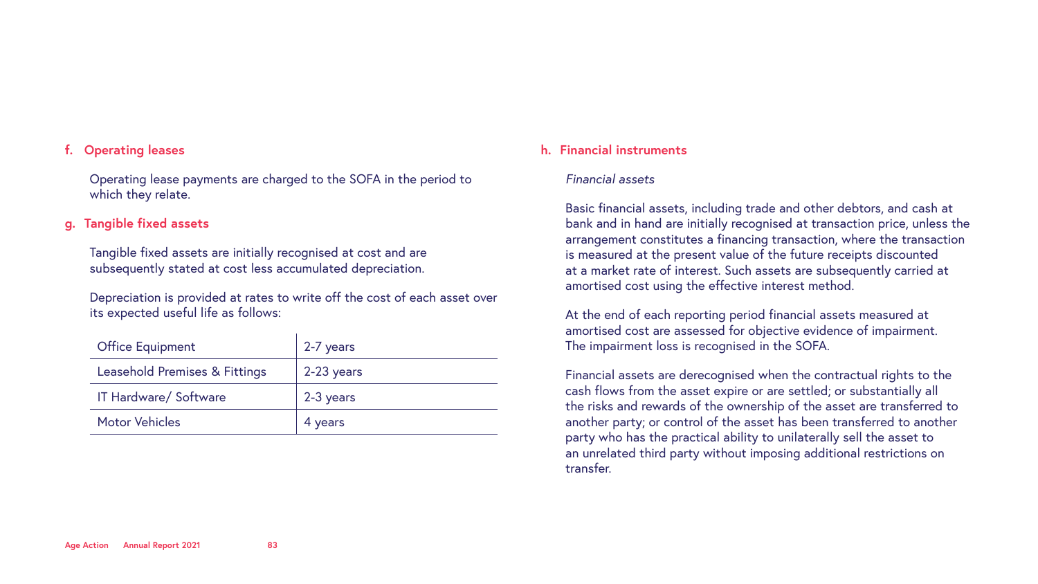### f. Operating leases

Operating lease payments are charged to the SOFA in the period to which they relate.

### g. Tangible fixed assets

Tangible fixed assets are initially recognised at cost and are subsequently stated at cost less accumulated depreciation.

Depreciation is provided at rates to write off the cost of each asset over its expected useful life as follows:

| | |
|---|---|
| Office Equipment | 2-7 years |
| Leasehold Premises & Fittings | 2-23 years |
| IT Hardware/ Software | 2-3 years |
| Motor Vehicles | 4 years |

### h. Financial instruments

*Financial assets*

Basic financial assets, including trade and other debtors, and cash at bank and in hand are initially recognised at transaction price, unless the arrangement constitutes a financing transaction, where the transaction is measured at the present value of the future receipts discounted at a market rate of interest. Such assets are subsequently carried at amortised cost using the effective interest method.

At the end of each reporting period financial assets measured at amortised cost are assessed for objective evidence of impairment. The impairment loss is recognised in the SOFA.

Financial assets are derecognised when the contractual rights to the cash flows from the asset expire or are settled; or substantially all the risks and rewards of the ownership of the asset are transferred to another party; or control of the asset has been transferred to another party who has the practical ability to unilaterally sell the asset to an unrelated third party without imposing additional restrictions on transfer.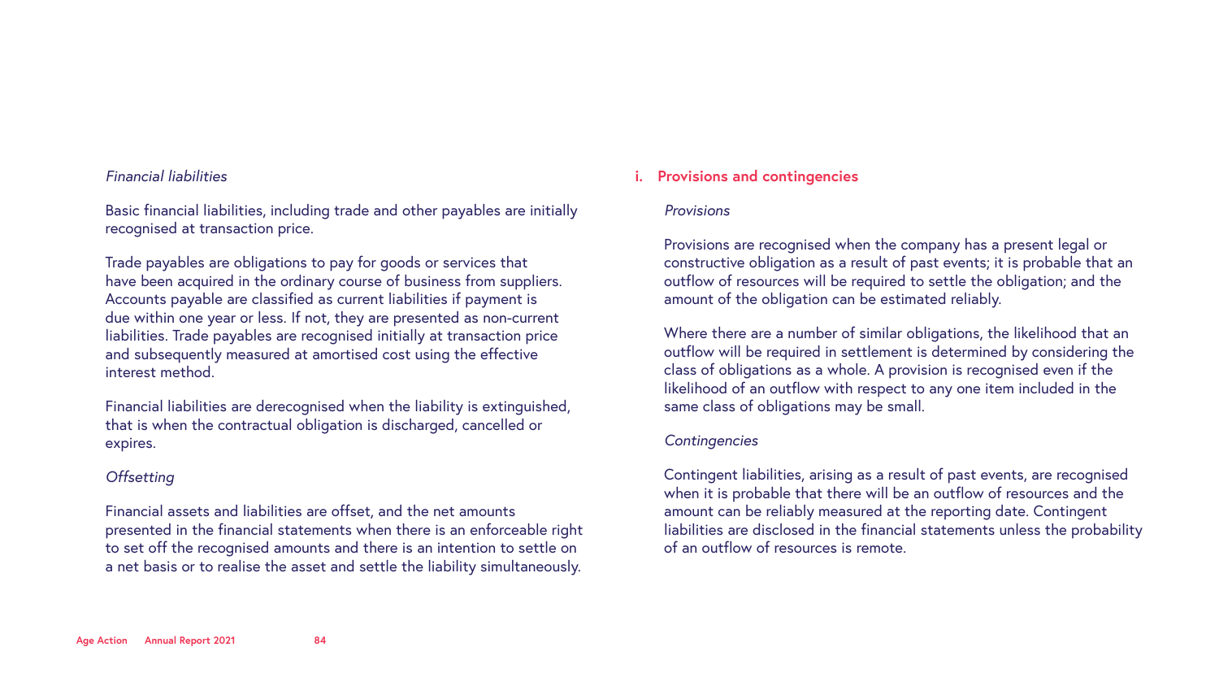*Financial liabilities*

Basic financial liabilities, including trade and other payables are initially recognised at transaction price.

Trade payables are obligations to pay for goods or services that have been acquired in the ordinary course of business from suppliers. Accounts payable are classified as current liabilities if payment is due within one year or less. If not, they are presented as non-current liabilities. Trade payables are recognised initially at transaction price and subsequently measured at amortised cost using the effective interest method.

Financial liabilities are derecognised when the liability is extinguished, that is when the contractual obligation is discharged, cancelled or expires.

*Offsetting*

Financial assets and liabilities are offset, and the net amounts presented in the financial statements when there is an enforceable right to set off the recognised amounts and there is an intention to settle on a net basis or to realise the asset and settle the liability simultaneously.

## i. Provisions and contingencies

*Provisions*

Provisions are recognised when the company has a present legal or constructive obligation as a result of past events; it is probable that an outflow of resources will be required to settle the obligation; and the amount of the obligation can be estimated reliably.

Where there are a number of similar obligations, the likelihood that an outflow will be required in settlement is determined by considering the class of obligations as a whole. A provision is recognised even if the likelihood of an outflow with respect to any one item included in the same class of obligations may be small.

*Contingencies*

Contingent liabilities, arising as a result of past events, are recognised when it is probable that there will be an outflow of resources and the amount can be reliably measured at the reporting date. Contingent liabilities are disclosed in the financial statements unless the probability of an outflow of resources is remote.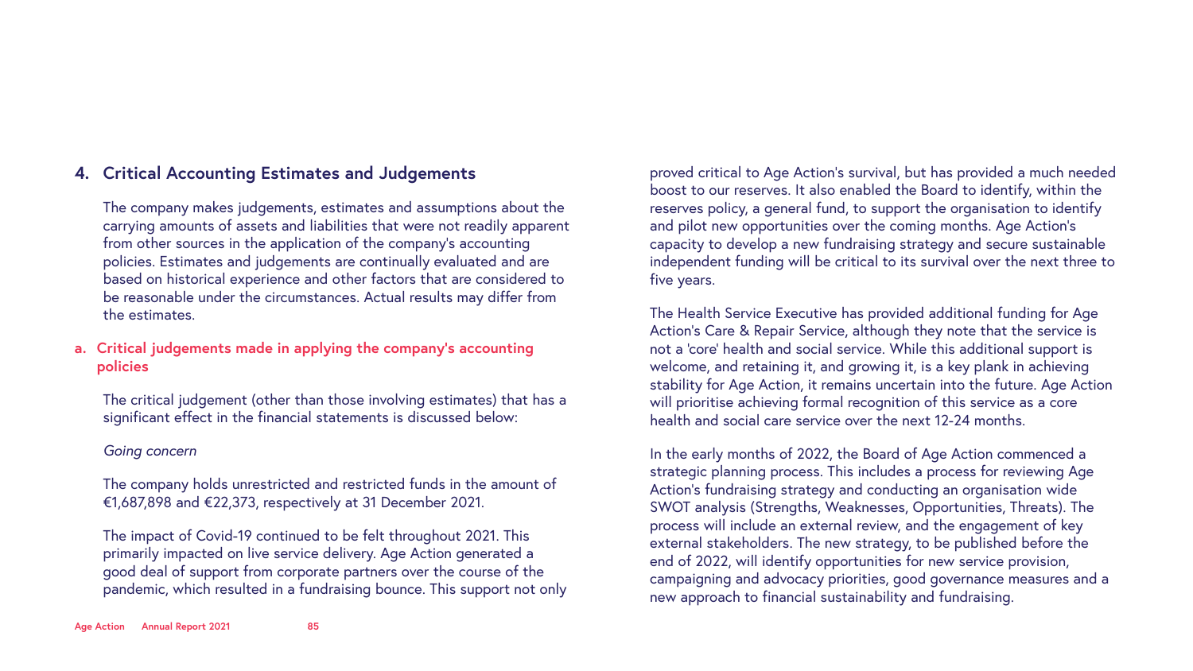## 4. Critical Accounting Estimates and Judgements

The company makes judgements, estimates and assumptions about the carrying amounts of assets and liabilities that were not readily apparent from other sources in the application of the company's accounting policies. Estimates and judgements are continually evaluated and are based on historical experience and other factors that are considered to be reasonable under the circumstances. Actual results may differ from the estimates.

### a. Critical judgements made in applying the company's accounting policies

The critical judgement (other than those involving estimates) that has a significant effect in the financial statements is discussed below:

*Going concern*

The company holds unrestricted and restricted funds in the amount of €1,687,898 and €22,373, respectively at 31 December 2021.

The impact of Covid-19 continued to be felt throughout 2021. This primarily impacted on live service delivery. Age Action generated a good deal of support from corporate partners over the course of the pandemic, which resulted in a fundraising bounce. This support not only proved critical to Age Action's survival, but has provided a much needed boost to our reserves. It also enabled the Board to identify, within the reserves policy, a general fund, to support the organisation to identify and pilot new opportunities over the coming months. Age Action's capacity to develop a new fundraising strategy and secure sustainable independent funding will be critical to its survival over the next three to five years.

The Health Service Executive has provided additional funding for Age Action's Care & Repair Service, although they note that the service is not a 'core' health and social service. While this additional support is welcome, and retaining it, and growing it, is a key plank in achieving stability for Age Action, it remains uncertain into the future. Age Action will prioritise achieving formal recognition of this service as a core health and social care service over the next 12-24 months.

In the early months of 2022, the Board of Age Action commenced a strategic planning process. This includes a process for reviewing Age Action's fundraising strategy and conducting an organisation wide SWOT analysis (Strengths, Weaknesses, Opportunities, Threats). The process will include an external review, and the engagement of key external stakeholders. The new strategy, to be published before the end of 2022, will identify opportunities for new service provision, campaigning and advocacy priorities, good governance measures and a new approach to financial sustainability and fundraising.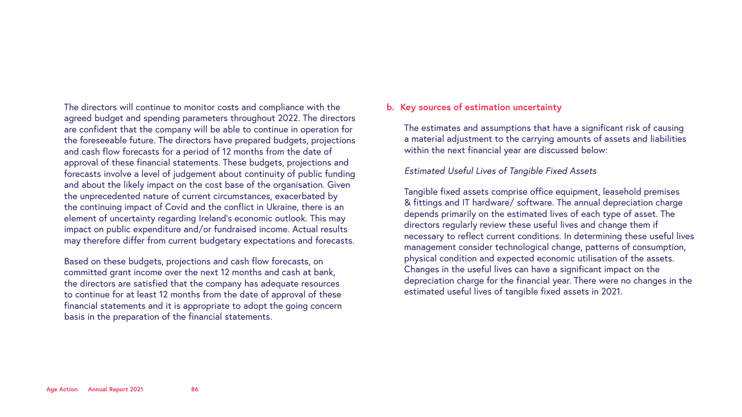The directors will continue to monitor costs and compliance with the agreed budget and spending parameters throughout 2022. The directors are confident that the company will be able to continue in operation for the foreseeable future. The directors have prepared budgets, projections and cash flow forecasts for a period of 12 months from the date of approval of these financial statements. These budgets, projections and forecasts involve a level of judgement about continuity of public funding and about the likely impact on the cost base of the organisation. Given the unprecedented nature of current circumstances, exacerbated by the continuing impact of Covid and the conflict in Ukraine, there is an element of uncertainty regarding Ireland's economic outlook. This may impact on public expenditure and/or fundraised income. Actual results may therefore differ from current budgetary expectations and forecasts.

Based on these budgets, projections and cash flow forecasts, on committed grant income over the next 12 months and cash at bank, the directors are satisfied that the company has adequate resources to continue for at least 12 months from the date of approval of these financial statements and it is appropriate to adopt the going concern basis in the preparation of the financial statements.

### b. Key sources of estimation uncertainty

The estimates and assumptions that have a significant risk of causing a material adjustment to the carrying amounts of assets and liabilities within the next financial year are discussed below:

*Estimated Useful Lives of Tangible Fixed Assets*

Tangible fixed assets comprise office equipment, leasehold premises & fittings and IT hardware/ software. The annual depreciation charge depends primarily on the estimated lives of each type of asset. The directors regularly review these useful lives and change them if necessary to reflect current conditions. In determining these useful lives management consider technological change, patterns of consumption, physical condition and expected economic utilisation of the assets. Changes in the useful lives can have a significant impact on the depreciation charge for the financial year. There were no changes in the estimated useful lives of tangible fixed assets in 2021.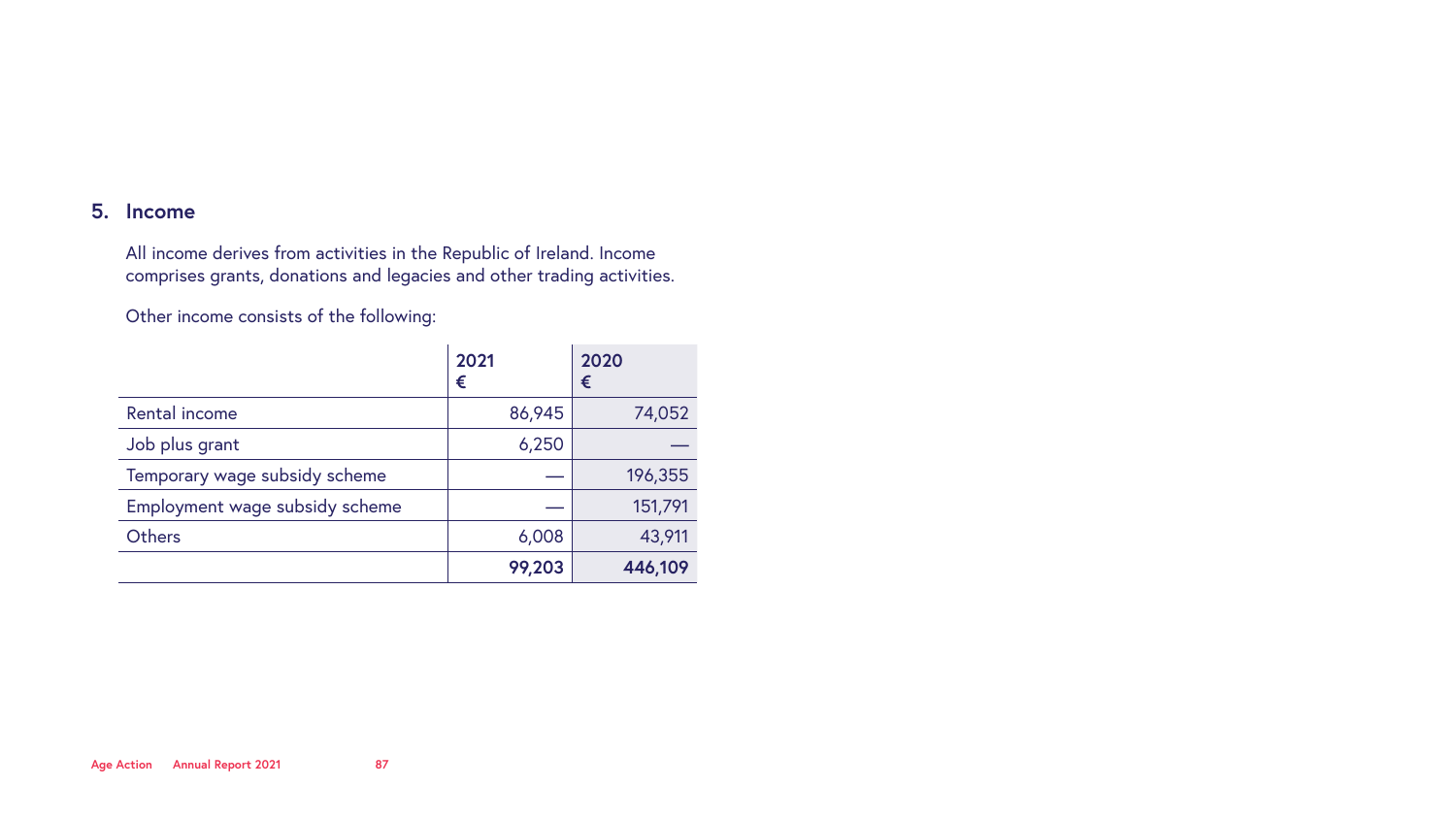## 5. Income

All income derives from activities in the Republic of Ireland. Income comprises grants, donations and legacies and other trading activities.

Other income consists of the following:

| | 2021<br>€ | 2020<br>€ |
|---|---:|---:|
| Rental income | 86,945 | 74,052 |
| Job plus grant | 6,250 | — |
| Temporary wage subsidy scheme | — | 196,355 |
| Employment wage subsidy scheme | — | 151,791 |
| Others | 6,008 | 43,911 |
| | **99,203** | **446,109** |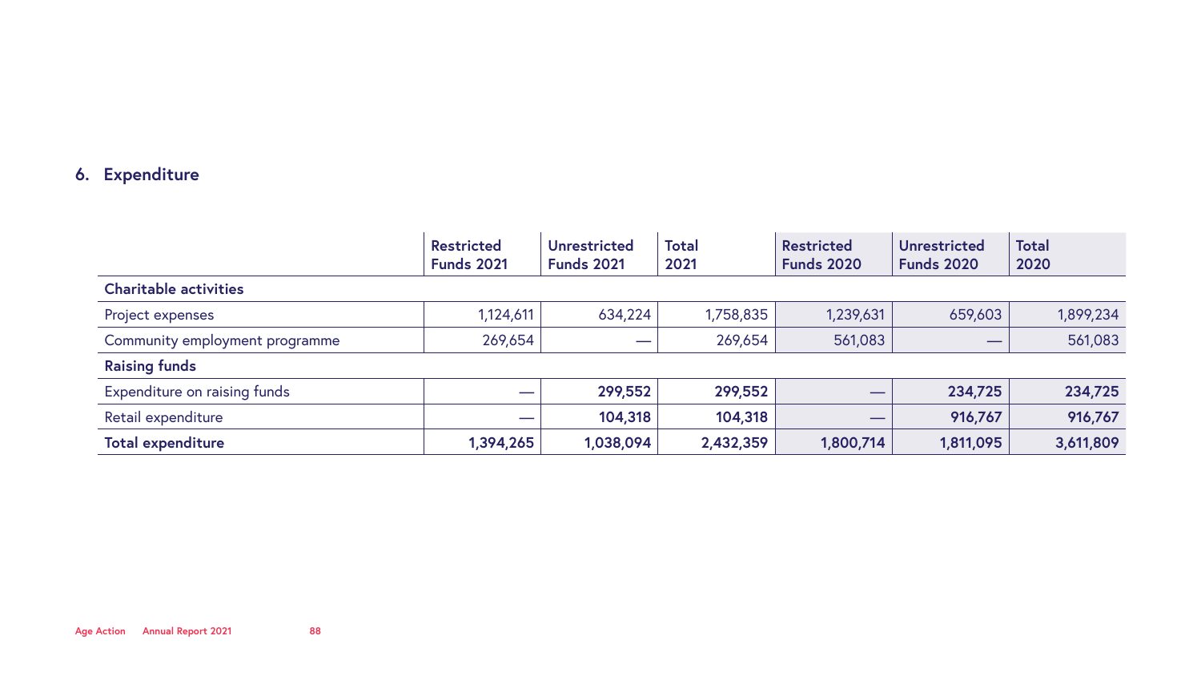## 6. Expenditure

| | Restricted Funds 2021 | Unrestricted Funds 2021 | Total 2021 | Restricted Funds 2020 | Unrestricted Funds 2020 | Total 2020 |
|---|---|---|---|---|---|---|
| **Charitable activities** | | | | | | |
| Project expenses | 1,124,611 | 634,224 | 1,758,835 | 1,239,631 | 659,603 | 1,899,234 |
| Community employment programme | 269,654 | — | 269,654 | 561,083 | — | 561,083 |
| **Raising funds** | | | | | | |
| Expenditure on raising funds | — | **299,552** | **299,552** | — | **234,725** | **234,725** |
| Retail expenditure | — | **104,318** | **104,318** | — | **916,767** | **916,767** |
| **Total expenditure** | **1,394,265** | **1,038,094** | **2,432,359** | **1,800,714** | **1,811,095** | **3,611,809** |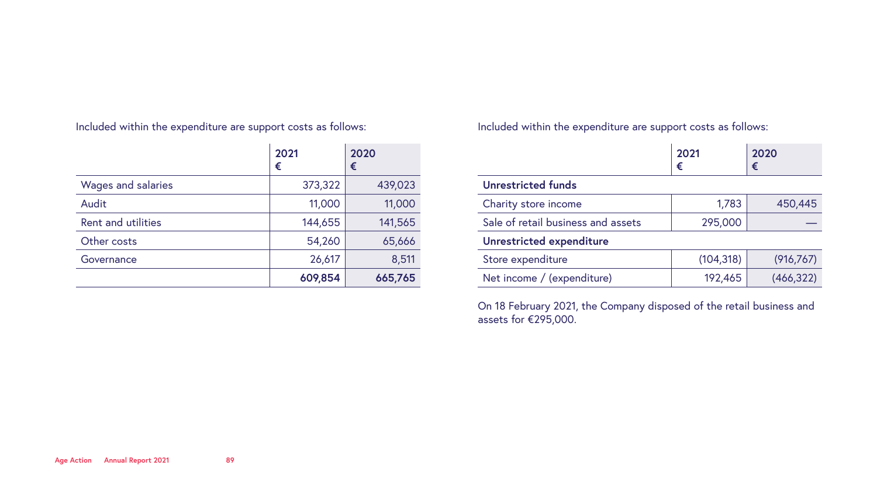Included within the expenditure are support costs as follows:

| | 2021 € | 2020 € |
|---|---|---|
| Wages and salaries | 373,322 | 439,023 |
| Audit | 11,000 | 11,000 |
| Rent and utilities | 144,655 | 141,565 |
| Other costs | 54,260 | 65,666 |
| Governance | 26,617 | 8,511 |
| | **609,854** | **665,765** |

Included within the expenditure are support costs as follows:

| | 2021 € | 2020 € |
|---|---|---|
| **Unrestricted funds** | | |
| Charity store income | 1,783 | 450,445 |
| Sale of retail business and assets | 295,000 | — |
| **Unrestricted expenditure** | | |
| Store expenditure | (104,318) | (916,767) |
| Net income / (expenditure) | 192,465 | (466,322) |

On 18 February 2021, the Company disposed of the retail business and assets for €295,000.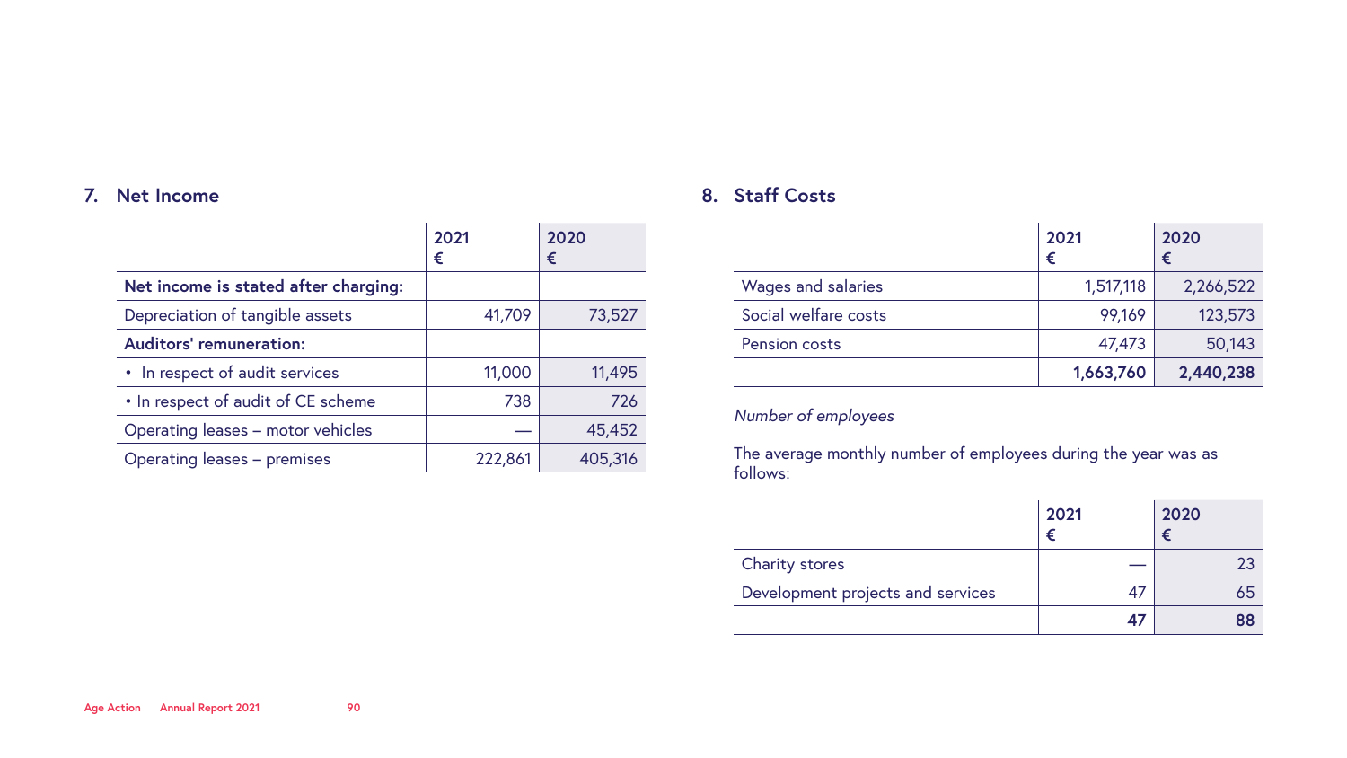## 7. Net Income

| | 2021<br>€ | 2020<br>€ |
|---|---|---|
| **Net income is stated after charging:** | | |
| Depreciation of tangible assets | 41,709 | 73,527 |
| **Auditors' remuneration:** | | |
| • In respect of audit services | 11,000 | 11,495 |
| • In respect of audit of CE scheme | 738 | 726 |
| Operating leases – motor vehicles | — | 45,452 |
| Operating leases – premises | 222,861 | 405,316 |

## 8. Staff Costs

| | 2021<br>€ | 2020<br>€ |
|---|---|---|
| Wages and salaries | 1,517,118 | 2,266,522 |
| Social welfare costs | 99,169 | 123,573 |
| Pension costs | 47,473 | 50,143 |
| | **1,663,760** | **2,440,238** |

*Number of employees*

The average monthly number of employees during the year was as follows:

| | 2021<br>€ | 2020<br>€ |
|---|---|---|
| Charity stores | — | 23 |
| Development projects and services | 47 | 65 |
| | **47** | **88** |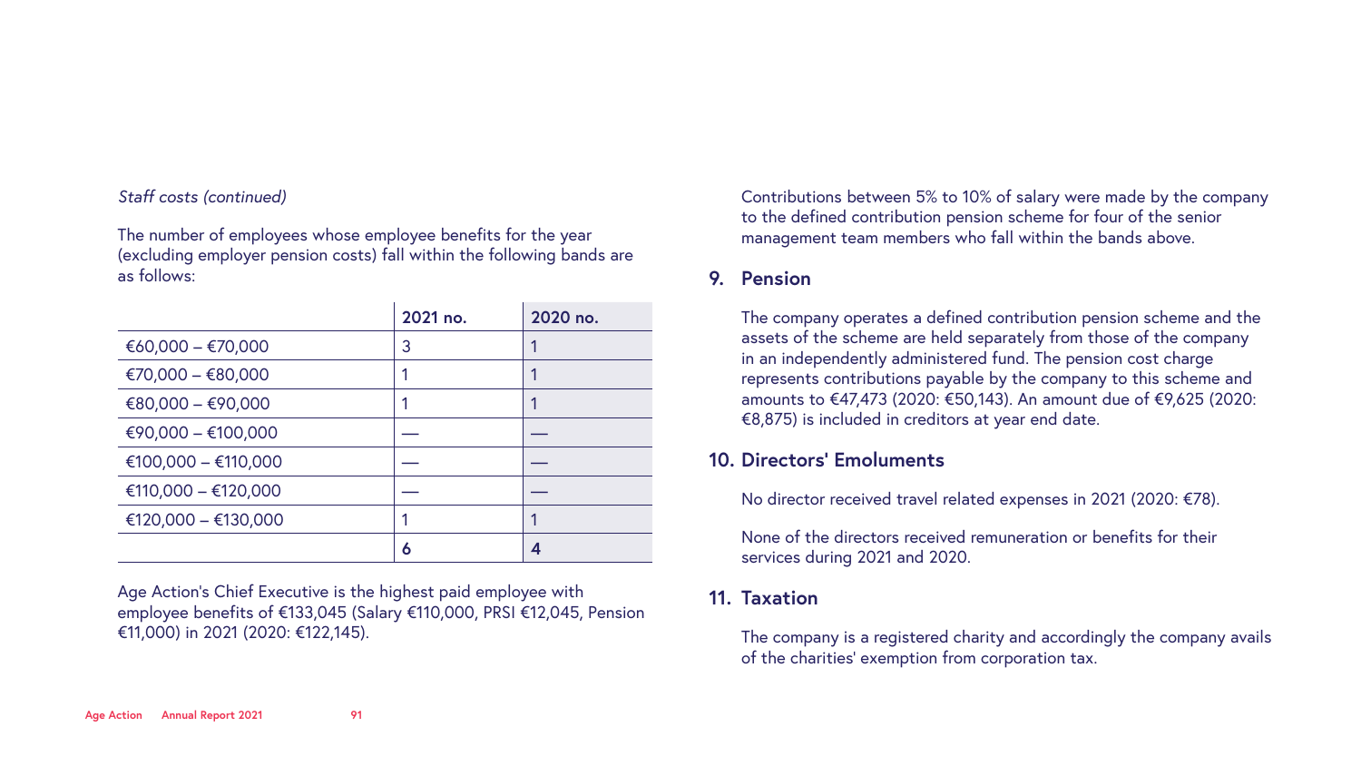*Staff costs (continued)*

The number of employees whose employee benefits for the year (excluding employer pension costs) fall within the following bands are as follows:

| | 2021 no. | 2020 no. |
|---|---|---|
| €60,000 – €70,000 | 3 | 1 |
| €70,000 – €80,000 | 1 | 1 |
| €80,000 – €90,000 | 1 | 1 |
| €90,000 – €100,000 | — | — |
| €100,000 – €110,000 | — | — |
| €110,000 – €120,000 | — | — |
| €120,000 – €130,000 | 1 | 1 |
| | **6** | **4** |

Age Action's Chief Executive is the highest paid employee with employee benefits of €133,045 (Salary €110,000, PRSI €12,045, Pension €11,000) in 2021 (2020: €122,145).

Contributions between 5% to 10% of salary were made by the company to the defined contribution pension scheme for four of the senior management team members who fall within the bands above.

## 9. Pension

The company operates a defined contribution pension scheme and the assets of the scheme are held separately from those of the company in an independently administered fund. The pension cost charge represents contributions payable by the company to this scheme and amounts to €47,473 (2020: €50,143). An amount due of €9,625 (2020: €8,875) is included in creditors at year end date.

## 10. Directors' Emoluments

No director received travel related expenses in 2021 (2020: €78).

None of the directors received remuneration or benefits for their services during 2021 and 2020.

## 11. Taxation

The company is a registered charity and accordingly the company avails of the charities' exemption from corporation tax.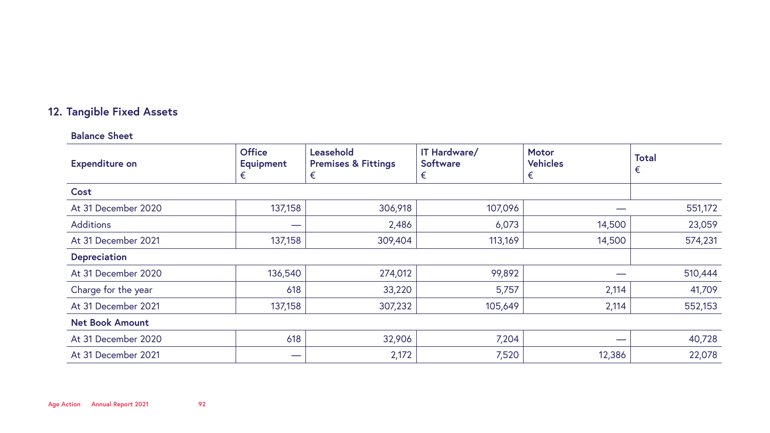## 12. Tangible Fixed Assets

### Balance Sheet

| Expenditure on | Office Equipment € | Leasehold Premises & Fittings € | IT Hardware/ Software € | Motor Vehicles € | Total € |
|---|---|---|---|---|---|
| **Cost** | | | | | |
| At 31 December 2020 | 137,158 | 306,918 | 107,096 | — | 551,172 |
| Additions | — | 2,486 | 6,073 | 14,500 | 23,059 |
| At 31 December 2021 | 137,158 | 309,404 | 113,169 | 14,500 | 574,231 |
| **Depreciation** | | | | | |
| At 31 December 2020 | 136,540 | 274,012 | 99,892 | — | 510,444 |
| Charge for the year | 618 | 33,220 | 5,757 | 2,114 | 41,709 |
| At 31 December 2021 | 137,158 | 307,232 | 105,649 | 2,114 | 552,153 |
| **Net Book Amount** | | | | | |
| At 31 December 2020 | 618 | 32,906 | 7,204 | — | 40,728 |
| At 31 December 2021 | — | 2,172 | 7,520 | 12,386 | 22,078 |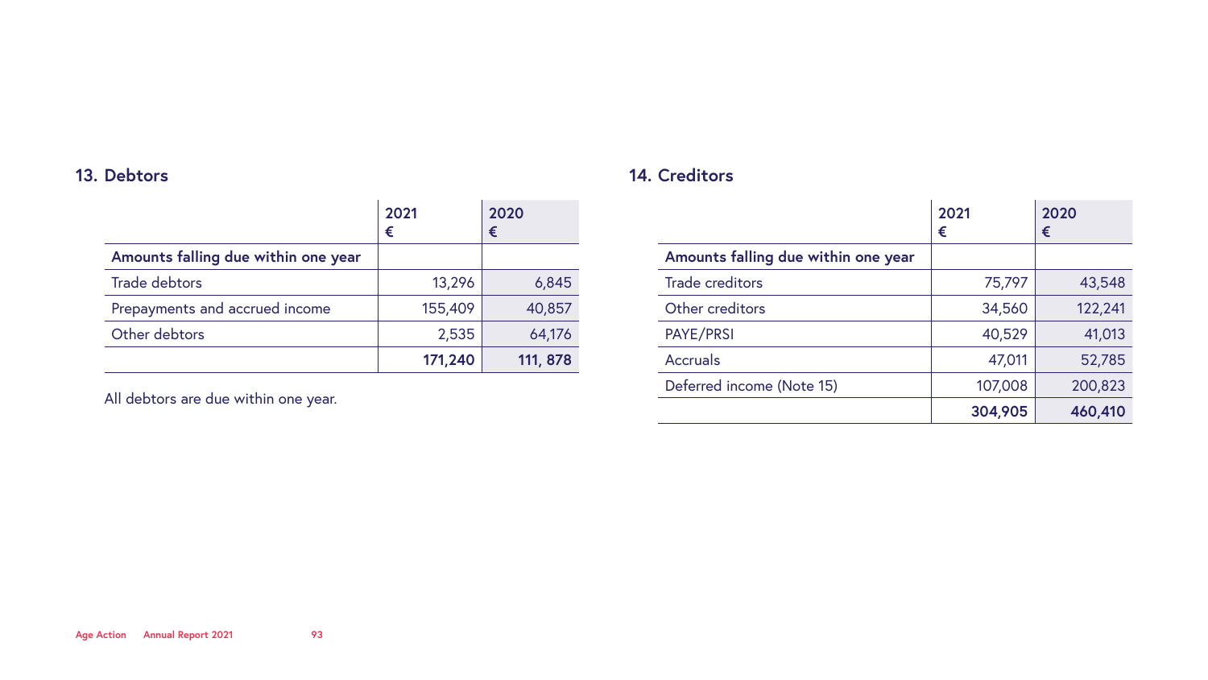## 13. Debtors

| | 2021<br>€ | 2020<br>€ |
|---|---:|---:|
| **Amounts falling due within one year** | | |
| Trade debtors | 13,296 | 6,845 |
| Prepayments and accrued income | 155,409 | 40,857 |
| Other debtors | 2,535 | 64,176 |
| | **171,240** | **111, 878** |

All debtors are due within one year.

## 14. Creditors

| | 2021<br>€ | 2020<br>€ |
|---|---:|---:|
| **Amounts falling due within one year** | | |
| Trade creditors | 75,797 | 43,548 |
| Other creditors | 34,560 | 122,241 |
| PAYE/PRSI | 40,529 | 41,013 |
| Accruals | 47,011 | 52,785 |
| Deferred income (Note 15) | 107,008 | 200,823 |
| | **304,905** | **460,410** |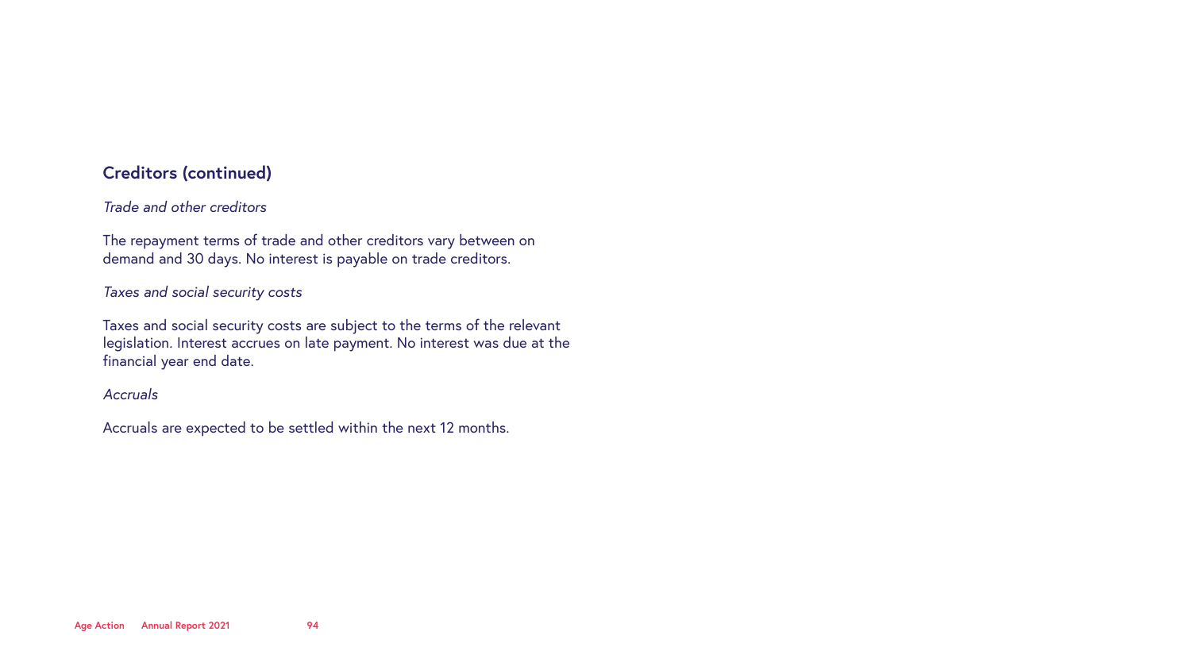## Creditors (continued)

*Trade and other creditors*

The repayment terms of trade and other creditors vary between on demand and 30 days. No interest is payable on trade creditors.

*Taxes and social security costs*

Taxes and social security costs are subject to the terms of the relevant legislation. Interest accrues on late payment. No interest was due at the financial year end date.

*Accruals*

Accruals are expected to be settled within the next 12 months.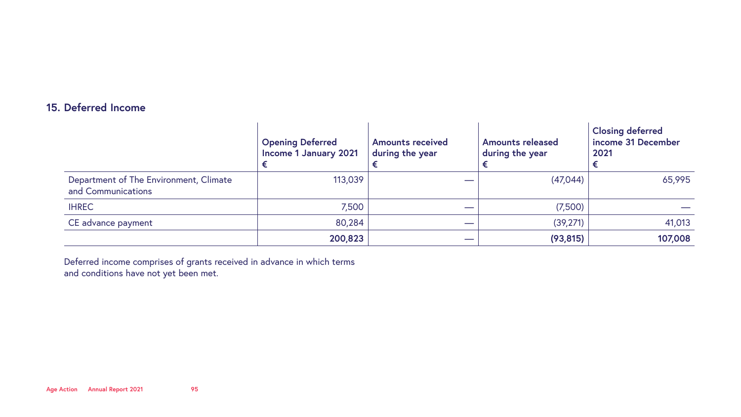## 15. Deferred Income

| | Opening Deferred Income 1 January 2021 € | Amounts received during the year € | Amounts released during the year € | Closing deferred income 31 December 2021 € |
|---|---|---|---|---|
| Department of The Environment, Climate and Communications | 113,039 | — | (47,044) | 65,995 |
| IHREC | 7,500 | — | (7,500) | — |
| CE advance payment | 80,284 | — | (39,271) | 41,013 |
| | **200,823** | — | **(93,815)** | **107,008** |

Deferred income comprises of grants received in advance in which terms and conditions have not yet been met.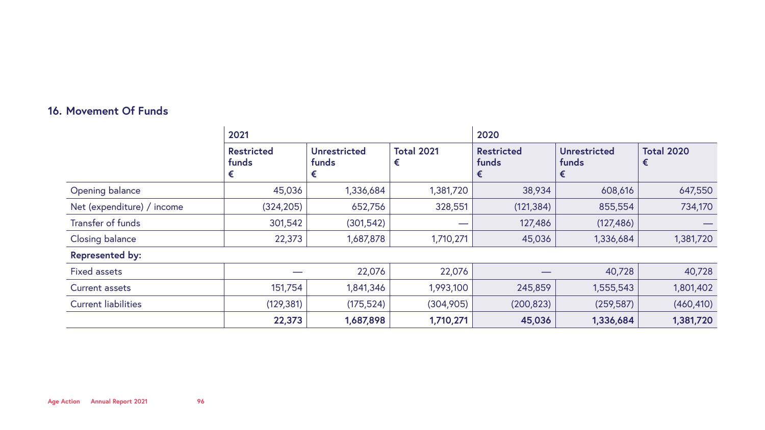## 16. Movement Of Funds

| | 2021 | | | 2020 | | |
|---|---|---|---|---|---|---|
| | Restricted funds € | Unrestricted funds € | Total 2021 € | Restricted funds € | Unrestricted funds € | Total 2020 € |
| Opening balance | 45,036 | 1,336,684 | 1,381,720 | 38,934 | 608,616 | 647,550 |
| Net (expenditure) / income | (324,205) | 652,756 | 328,551 | (121,384) | 855,554 | 734,170 |
| Transfer of funds | 301,542 | (301,542) | — | 127,486 | (127,486) | — |
| Closing balance | 22,373 | 1,687,878 | 1,710,271 | 45,036 | 1,336,684 | 1,381,720 |
| **Represented by:** | | | | | | |
| Fixed assets | — | 22,076 | 22,076 | — | 40,728 | 40,728 |
| Current assets | 151,754 | 1,841,346 | 1,993,100 | 245,859 | 1,555,543 | 1,801,402 |
| Current liabilities | (129,381) | (175,524) | (304,905) | (200,823) | (259,587) | (460,410) |
| | **22,373** | **1,687,898** | **1,710,271** | **45,036** | **1,336,684** | **1,381,720** |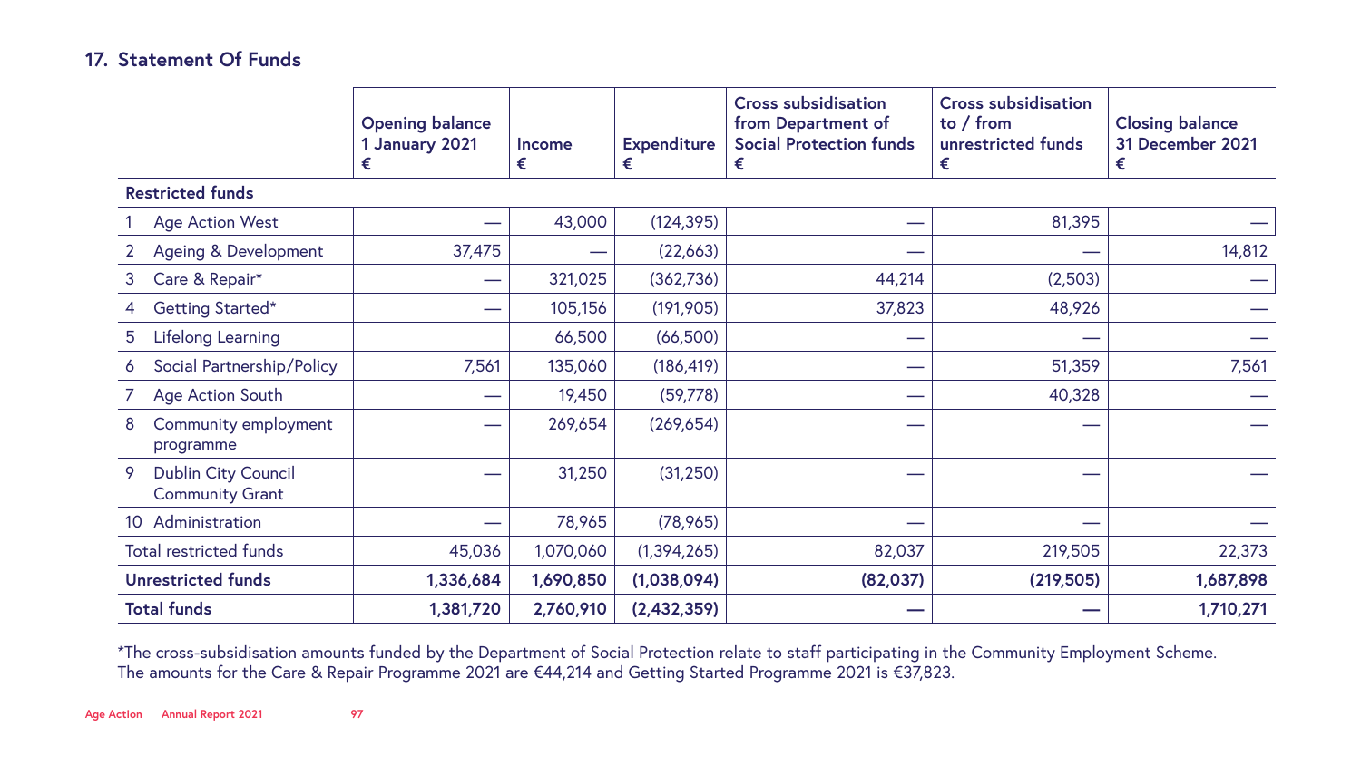## 17. Statement Of Funds

| | Opening balance 1 January 2021 € | Income € | Expenditure € | Cross subsidisation from Department of Social Protection funds € | Cross subsidisation to / from unrestricted funds € | Closing balance 31 December 2021 € |
|---|---|---|---|---|---|---|
| **Restricted funds** | | | | | | |
| 1 Age Action West | — | 43,000 | (124,395) | — | 81,395 | — |
| 2 Ageing & Development | 37,475 | — | (22,663) | — | — | 14,812 |
| 3 Care & Repair* | — | 321,025 | (362,736) | 44,214 | (2,503) | — |
| 4 Getting Started* | — | 105,156 | (191,905) | 37,823 | 48,926 | — |
| 5 Lifelong Learning | | 66,500 | (66,500) | — | — | — |
| 6 Social Partnership/Policy | 7,561 | 135,060 | (186,419) | — | 51,359 | 7,561 |
| 7 Age Action South | — | 19,450 | (59,778) | — | 40,328 | — |
| 8 Community employment programme | — | 269,654 | (269,654) | — | — | — |
| 9 Dublin City Council Community Grant | — | 31,250 | (31,250) | — | — | — |
| 10 Administration | — | 78,965 | (78,965) | — | — | — |
| Total restricted funds | 45,036 | 1,070,060 | (1,394,265) | 82,037 | 219,505 | 22,373 |
| **Unrestricted funds** | **1,336,684** | **1,690,850** | **(1,038,094)** | **(82,037)** | **(219,505)** | **1,687,898** |
| **Total funds** | **1,381,720** | **2,760,910** | **(2,432,359)** | **—** | **—** | **1,710,271** |

*The cross-subsidisation amounts funded by the Department of Social Protection relate to staff participating in the Community Employment Scheme. The amounts for the Care & Repair Programme 2021 are €44,214 and Getting Started Programme 2021 is €37,823.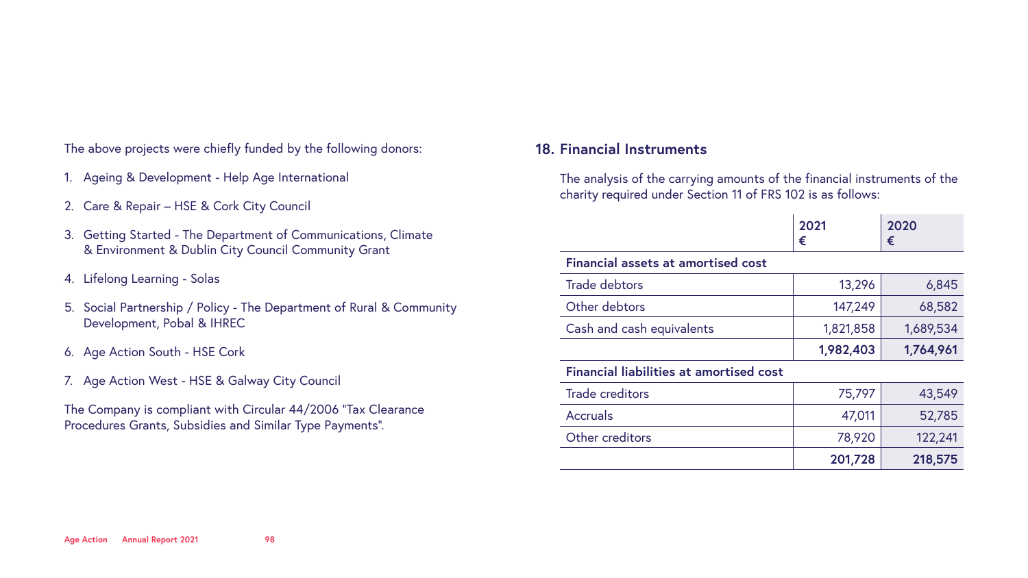The above projects were chiefly funded by the following donors:

1. Ageing & Development - Help Age International
2. Care & Repair – HSE & Cork City Council
3. Getting Started - The Department of Communications, Climate & Environment & Dublin City Council Community Grant
4. Lifelong Learning - Solas
5. Social Partnership / Policy - The Department of Rural & Community Development, Pobal & IHREC
6. Age Action South - HSE Cork
7. Age Action West - HSE & Galway City Council

The Company is compliant with Circular 44/2006 "Tax Clearance Procedures Grants, Subsidies and Similar Type Payments".

## 18. Financial Instruments

The analysis of the carrying amounts of the financial instruments of the charity required under Section 11 of FRS 102 is as follows:

| | 2021 € | 2020 € |
|---|---:|---:|
| **Financial assets at amortised cost** | | |
| Trade debtors | 13,296 | 6,845 |
| Other debtors | 147,249 | 68,582 |
| Cash and cash equivalents | 1,821,858 | 1,689,534 |
| | **1,982,403** | **1,764,961** |
| **Financial liabilities at amortised cost** | | |
| Trade creditors | 75,797 | 43,549 |
| Accruals | 47,011 | 52,785 |
| Other creditors | 78,920 | 122,241 |
| | **201,728** | **218,575** |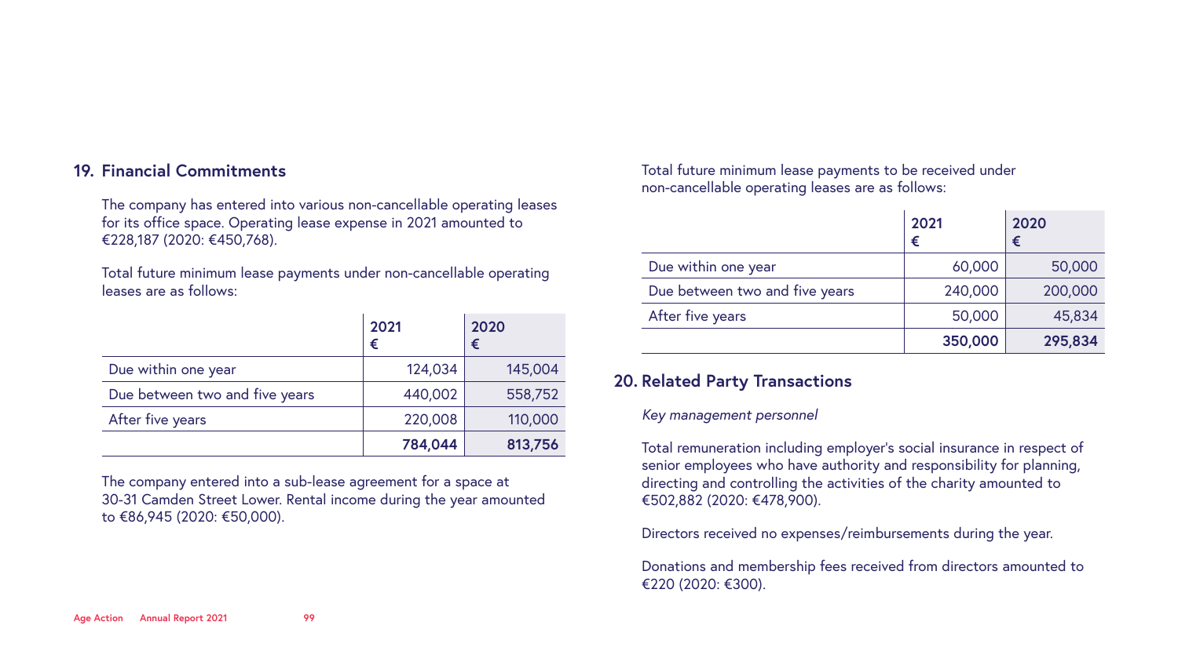## 19. Financial Commitments

The company has entered into various non-cancellable operating leases for its office space. Operating lease expense in 2021 amounted to €228,187 (2020: €450,768).

Total future minimum lease payments under non-cancellable operating leases are as follows:

| | 2021 € | 2020 € |
|---|---|---|
| Due within one year | 124,034 | 145,004 |
| Due between two and five years | 440,002 | 558,752 |
| After five years | 220,008 | 110,000 |
| | **784,044** | **813,756** |

The company entered into a sub-lease agreement for a space at 30-31 Camden Street Lower. Rental income during the year amounted to €86,945 (2020: €50,000).

Total future minimum lease payments to be received under non-cancellable operating leases are as follows:

| | 2021 € | 2020 € |
|---|---|---|
| Due within one year | 60,000 | 50,000 |
| Due between two and five years | 240,000 | 200,000 |
| After five years | 50,000 | 45,834 |
| | **350,000** | **295,834** |

## 20. Related Party Transactions

*Key management personnel*

Total remuneration including employer's social insurance in respect of senior employees who have authority and responsibility for planning, directing and controlling the activities of the charity amounted to €502,882 (2020: €478,900).

Directors received no expenses/reimbursements during the year.

Donations and membership fees received from directors amounted to €220 (2020: €300).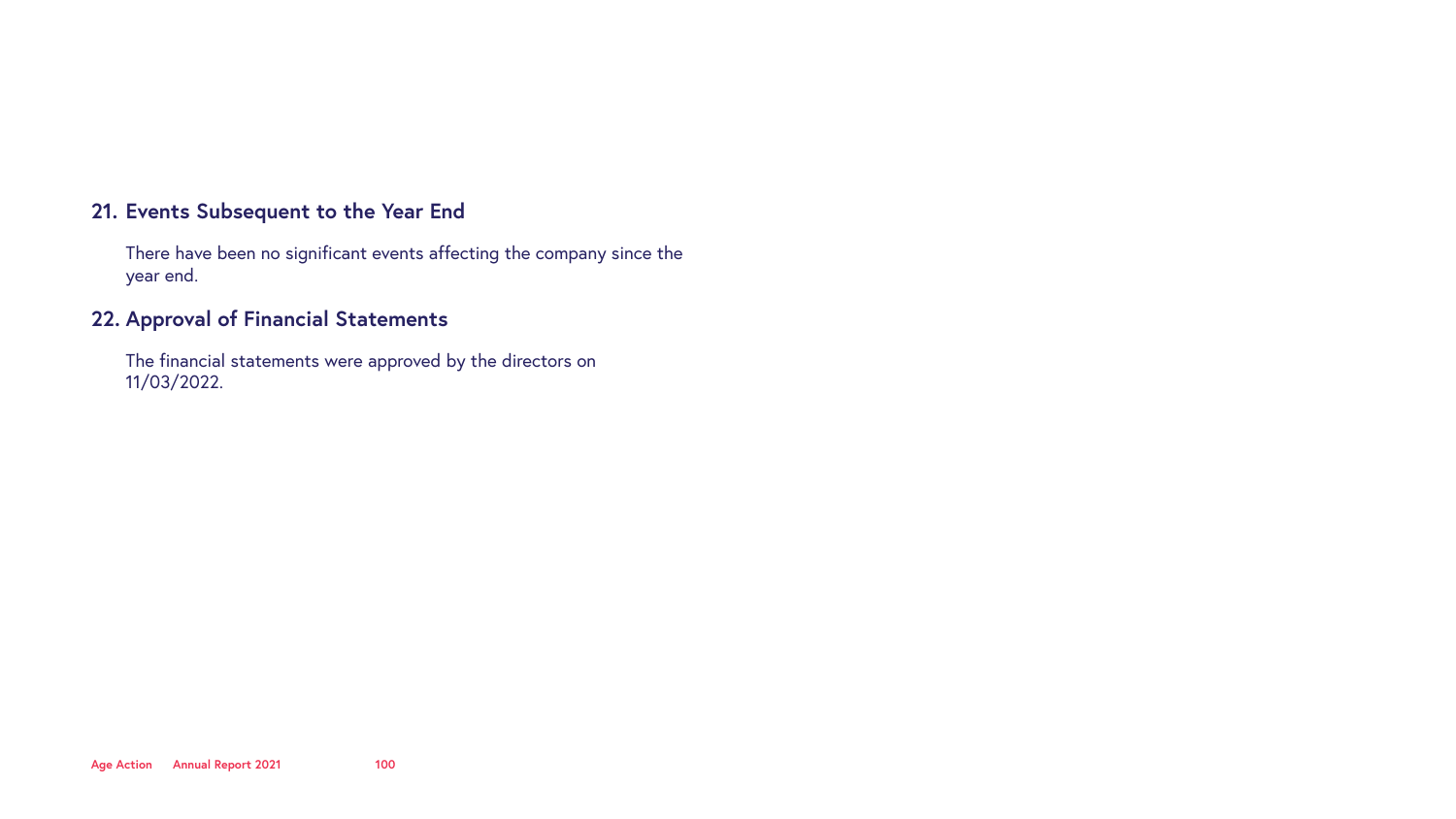## 21. Events Subsequent to the Year End

There have been no significant events affecting the company since the year end.

## 22. Approval of Financial Statements

The financial statements were approved by the directors on 11/03/2022.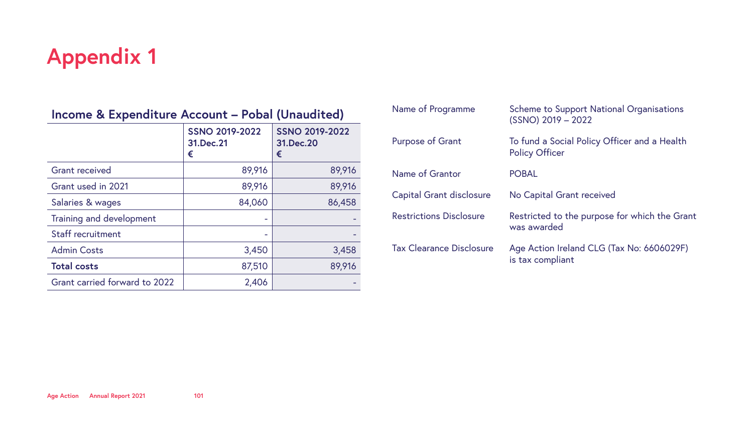# Appendix 1

## Income & Expenditure Account – Pobal (Unaudited)

| | SSNO 2019-2022 31.Dec.21 € | SSNO 2019-2022 31.Dec.20 € |
|---|---:|---:|
| Grant received | 89,916 | 89,916 |
| Grant used in 2021 | 89,916 | 89,916 |
| Salaries & wages | 84,060 | 86,458 |
| Training and development | - | - |
| Staff recruitment | - | - |
| Admin Costs | 3,450 | 3,458 |
| **Total costs** | 87,510 | 89,916 |
| Grant carried forward to 2022 | 2,406 | - |

| | |
|---|---|
| Name of Programme | Scheme to Support National Organisations (SSNO) 2019 – 2022 |
| Purpose of Grant | To fund a Social Policy Officer and a Health Policy Officer |
| Name of Grantor | POBAL |
| Capital Grant disclosure | No Capital Grant received |
| Restrictions Disclosure | Restricted to the purpose for which the Grant was awarded |
| Tax Clearance Disclosure | Age Action Ireland CLG (Tax No: 6606029F) is tax compliant |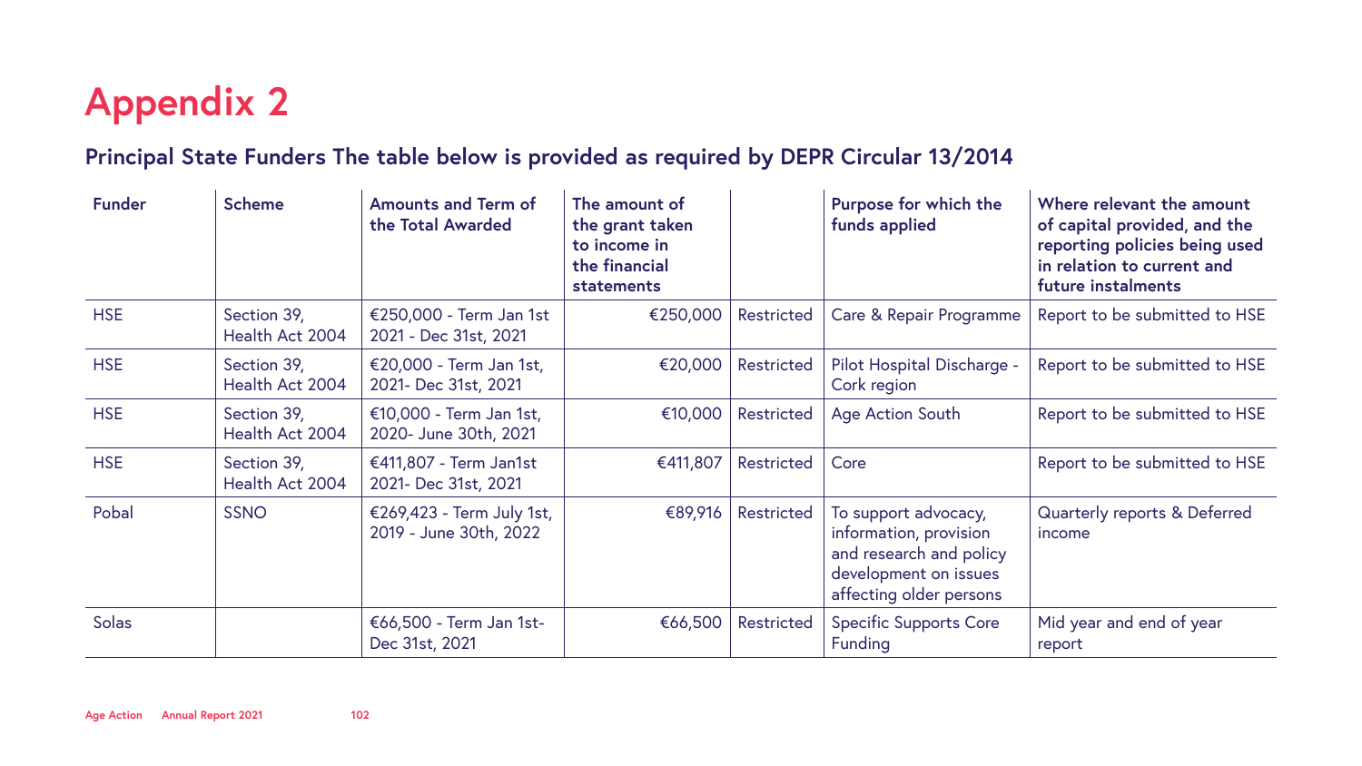# Appendix 2

## Principal State Funders The table below is provided as required by DEPR Circular 13/2014

| Funder | Scheme | Amounts and Term of the Total Awarded | The amount of the grant taken to income in the financial statements | | Purpose for which the funds applied | Where relevant the amount of capital provided, and the reporting policies being used in relation to current and future instalments |
|---|---|---|---|---|---|---|
| HSE | Section 39, Health Act 2004 | €250,000 - Term Jan 1st 2021 - Dec 31st, 2021 | €250,000 | Restricted | Care & Repair Programme | Report to be submitted to HSE |
| HSE | Section 39, Health Act 2004 | €20,000 - Term Jan 1st, 2021- Dec 31st, 2021 | €20,000 | Restricted | Pilot Hospital Discharge - Cork region | Report to be submitted to HSE |
| HSE | Section 39, Health Act 2004 | €10,000 - Term Jan 1st, 2020- June 30th, 2021 | €10,000 | Restricted | Age Action South | Report to be submitted to HSE |
| HSE | Section 39, Health Act 2004 | €411,807 - Term Jan1st 2021- Dec 31st, 2021 | €411,807 | Restricted | Core | Report to be submitted to HSE |
| Pobal | SSNO | €269,423 - Term July 1st, 2019 - June 30th, 2022 | €89,916 | Restricted | To support advocacy, information, provision and research and policy development on issues affecting older persons | Quarterly reports & Deferred income |
| Solas | | €66,500 - Term Jan 1st- Dec 31st, 2021 | €66,500 | Restricted | Specific Supports Core Funding | Mid year and end of year report |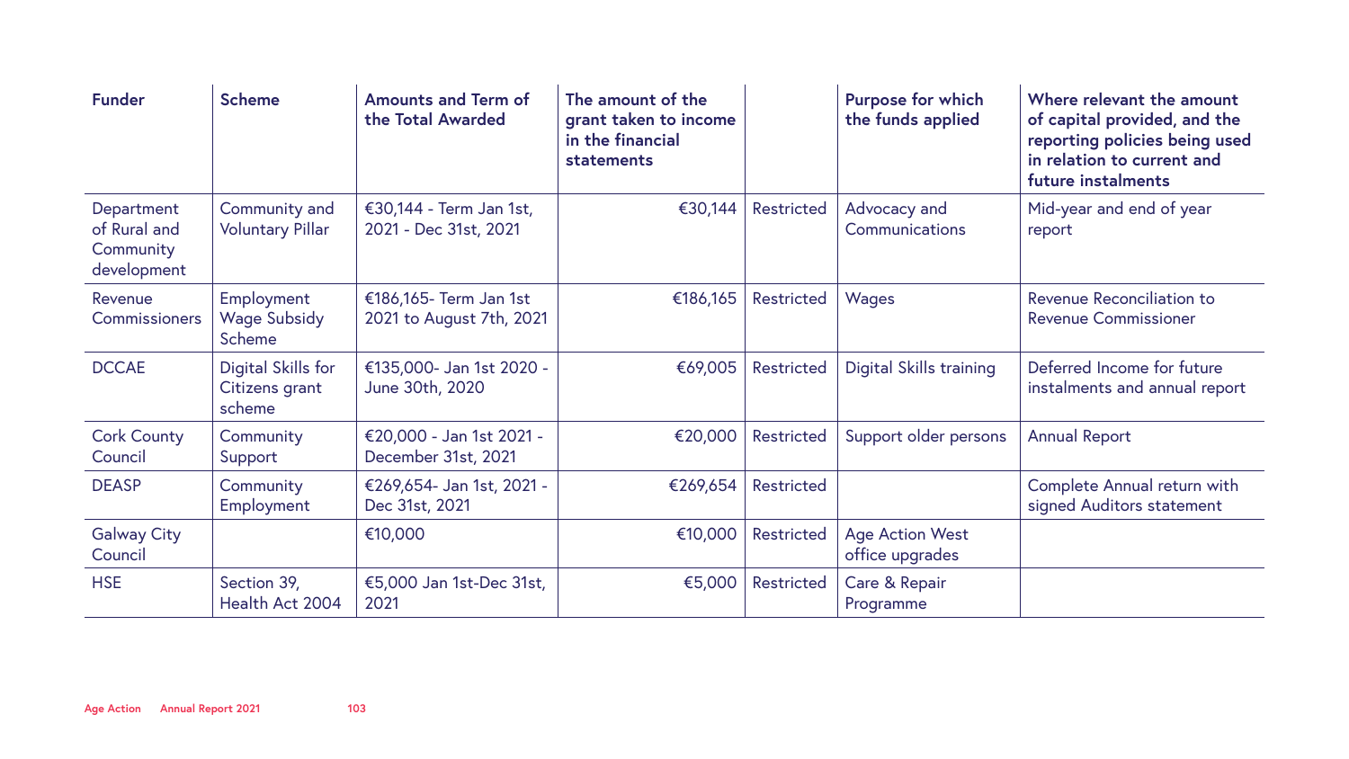| Funder | Scheme | Amounts and Term of the Total Awarded | The amount of the grant taken to income in the financial statements | | Purpose for which the funds applied | Where relevant the amount of capital provided, and the reporting policies being used in relation to current and future instalments |
|---|---|---|---|---|---|---|
| Department of Rural and Community development | Community and Voluntary Pillar | €30,144 - Term Jan 1st, 2021 - Dec 31st, 2021 | €30,144 | Restricted | Advocacy and Communications | Mid-year and end of year report |
| Revenue Commissioners | Employment Wage Subsidy Scheme | €186,165- Term Jan 1st 2021 to August 7th, 2021 | €186,165 | Restricted | Wages | Revenue Reconciliation to Revenue Commissioner |
| DCCAE | Digital Skills for Citizens grant scheme | €135,000- Jan 1st 2020 - June 30th, 2020 | €69,005 | Restricted | Digital Skills training | Deferred Income for future instalments and annual report |
| Cork County Council | Community Support | €20,000 - Jan 1st 2021 - December 31st, 2021 | €20,000 | Restricted | Support older persons | Annual Report |
| DEASP | Community Employment | €269,654- Jan 1st, 2021 - Dec 31st, 2021 | €269,654 | Restricted | | Complete Annual return with signed Auditors statement |
| Galway City Council | | €10,000 | €10,000 | Restricted | Age Action West office upgrades | |
| HSE | Section 39, Health Act 2004 | €5,000 Jan 1st-Dec 31st, 2021 | €5,000 | Restricted | Care & Repair Programme | |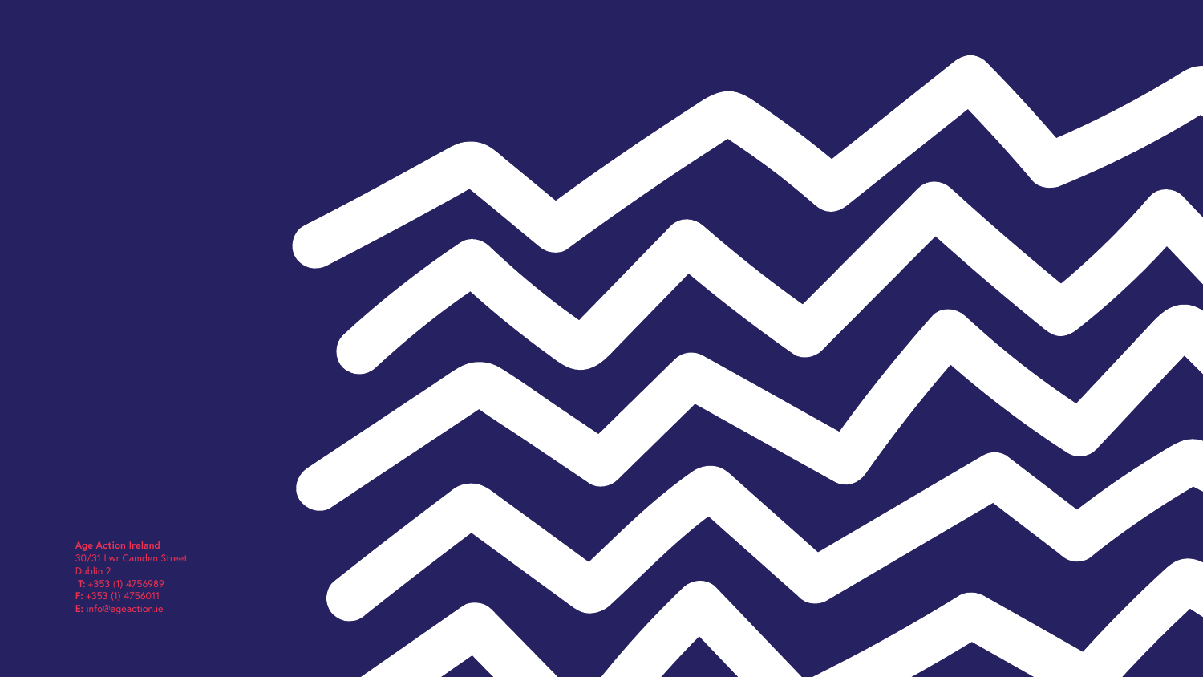**Age Action Ireland**
30/31 Lwr Camden Street
Dublin 2
**T:** +353 (1) 4756989
**F:** +353 (1) 4756011
**E:** info@ageaction.ie